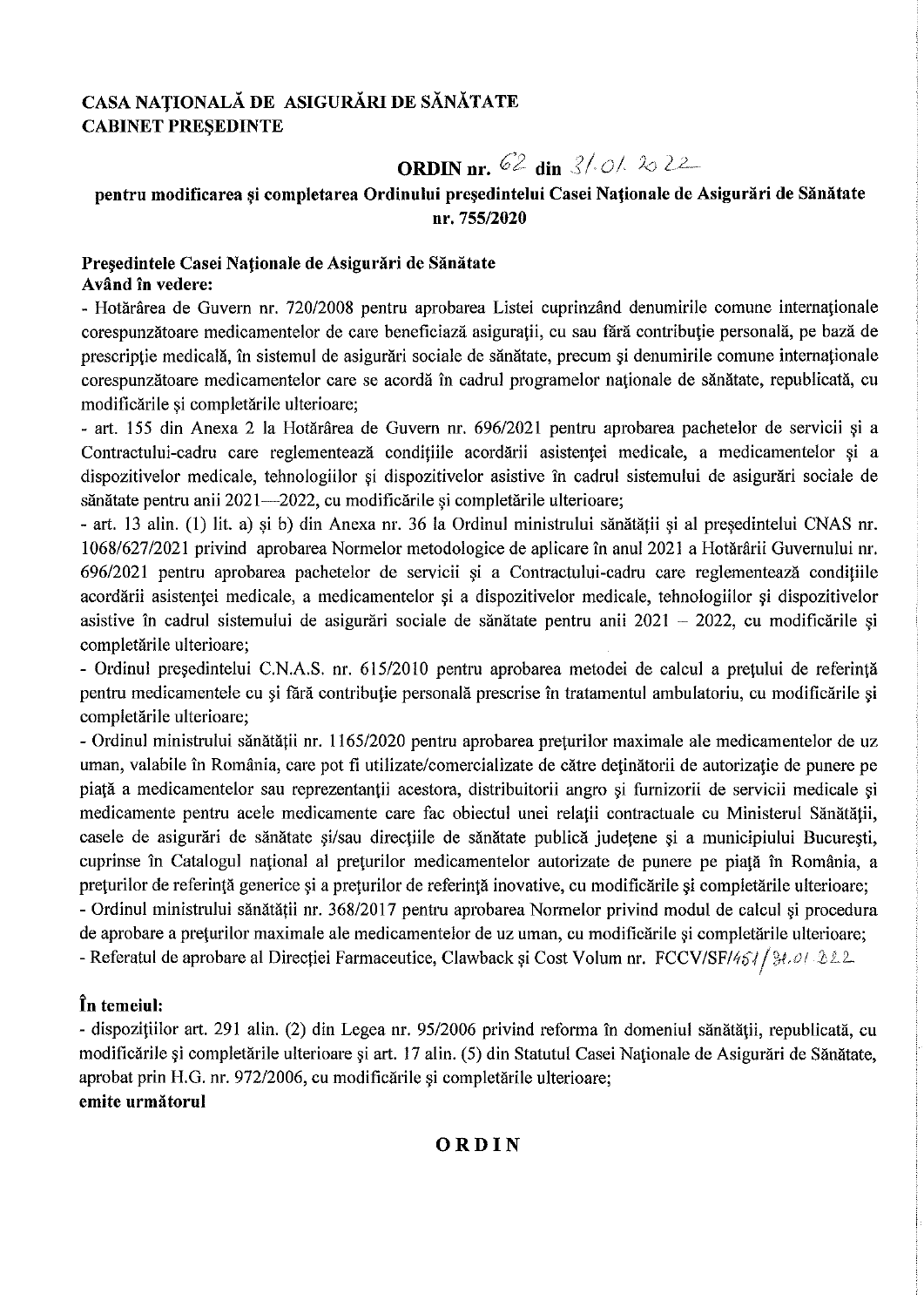**CASA NAȚIONALĂ DE ASIGURĂRI DE SĂNĂTATE**
**CABINET PREȘEDINTE**

## ORDIN nr. 62 din 31.01.2022

### pentru modificarea și completarea Ordinului președintelui Casei Naționale de Asigurări de Sănătate nr. 755/2020

**Președintele Casei Naționale de Asigurări de Sănătate**
**Având în vedere:**

- Hotărârea de Guvern nr. 720/2008 pentru aprobarea Listei cuprinzând denumirile comune internaționale corespunzătoare medicamentelor de care beneficiază asigurații, cu sau fără contribuție personală, pe bază de prescripție medicală, în sistemul de asigurări sociale de sănătate, precum și denumirile comune internaționale corespunzătoare medicamentelor care se acordă în cadrul programelor naționale de sănătate, republicată, cu modificările și completările ulterioare;
- art. 155 din Anexa 2 la Hotărârea de Guvern nr. 696/2021 pentru aprobarea pachetelor de servicii și a Contractului-cadru care reglementează condițiile acordării asistenței medicale, a medicamentelor și a dispozitivelor medicale, tehnologiilor și dispozitivelor asistive în cadrul sistemului de asigurări sociale de sănătate pentru anii 2021—2022, cu modificările și completările ulterioare;
- art. 13 alin. (1) lit. a) și b) din Anexa nr. 36 la Ordinul ministrului sănătății și al președintelui CNAS nr. 1068/627/2021 privind aprobarea Normelor metodologice de aplicare în anul 2021 a Hotărârii Guvernului nr. 696/2021 pentru aprobarea pachetelor de servicii și a Contractului-cadru care reglementează condițiile acordării asistenței medicale, a medicamentelor și a dispozitivelor medicale, tehnologiilor și dispozitivelor asistive în cadrul sistemului de asigurări sociale de sănătate pentru anii 2021 – 2022, cu modificările și completările ulterioare;
- Ordinul președintelui C.N.A.S. nr. 615/2010 pentru aprobarea metodei de calcul a prețului de referință pentru medicamentele cu și fără contribuție personală prescrise în tratamentul ambulatoriu, cu modificările și completările ulterioare;
- Ordinul ministrului sănătății nr. 1165/2020 pentru aprobarea prețurilor maximale ale medicamentelor de uz uman, valabile în România, care pot fi utilizate/comercializate de către deținătorii de autorizație de punere pe piață a medicamentelor sau reprezentanții acestora, distribuitorii angro și furnizorii de servicii medicale și medicamente pentru acele medicamente care fac obiectul unei relații contractuale cu Ministerul Sănătății, casele de asigurări de sănătate și/sau direcțiile de sănătate publică județene și a municipiului București, cuprinse în Catalogul național al prețurilor medicamentelor autorizate de punere pe piață în România, a prețurilor de referință generice și a prețurilor de referință inovative, cu modificările și completările ulterioare;
- Ordinul ministrului sănătății nr. 368/2017 pentru aprobarea Normelor privind modul de calcul și procedura de aprobare a prețurilor maximale ale medicamentelor de uz uman, cu modificările și completările ulterioare;
- Referatul de aprobare al Direcției Farmaceutice, Clawback și Cost Volum nr. FCCV/SF/451/31.01.2022

**În temeiul:**

- dispozițiilor art. 291 alin. (2) din Legea nr. 95/2006 privind reforma în domeniul sănătății, republicată, cu modificările și completările ulterioare și art. 17 alin. (5) din Statutul Casei Naționale de Asigurări de Sănătate, aprobat prin H.G. nr. 972/2006, cu modificările și completările ulterioare;

**emite următorul**

## ORDIN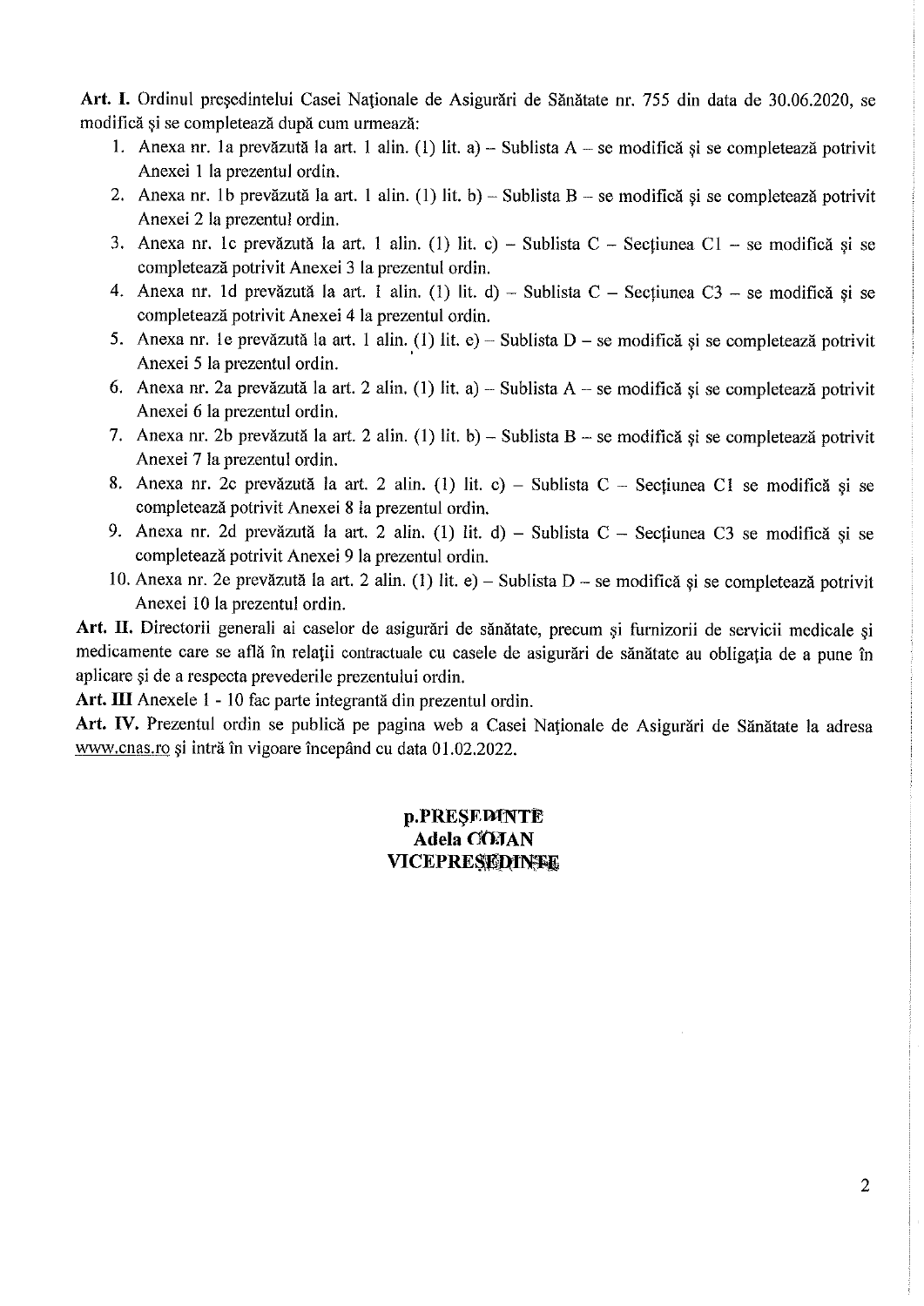**Art. I.** Ordinul președintelui Casei Naționale de Asigurări de Sănătate nr. 755 din data de 30.06.2020, se modifică și se completează după cum urmează:

1. Anexa nr. 1a prevăzută la art. 1 alin. (1) lit. a) – Sublista A – se modifică și se completează potrivit Anexei 1 la prezentul ordin.
2. Anexa nr. 1b prevăzută la art. 1 alin. (1) lit. b) – Sublista B – se modifică și se completează potrivit Anexei 2 la prezentul ordin.
3. Anexa nr. 1c prevăzută la art. 1 alin. (1) lit. c) – Sublista C – Secțiunea C1 – se modifică și se completează potrivit Anexei 3 la prezentul ordin.
4. Anexa nr. 1d prevăzută la art. 1 alin. (1) lit. d) – Sublista C – Secțiunea C3 – se modifică și se completează potrivit Anexei 4 la prezentul ordin.
5. Anexa nr. 1e prevăzută la art. 1 alin. (1) lit. e) – Sublista D – se modifică și se completează potrivit Anexei 5 la prezentul ordin.
6. Anexa nr. 2a prevăzută la art. 2 alin. (1) lit. a) – Sublista A – se modifică și se completează potrivit Anexei 6 la prezentul ordin.
7. Anexa nr. 2b prevăzută la art. 2 alin. (1) lit. b) – Sublista B – se modifică și se completează potrivit Anexei 7 la prezentul ordin.
8. Anexa nr. 2c prevăzută la art. 2 alin. (1) lit. c) – Sublista C – Secțiunea C1 se modifică și se completează potrivit Anexei 8 la prezentul ordin.
9. Anexa nr. 2d prevăzută la art. 2 alin. (1) lit. d) – Sublista C – Secțiunea C3 se modifică și se completează potrivit Anexei 9 la prezentul ordin.
10. Anexa nr. 2e prevăzută la art. 2 alin. (1) lit. e) – Sublista D – se modifică și se completează potrivit Anexei 10 la prezentul ordin.

**Art. II.** Directorii generali ai caselor de asigurări de sănătate, precum și furnizorii de servicii medicale și medicamente care se află în relații contractuale cu casele de asigurări de sănătate au obligația de a pune în aplicare și de a respecta prevederile prezentului ordin.

**Art. III** Anexele 1 - 10 fac parte integrantă din prezentul ordin.

**Art. IV.** Prezentul ordin se publică pe pagina web a Casei Naționale de Asigurări de Sănătate la adresa www.cnas.ro și intră în vigoare începând cu data 01.02.2022.

**p.PREȘEDINTE**
**Adela COJAN**
**VICEPREȘEDINTE**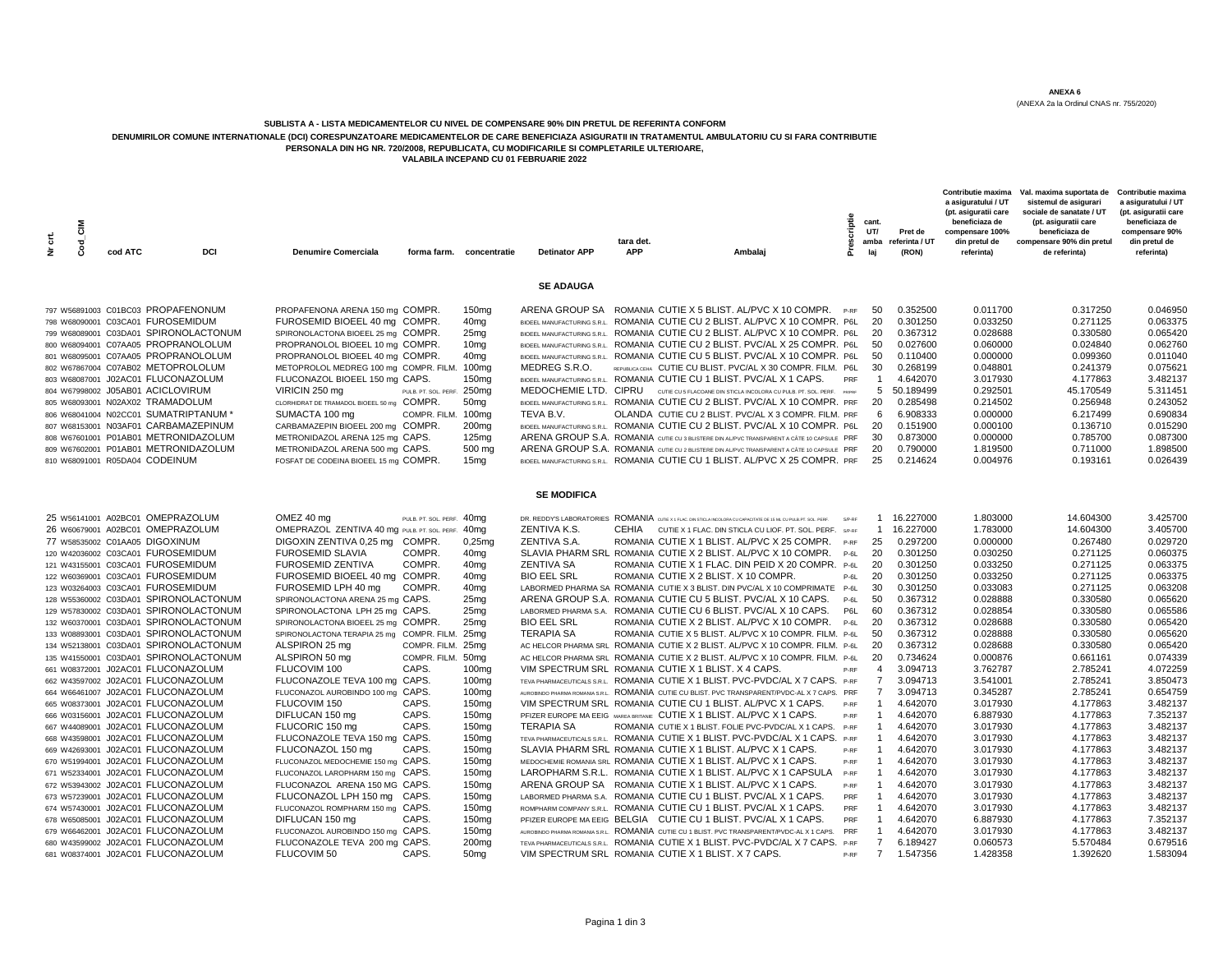**ANEXA 6**
(ANEXA 2a la Ordinul CNAS nr. 755/2020)

**SUBLISTA A - LISTA MEDICAMENTELOR CU NIVEL DE COMPENSARE 90% DIN PRETUL DE REFERINTA CONFORM DENUMIRILOR COMUNE INTERNATIONALE (DCI) CORESPUNZATOARE MEDICAMENTELOR DE CARE BENEFICIAZA ASIGURATII IN TRATAMENTUL AMBULATORIU CU SI FARA CONTRIBUTIE PERSONALA DIN HG NR. 720/2008, REPUBLICATA, CU MODIFICARILE SI COMPLETARILE ULTERIOARE, VALABILA INCEPAND CU 01 FEBRUARIE 2022**

| Nr crt. | Cod_CIM | cod ATC | DCI | Denumire Comerciala | forma farm. | concentratie | Detinator APP | tara det. APP | Ambalaj | Prescriptie | cant. UT/ ambalaj | Pret de referinta / UT (RON) | Contributie maxima a asiguratului / UT (pt. asiguratii care beneficiaza de compensare 100% din pretul de referinta) | Val. maxima suportata de sistemul de asigurari sociale de sanatate / UT (pt. asiguratii care beneficiaza de compensare 90% din pretul de referinta) | Contributie maxima a asiguratului / UT (pt. asiguratii care beneficiaza de compensare 90% din pretul de referinta) |
|---|---|---|---|---|---|---|---|---|---|---|---|---|---|---|---|
| | | | | | | | **SE ADAUGA** | | | | | | | | |
| 797 | W56891003 | C01BC03 | PROPAFENONUM | PROPAFENONA ARENA 150 mg | COMPR. | 150mg | ARENA GROUP SA | ROMANIA | CUTIE X 5 BLIST. AL/PVC X 10 COMPR. | P-RF | 50 | 0.352500 | 0.011700 | 0.317250 | 0.046950 |
| 798 | W68090001 | C03CA01 | FUROSEMIDUM | FUROSEMID BIOEEL 40 mg | COMPR. | 40mg | BIOEEL MANUFACTURING S.R.L. | ROMANIA | CUTIE CU 2 BLIST. AL/PVC X 10 COMPR. | P6L | 20 | 0.301250 | 0.033250 | 0.271125 | 0.063375 |
| 799 | W68089001 | C03DA01 | SPIRONOLACTONUM | SPIRONOLACTONA BIOEEL 25 mg | COMPR. | 25mg | BIOEEL MANUFACTURING S.R.L. | ROMANIA | CUTIE CU 2 BLIST. AL/PVC X 10 COMPR. | P6L | 20 | 0.367312 | 0.028688 | 0.330580 | 0.065420 |
| 800 | W68094001 | C07AA05 | PROPRANOLOLUM | PROPRANOLOL BIOEEL 10 mg | COMPR. | 10mg | BIOEEL MANUFACTURING S.R.L. | ROMANIA | CUTIE CU 2 BLIST. PVC/AL X 25 COMPR. | P6L | 50 | 0.027600 | 0.060000 | 0.024840 | 0.062760 |
| 801 | W68095001 | C07AA05 | PROPRANOLOLUM | PROPRANOLOL BIOEEL 40 mg | COMPR. | 40mg | BIOEEL MANUFACTURING S.R.L. | ROMANIA | CUTIE CU 5 BLIST. PVC/AL X 10 COMPR. | P6L | 50 | 0.110400 | 0.000000 | 0.099360 | 0.011040 |
| 802 | W67867004 | C07AB02 | METOPROLOLUM | METOPROLOL MEDREG 100 mg | COMPR. FILM. | 100mg | MEDREG S.R.O. | REPUBLICA CEHA | CUTIE CU BLIST. PVC/AL X 30 COMPR. FILM. | P6L | 30 | 0.268199 | 0.048801 | 0.241379 | 0.075621 |
| 803 | W68087001 | J02AC01 | FLUCONAZOLUM | FLUCONAZOL BIOEEL 150 mg | CAPS. | 150mg | BIOEEL MANUFACTURING S.R.L. | ROMANIA | CUTIE CU 1 BLIST. PVC/AL X 1 CAPS. | PRF | 1 | 4.642070 | 3.017930 | 4.177863 | 3.482137 |
| 804 | W67998002 | J05AB01 | ACICLOVIRUM | VIRICIN 250 mg | PULB. PT. SOL. PERF. | 250mg | MEDOCHEMIE LTD. | CIPRU | CUTIE CU 5 FLACOANE DIN STICLA INCOLORA CU PULB. PT. SOL. PERF. | PR/PRF | 5 | 50.189499 | 0.292501 | 45.170549 | 5.311451 |
| 805 | W68093001 | N02AX02 | TRAMADOLUM | CLORHIDRAT DE TRAMADOL BIOEEL 50 mg | COMPR. | 50mg | BIOEEL MANUFACTURING S.R.L. | ROMANIA | CUTIE CU 2 BLIST. PVC/AL X 10 COMPR. | PRF | 20 | 0.285498 | 0.214502 | 0.256948 | 0.243052 |
| 806 | W68041004 | N02CC01 | SUMATRIPTANUM * | SUMACTA 100 mg | COMPR. FILM. | 100mg | TEVA B.V. | OLANDA | CUTIE CU 2 BLIST. PVC/AL X 3 COMPR. FILM. | PRF | 6 | 6.908333 | 0.000000 | 6.217499 | 0.690834 |
| 807 | W68153001 | N03AF01 | CARBAMAZEPINUM | CARBAMAZEPIN BIOEEL 200 mg | COMPR. | 200mg | BIOEEL MANUFACTURING S.R.L. | ROMANIA | CUTIE CU 2 BLIST. PVC/AL X 10 COMPR. | P6L | 20 | 0.151900 | 0.000100 | 0.136710 | 0.015290 |
| 808 | W67601001 | P01AB01 | METRONIDAZOLUM | METRONIDAZOL ARENA 125 mg | CAPS. | 125mg | ARENA GROUP S.A. | ROMANIA | CUTIE CU 3 BLISTERE DIN AL/PVC TRANSPARENT A CÂTE 10 CAPSULE | PRF | 30 | 0.873000 | 0.000000 | 0.785700 | 0.087300 |
| 809 | W67602001 | P01AB01 | METRONIDAZOLUM | METRONIDAZOL ARENA 500 mg | CAPS. | 500 mg | ARENA GROUP S.A. | ROMANIA | CUTIE CU 2 BLISTERE DIN AL/PVC TRANSPARENT A CÂTE 10 CAPSULE | PRF | 20 | 0.790000 | 1.819500 | 0.711000 | 1.898500 |
| 810 | W68091001 | R05DA04 | CODEINUM | FOSFAT DE CODEINA BIOEEL 15 mg | COMPR. | 15mg | BIOEEL MANUFACTURING S.R.L. | ROMANIA | CUTIE CU 1 BLIST. AL/PVC X 25 COMPR. | PRF | 25 | 0.214624 | 0.004976 | 0.193161 | 0.026439 |
| | | | | | | | **SE MODIFICA** | | | | | | | | |
| 25 | W56141001 | A02BC01 | OMEPRAZOLUM | OMEZ 40 mg | PULB. PT. SOL. PERF. | 40mg | DR. REDDY'S LABORATORIES | ROMANIA | CUTIE X 1 FLAC. DIN STICLA INCOLORA CU CAPACITATE DE 15 ML CU PULB.PT. SOL. PERF. | S/P-RF | 1 | 16.227000 | 1.803000 | 14.604300 | 3.425700 |
| 26 | W60679001 | A02BC01 | OMEPRAZOLUM | OMEPRAZOL ZENTIVA 40 mg | PULB. PT. SOL. PERF. | 40mg | ZENTIVA K.S. | CEHIA | CUTIE X 1 FLAC. DIN STICLA CU LIOF. PT. SOL. PERF. | S/P-RF | 1 | 16.227000 | 1.783000 | 14.604300 | 3.405700 |
| 77 | W58535002 | C01AA05 | DIGOXINUM | DIGOXIN ZENTIVA 0,25 mg | COMPR. | 0,25mg | ZENTIVA S.A. | ROMANIA | CUTIE X 1 BLIST. AL/PVC X 25 COMPR. | P-RF | 25 | 0.297200 | 0.000000 | 0.267480 | 0.029720 |
| 120 | W42036002 | C03CA01 | FUROSEMIDUM | FUROSEMID SLAVIA | COMPR. | 40mg | SLAVIA PHARM SRL | ROMANIA | CUTIE X 2 BLIST. AL/PVC X 10 COMPR. | P-6L | 20 | 0.301250 | 0.030250 | 0.271125 | 0.060375 |
| 121 | W43155001 | C03CA01 | FUROSEMIDUM | FUROSEMID ZENTIVA | COMPR. | 40mg | ZENTIVA SA | ROMANIA | CUTIE X 1 FLAC. DIN PEID X 20 COMPR. | P-6L | 20 | 0.301250 | 0.033250 | 0.271125 | 0.063375 |
| 122 | W60369001 | C03CA01 | FUROSEMIDUM | FUROSEMID BIOEEL 40 mg | COMPR. | 40mg | BIO EEL SRL | ROMANIA | CUTIE X 2 BLIST. X 10 COMPR. | P-6L | 20 | 0.301250 | 0.033250 | 0.271125 | 0.063375 |
| 123 | W03264003 | C03CA01 | FUROSEMIDUM | FUROSEMID LPH 40 mg | COMPR. | 40mg | LABORMED PHARMA SA | ROMANIA | CUTIE X 3 BLIST. DIN PVC/AL X 10 COMPRIMATE | P-6L | 30 | 0.301250 | 0.033083 | 0.271125 | 0.063208 |
| 128 | W55360002 | C03DA01 | SPIRONOLACTONUM | SPIRONOLACTONA ARENA 25 mg | CAPS. | 25mg | ARENA GROUP S.A. | ROMANIA | CUTIE CU 5 BLIST. PVC/AL X 10 CAPS. | P-6L | 50 | 0.367312 | 0.028888 | 0.330580 | 0.065620 |
| 129 | W57830002 | C03DA01 | SPIRONOLACTONUM | SPIRONOLACTONA LPH 25 mg | CAPS. | 25mg | LABORMED PHARMA S.A. | ROMANIA | CUTIE CU 6 BLIST. PVC/AL X 10 CAPS. | P6L | 60 | 0.367312 | 0.028854 | 0.330580 | 0.065586 |
| 132 | W60370001 | C03DA01 | SPIRONOLACTONUM | SPIRONOLACTONA BIOEEL 25 mg | COMPR. | 25mg | BIO EEL SRL | ROMANIA | CUTIE X 2 BLIST. AL/PVC X 10 COMPR. | P-6L | 20 | 0.367312 | 0.028688 | 0.330580 | 0.065420 |
| 133 | W08893001 | C03DA01 | SPIRONOLACTONUM | SPIRONOLACTONA TERAPIA 25 mg | COMPR. FILM. | 25mg | TERAPIA SA | ROMANIA | CUTIE X 5 BLIST. AL/PVC X 10 COMPR. FILM. | P-6L | 50 | 0.367312 | 0.028888 | 0.330580 | 0.065620 |
| 134 | W52138001 | C03DA01 | SPIRONOLACTONUM | ALSPIRON 25 mg | COMPR. FILM. | 25mg | AC HELCOR PHARMA SRL | ROMANIA | CUTIE X 2 BLIST. AL/PVC X 10 COMPR. FILM. | P-6L | 20 | 0.367312 | 0.028688 | 0.330580 | 0.065420 |
| 135 | W41550001 | C03DA01 | SPIRONOLACTONUM | ALSPIRON 50 mg | COMPR. FILM. | 50mg | AC HELCOR PHARMA SRL | ROMANIA | CUTIE X 2 BLIST. AL/PVC X 10 COMPR. FILM. | P-6L | 20 | 0.734624 | 0.000876 | 0.661161 | 0.074339 |
| 661 | W08372001 | J02AC01 | FLUCONAZOLUM | FLUCOVIM 100 | CAPS. | 100mg | VIM SPECTRUM SRL | ROMANIA | CUTIE X 1 BLIST. X 4 CAPS. | P-RF | 4 | 3.094713 | 3.762787 | 2.785241 | 4.072259 |
| 662 | W43597002 | J02AC01 | FLUCONAZOLUM | FLUCONAZOLE TEVA 100 mg | CAPS. | 100mg | TEVA PHARMACEUTICALS S.R.L. | ROMANIA | CUTIE X 1 BLIST. PVC-PVDC/AL X 7 CAPS. | P-RF | 7 | 3.094713 | 3.541001 | 2.785241 | 3.850473 |
| 664 | W66461007 | J02AC01 | FLUCONAZOLUM | FLUCONAZOL AUROBINDO 100 mg | CAPS. | 100mg | AUROBINDO PHARMA ROMANIA S.R.L. | ROMANIA | CUTIE CU BLIST. PVC TRANSPARENT/PVDC-AL X 7 CAPS. | PRF | 7 | 3.094713 | 0.345287 | 2.785241 | 0.654759 |
| 665 | W08373001 | J02AC01 | FLUCONAZOLUM | FLUCOVIM 150 | CAPS. | 150mg | VIM SPECTRUM SRL | ROMANIA | CUTIE CU 1 BLIST. AL/PVC X 1 CAPS. | P-RF | 1 | 4.642070 | 3.017930 | 4.177863 | 3.482137 |
| 666 | W03156001 | J02AC01 | FLUCONAZOLUM | DIFLUCAN 150 mg | CAPS. | 150mg | PFIZER EUROPE MA EEIG | MAREA BRITANIE | CUTIE X 1 BLIST. AL/PVC X 1 CAPS. | P-RF | 1 | 4.642070 | 6.887930 | 4.177863 | 7.352137 |
| 667 | W44089001 | J02AC01 | FLUCONAZOLUM | FLUCORIC 150 mg | CAPS. | 150mg | TERAPIA SA | ROMANIA | CUTIE X 1 BLIST. FOLIE PVC-PVDC/AL X 1 CAPS. | P-RF | 1 | 4.642070 | 3.017930 | 4.177863 | 3.482137 |
| 668 | W43598001 | J02AC01 | FLUCONAZOLUM | FLUCONAZOLE TEVA 150 mg | CAPS. | 150mg | TEVA PHARMACEUTICALS S.R.L. | ROMANIA | CUTIE X 1 BLIST. PVC-PVDC/AL X 1 CAPS. | P-RF | 1 | 4.642070 | 3.017930 | 4.177863 | 3.482137 |
| 669 | W42693001 | J02AC01 | FLUCONAZOLUM | FLUCONAZOL 150 mg | CAPS. | 150mg | SLAVIA PHARM SRL | ROMANIA | CUTIE X 1 BLIST. AL/PVC X 1 CAPS. | P-RF | 1 | 4.642070 | 3.017930 | 4.177863 | 3.482137 |
| 670 | W51994001 | J02AC01 | FLUCONAZOLUM | FLUCONAZOL MEDOCHEMIE 150 mg | CAPS. | 150mg | MEDOCHEMIE ROMANIA SRL | ROMANIA | CUTIE X 1 BLIST. AL/PVC X 1 CAPS. | P-RF | 1 | 4.642070 | 3.017930 | 4.177863 | 3.482137 |
| 671 | W52334001 | J02AC01 | FLUCONAZOLUM | FLUCONAZOL LAROPHARM 150 mg | CAPS. | 150mg | LAROPHARM S.R.L. | ROMANIA | CUTIE X 1 BLIST. AL/PVC X 1 CAPSULA | P-RF | 1 | 4.642070 | 3.017930 | 4.177863 | 3.482137 |
| 672 | W53943002 | J02AC01 | FLUCONAZOLUM | FLUCONAZOL ARENA 150 MG | CAPS. | 150mg | ARENA GROUP SA | ROMANIA | CUTIE X 1 BLIST. AL/PVC X 1 CAPS. | P-RF | 1 | 4.642070 | 3.017930 | 4.177863 | 3.482137 |
| 673 | W57239001 | J02AC01 | FLUCONAZOLUM | FLUCONAZOL LPH 150 mg | CAPS. | 150mg | LABORMED PHARMA S.A. | ROMANIA | CUTIE CU 1 BLIST. PVC/AL X 1 CAPS. | PRF | 1 | 4.642070 | 3.017930 | 4.177863 | 3.482137 |
| 674 | W57430001 | J02AC01 | FLUCONAZOLUM | FLUCONAZOL ROMPHARM 150 mg | CAPS. | 150mg | ROMPHARM COMPANY S.R.L. | ROMANIA | CUTIE CU 1 BLIST. PVC/AL X 1 CAPS. | PRF | 1 | 4.642070 | 3.017930 | 4.177863 | 3.482137 |
| 678 | W65085001 | J02AC01 | FLUCONAZOLUM | DIFLUCAN 150 mg | CAPS. | 150mg | PFIZER EUROPE MA EEIG | BELGIA | CUTIE CU 1 BLIST. PVC/AL X 1 CAPS. | PRF | 1 | 4.642070 | 6.887930 | 4.177863 | 7.352137 |
| 679 | W66462001 | J02AC01 | FLUCONAZOLUM | FLUCONAZOL AUROBINDO 150 mg | CAPS. | 150mg | AUROBINDO PHARMA ROMANIA S.R.L. | ROMANIA | CUTIE CU 1 BLIST. PVC TRANSPARENT/PVDC-AL X 1 CAPS. | PRF | 1 | 4.642070 | 3.017930 | 4.177863 | 3.482137 |
| 680 | W43599002 | J02AC01 | FLUCONAZOLUM | FLUCONAZOLE TEVA 200 mg | CAPS. | 200mg | TEVA PHARMACEUTICALS S.R.L. | ROMANIA | CUTIE X 1 BLIST. PVC-PVDC/AL X 7 CAPS. | P-RF | 7 | 6.189427 | 0.060573 | 5.570484 | 0.679516 |
| 681 | W08374001 | J02AC01 | FLUCONAZOLUM | FLUCOVIM 50 | CAPS. | 50mg | VIM SPECTRUM SRL | ROMANIA | CUTIE X 1 BLIST. X 7 CAPS. | P-RF | 7 | 1.547356 | 1.428358 | 1.392620 | 1.583094 |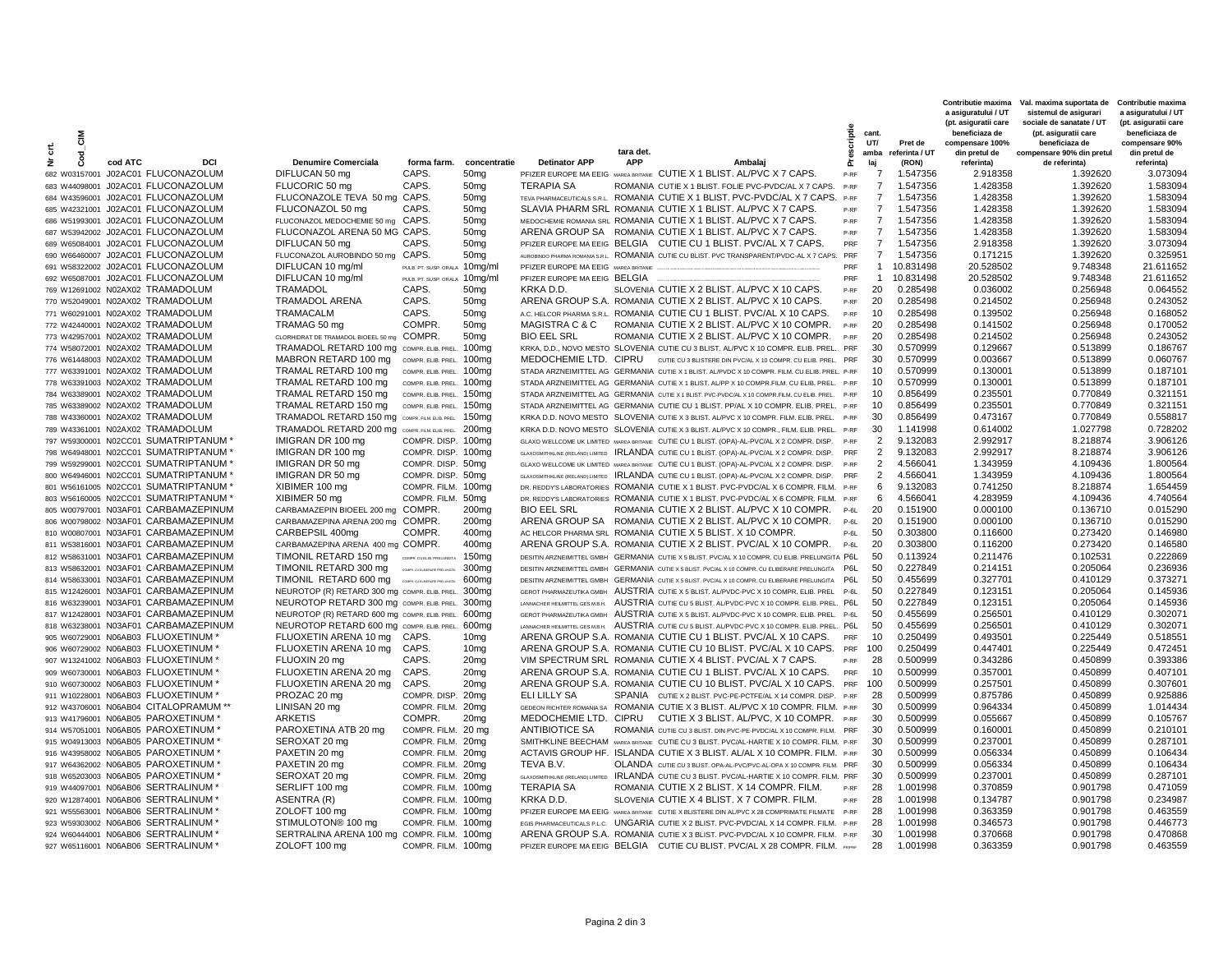| Nr crt. | Cod_CIM | cod ATC | DCI | Denumire Comerciala | forma farm. | concentratie | Detinator APP | tara det. APP | Ambalaj | Prescriptie | cant. UT/ ambalaj | Pret de referinta / UT (RON) | Contributie maxima a asiguratului / UT (pt. asiguratii care beneficiaza de compensare 100% din pretul de referinta) | Val. maxima suportata de sistemul de asigurari sociale de sanatate / UT (pt. asiguratii care beneficiaza de compensare 90% din pretul de referinta) | Contributie maxima a asiguratului / UT (pt. asiguratii care beneficiaza de compensare 90% din pretul de referinta) |
|---|---|---|---|---|---|---|---|---|---|---|---|---|---|---|---|
| 682 | W03157001 | J02AC01 | FLUCONAZOLUM | DIFLUCAN 50 mg | CAPS. | 50mg | PFIZER EUROPE MA EEIG | MAREA BRITANIE | CUTIE X 1 BLIST. AL/PVC X 7 CAPS. | P-RF | 7 | 1.547356 | 2.918358 | 1.392620 | 3.073094 |
| 683 | W44098001 | J02AC01 | FLUCONAZOLUM | FLUCORIC 50 mg | CAPS. | 50mg | TERAPIA SA | ROMANIA | CUTIE X 1 BLIST. FOLIE PVC-PVDC/AL X 7 CAPS. | P-RF | 7 | 1.547356 | 1.428358 | 1.392620 | 1.583094 |
| 684 | W43596001 | J02AC01 | FLUCONAZOLUM | FLUCONAZOLE TEVA 50 mg | CAPS. | 50mg | TEVA PHARMACEUTICALS S.R.L. | ROMANIA | CUTIE X 1 BLIST. PVC-PVDC/AL X 7 CAPS. | P-RF | 7 | 1.547356 | 1.428358 | 1.392620 | 1.583094 |
| 685 | W42321001 | J02AC01 | FLUCONAZOLUM | FLUCONAZOL 50 mg | CAPS. | 50mg | SLAVIA PHARM SRL | ROMANIA | CUTIE X 1 BLIST. AL/PVC X 7 CAPS. | P-RF | 7 | 1.547356 | 1.428358 | 1.392620 | 1.583094 |
| 686 | W51993001 | J02AC01 | FLUCONAZOLUM | FLUCONAZOL MEDOCHEMIE 50 mg | CAPS. | 50mg | MEDOCHEMIE ROMANIA SRL | ROMANIA | CUTIE X 1 BLIST. AL/PVC X 7 CAPS. | P-RF | 7 | 1.547356 | 1.428358 | 1.392620 | 1.583094 |
| 687 | W53942002 | J02AC01 | FLUCONAZOLUM | FLUCONAZOL ARENA 50 MG | CAPS. | 50mg | ARENA GROUP SA | ROMANIA | CUTIE X 1 BLIST. AL/PVC X 7 CAPS. | P-RF | 7 | 1.547356 | 1.428358 | 1.392620 | 1.583094 |
| 689 | W65084001 | J02AC01 | FLUCONAZOLUM | DIFLUCAN 50 mg | CAPS. | 50mg | PFIZER EUROPE MA EEIG | BELGIA | CUTIE CU 1 BLIST. PVC/AL X 7 CAPS. | PRF | 7 | 1.547356 | 2.918358 | 1.392620 | 3.073094 |
| 690 | W66460007 | J02AC01 | FLUCONAZOLUM | FLUCONAZOL AUROBINDO 50 mg | CAPS. | 50mg | AUROBINDO PHARMA ROMANIA S.R.L. | ROMANIA | CUTIE CU BLIST. PVC TRANSPARENT/PVDC-AL X 7 CAPS. | PRF | 7 | 1.547356 | 0.171215 | 1.392620 | 0.325951 |
| 691 | W58322002 | J02AC01 | FLUCONAZOLUM | DIFLUCAN 10 mg/ml | PULB. PT. SUSP. ORALA | 10mg/ml | PFIZER EUROPE MA EEIG | MAREA BRITANIE | ... | PRF | 1 | 10.831498 | 20.528502 | 9.748348 | 21.611652 |
| 692 | W65087001 | J02AC01 | FLUCONAZOLUM | DIFLUCAN 10 mg/ml | PULB. PT. SUSP. ORALA | 10mg/ml | PFIZER EUROPE MA EEIG | BELGIA | ... | PRF | 1 | 10.831498 | 20.528502 | 9.748348 | 21.611652 |
| 769 | W12691002 | N02AX02 | TRAMADOLUM | TRAMADOL | CAPS. | 50mg | KRKA D.D. | SLOVENIA | CUTIE X 2 BLIST. AL/PVC X 10 CAPS. | P-RF | 20 | 0.285498 | 0.036002 | 0.256948 | 0.064552 |
| 770 | W52049001 | N02AX02 | TRAMADOLUM | TRAMADOL ARENA | CAPS. | 50mg | ARENA GROUP S.A. | ROMANIA | CUTIE X 2 BLIST. AL/PVC X 10 CAPS. | P-RF | 20 | 0.285498 | 0.214502 | 0.256948 | 0.243052 |
| 771 | W60291001 | N02AX02 | TRAMADOLUM | TRAMACALM | CAPS. | 50mg | A.C. HELCOR PHARMA S.R.L. | ROMANIA | CUTIE CU 1 BLIST. PVC/AL X 10 CAPS. | P-RF | 10 | 0.285498 | 0.139502 | 0.256948 | 0.168052 |
| 772 | W42440001 | N02AX02 | TRAMADOLUM | TRAMAG 50 mg | COMPR. | 50mg | MAGISTRA C & C | ROMANIA | CUTIE X 2 BLIST. AL/PVC X 10 COMPR. | P-RF | 20 | 0.285498 | 0.141502 | 0.256948 | 0.170052 |
| 773 | W42957001 | N02AX02 | TRAMADOLUM | CLORHIDRAT DE TRAMADOL BIOEEL 50 mg | COMPR. | 50mg | BIO EEL SRL | ROMANIA | CUTIE X 2 BLIST. AL/PVC X 10 COMPR. | P-RF | 20 | 0.285498 | 0.214502 | 0.256948 | 0.243052 |
| 774 | W58072001 | N02AX02 | TRAMADOLUM | TRAMADOL RETARD 100 mg | COMPR. ELIB. PREL. | 100mg | KRKA, D.D., NOVO MESTO | SLOVENIA | CUTIE CU 3 BLIST. AL/PVC X 10 COMPR. ELIB. PREL. | PRF | 30 | 0.570999 | 0.129667 | 0.513899 | 0.186767 |
| 776 | W61448003 | N02AX02 | TRAMADOLUM | MABRON RETARD 100 mg | COMPR. ELIB. PREL. | 100mg | MEDOCHEMIE LTD. | CIPRU | CUTIE CU 3 BLISTERE DIN PVC/AL X 10 COMPR. CU ELIB. PREL. | PRF | 30 | 0.570999 | 0.003667 | 0.513899 | 0.060767 |
| 777 | W63391001 | N02AX02 | TRAMADOLUM | TRAMAL RETARD 100 mg | COMPR. ELIB. PREL. | 100mg | STADA ARZNEIMITTEL AG | GERMANIA | CUTIE X 1 BLIST. AL/PVDC X 10 COMPR. FILM. CU ELIB. PREL. | P-RF | 10 | 0.570999 | 0.130001 | 0.513899 | 0.187101 |
| 778 | W63391003 | N02AX02 | TRAMADOLUM | TRAMAL RETARD 100 mg | COMPR. ELIB. PREL. | 100mg | STADA ARZNEIMITTEL AG | GERMANIA | CUTIE X 1 BLIST. AL/PP X 10 COMPR.FILM. CU ELIB. PREL. | P-RF | 10 | 0.570999 | 0.130001 | 0.513899 | 0.187101 |
| 784 | W63389001 | N02AX02 | TRAMADOLUM | TRAMAL RETARD 150 mg | COMPR. ELIB. PREL. | 150mg | STADA ARZNEIMITTEL AG | GERMANIA | CUTIE X 1 BLIST. PVC-PVDC/AL X 10 COMPR.FILM. CU ELIB. PREL. | P-RF | 10 | 0.856499 | 0.235501 | 0.770849 | 0.321151 |
| 785 | W63389002 | N02AX02 | TRAMADOLUM | TRAMAL RETARD 150 mg | COMPR. ELIB. PREL. | 150mg | STADA ARZNEIMITTEL AG | GERMANIA | CUTIE CU 1 BLIST. PP/AL X 10 COMPR. ELIB. PREL. | P-RF | 10 | 0.856499 | 0.235501 | 0.770849 | 0.321151 |
| 788 | W43360001 | N02AX02 | TRAMADOLUM | TRAMADOL RETARD 150 mg | COMPR. FILM. ELIB. PREL. | 150mg | KRKA D.D. NOVO MESTO | SLOVENIA | CUTIE X 3 BLIST. AL/PVC X 10 COMPR. FILM. ELIB. PREL. | P-RF | 30 | 0.856499 | 0.473167 | 0.770849 | 0.558817 |
| 789 | W43361001 | N02AX02 | TRAMADOLUM | TRAMADOL RETARD 200 mg | COMPR. FILM. ELIB. PREL. | 200mg | KRKA D.D. NOVO MESTO | SLOVENIA | CUTIE X 3 BLIST. AL/PVC X 10 COMPR., FILM. ELIB. PREL. | P-RF | 30 | 1.141998 | 0.614002 | 1.027798 | 0.728202 |
| 797 | W59300001 | N02CC01 | SUMATRIPTANUM * | IMIGRAN DR 100 mg | COMPR. DISP. | 100mg | GLAXO WELLCOME UK LIMITED | MAREA BRITANIE | CUTIE CU 1 BLIST. (OPA)-AL-PVC/AL X 2 COMPR. DISP. | P-RF | 2 | 9.132083 | 2.992917 | 8.218874 | 3.906126 |
| 798 | W64948001 | N02CC01 | SUMATRIPTANUM * | IMIGRAN DR 100 mg | COMPR. DISP. | 100mg | GLAXOSMITHKLINE (IRELAND) LIMITED | IRLANDA | CUTIE CU 1 BLIST. (OPA)-AL-PVC/AL X 2 COMPR. DISP. | PRF | 2 | 9.132083 | 2.992917 | 8.218874 | 3.906126 |
| 799 | W59299001 | N02CC01 | SUMATRIPTANUM * | IMIGRAN DR 50 mg | COMPR. DISP. | 50mg | GLAXO WELLCOME UK LIMITED | MAREA BRITANIE | CUTIE CU 1 BLIST. (OPA)-AL-PVC/AL X 2 COMPR. DISP. | P-RF | 2 | 4.566041 | 1.343959 | 4.109436 | 1.800564 |
| 800 | W64946001 | N02CC01 | SUMATRIPTANUM * | IMIGRAN DR 50 mg | COMPR. DISP. | 50mg | GLAXOSMITHKLINE (IRELAND) LIMITED | IRLANDA | CUTIE CU 1 BLIST. (OPA)-AL-PVC/AL X 2 COMPR. DISP. | PRF | 2 | 4.566041 | 1.343959 | 4.109436 | 1.800564 |
| 801 | W56161005 | N02CC01 | SUMATRIPTANUM * | XIBIMER 100 mg | COMPR. FILM. | 100mg | DR. REDDY'S LABORATORIES | ROMANIA | CUTIE X 1 BLIST. PVC-PVDC/AL X 6 COMPR. FILM. | P-RF | 6 | 9.132083 | 0.741250 | 8.218874 | 1.654459 |
| 803 | W56160005 | N02CC01 | SUMATRIPTANUM * | XIBIMER 50 mg | COMPR. FILM. | 50mg | DR. REDDY'S LABORATORIES | ROMANIA | CUTIE X 1 BLIST. PVC-PVDC/AL X 6 COMPR. FILM. | P-RF | 6 | 4.566041 | 4.283959 | 4.109436 | 4.740564 |
| 805 | W00797001 | N03AF01 | CARBAMAZEPINUM | CARBAMAZEPIN BIOEEL 200 mg | COMPR. | 200mg | BIO EEL SRL | ROMANIA | CUTIE X 2 BLIST. AL/PVC X 10 COMPR. | P-6L | 20 | 0.151900 | 0.000100 | 0.136710 | 0.015290 |
| 806 | W00798002 | N03AF01 | CARBAMAZEPINUM | CARBAMAZEPINA ARENA 200 mg | COMPR. | 200mg | ARENA GROUP SA | ROMANIA | CUTIE X 2 BLIST. AL/PVC X 10 COMPR. | P-6L | 20 | 0.151900 | 0.000100 | 0.136710 | 0.015290 |
| 810 | W00807001 | N03AF01 | CARBAMAZEPINUM | CARBEPSIL 400mg | COMPR. | 400mg | AC HELCOR PHARMA SRL | ROMANIA | CUTIE X 5 BLIST. X 10 COMPR. | P-6L | 50 | 0.303800 | 0.116600 | 0.273420 | 0.146980 |
| 811 | W53816001 | N03AF01 | CARBAMAZEPINUM | CARBAMAZEPINA ARENA 400 mg | COMPR. | 400mg | ARENA GROUP S.A. | ROMANIA | CUTIE X 2 BLIST. PVC/AL X 10 COMPR. | P-6L | 20 | 0.303800 | 0.116200 | 0.273420 | 0.146580 |
| 812 | W58631001 | N03AF01 | CARBAMAZEPINUM | TIMONIL RETARD 150 mg | COMPR. CU ELIB. PRELUNGITA | 150mg | DESITIN ARZNEIMITTEL GMBH | GERMANIA | CUTIE X 5 BLIST. PVC/AL X 10 COMPR. CU ELIB. PRELUNGITA | P6L | 50 | 0.113924 | 0.211476 | 0.102531 | 0.222869 |
| 813 | W58632001 | N03AF01 | CARBAMAZEPINUM | TIMONIL RETARD 300 mg | COMPR. CU ELIBERARE PRELUNGITA | 300mg | DESITIN ARZNEIMITTEL GMBH | GERMANIA | CUTIE X 5 BLIST. PVC/AL X 10 COMPR. CU ELIBERARE PRELUNGITA | P6L | 50 | 0.227849 | 0.214151 | 0.205064 | 0.236936 |
| 814 | W58633001 | N03AF01 | CARBAMAZEPINUM | TIMONIL RETARD 600 mg | COMPR. CU ELIBERARE PRELUNGITA | 600mg | DESITIN ARZNEIMITTEL GMBH | GERMANIA | CUTIE X 5 BLIST. PVC/AL X 10 COMPR. CU ELIBERARE PRELUNGITA | P6L | 50 | 0.455699 | 0.327701 | 0.410129 | 0.373271 |
| 815 | W12426001 | N03AF01 | CARBAMAZEPINUM | NEUROTOP (R) RETARD 300 mg | COMPR. ELIB. PREL. | 300mg | GEROT PHARMAZEUTIKA GMBH | AUSTRIA | CUTIE X 5 BLIST. AL/PVDC-PVC X 10 COMPR. ELIB. PREL | P-6L | 50 | 0.227849 | 0.123151 | 0.205064 | 0.145936 |
| 816 | W63239001 | N03AF01 | CARBAMAZEPINUM | NEUROTOP RETARD 300 mg | COMPR. ELIB. PREL. | 300mg | LANNACHER HEILMITTEL GES.M.B.H. | AUSTRIA | CUTIE CU 5 BLIST. AL/PVDC-PVC X 10 COMPR. ELIB. PREL. | P6L | 50 | 0.227849 | 0.123151 | 0.205064 | 0.145936 |
| 817 | W12428001 | N03AF01 | CARBAMAZEPINUM | NEUROTOP (R) RETARD 600 mg | COMPR. ELIB. PREL. | 600mg | GEROT PHARMAZEUTIKA GMBH | AUSTRIA | CUTIE X 5 BLIST. AL/PVDC-PVC X 10 COMPR. ELIB. PREL. | P-6L | 50 | 0.455699 | 0.256501 | 0.410129 | 0.302071 |
| 818 | W63238001 | N03AF01 | CARBAMAZEPINUM | NEUROTOP RETARD 600 mg | COMPR. ELIB. PREL. | 600mg | LANNACHER HEILMITTEL GES.M.B.H. | AUSTRIA | CUTIE CU 5 BLIST. AL/PVDC-PVC X 10 COMPR. ELIB. PREL. | P6L | 50 | 0.455699 | 0.256501 | 0.410129 | 0.302071 |
| 905 | W60729001 | N06AB03 | FLUOXETINUM * | FLUOXETIN ARENA 10 mg | CAPS. | 10mg | ARENA GROUP S.A. | ROMANIA | CUTIE CU 1 BLIST. PVC/AL X 10 CAPS. | PRF | 10 | 0.250499 | 0.493501 | 0.225449 | 0.518551 |
| 906 | W60729002 | N06AB03 | FLUOXETINUM * | FLUOXETIN ARENA 10 mg | CAPS. | 10mg | ARENA GROUP S.A. | ROMANIA | CUTIE CU 10 BLIST. PVC/AL X 10 CAPS. | PRF | 100 | 0.250499 | 0.447401 | 0.225449 | 0.472451 |
| 907 | W13241002 | N06AB03 | FLUOXETINUM * | FLUOXIN 20 mg | CAPS. | 20mg | VIM SPECTRUM SRL | ROMANIA | CUTIE X 4 BLIST. PVC/AL X 7 CAPS. | P-RF | 28 | 0.500999 | 0.343286 | 0.450899 | 0.393386 |
| 909 | W60730001 | N06AB03 | FLUOXETINUM * | FLUOXETIN ARENA 20 mg | CAPS. | 20mg | ARENA GROUP S.A. | ROMANIA | CUTIE CU 1 BLIST. PVC/AL X 10 CAPS. | PRF | 10 | 0.500999 | 0.357001 | 0.450899 | 0.407101 |
| 910 | W60730002 | N06AB03 | FLUOXETINUM * | FLUOXETIN ARENA 20 mg | CAPS. | 20mg | ARENA GROUP S.A. | ROMANIA | CUTIE CU 10 BLIST. PVC/AL X 10 CAPS. | PRF | 100 | 0.500999 | 0.257501 | 0.450899 | 0.307601 |
| 911 | W10228001 | N06AB03 | FLUOXETINUM * | PROZAC 20 mg | COMPR. DISP. | 20mg | ELI LILLY SA | SPANIA | CUTIE X 2 BLIST. PVC-PE-PCTFE/AL X 14 COMPR. DISP. | P-RF | 28 | 0.500999 | 0.875786 | 0.450899 | 0.925886 |
| 912 | W43706001 | N06AB04 | CITALOPRAMUM ** | LINISAN 20 mg | COMPR. FILM. | 20mg | GEDEON RICHTER ROMANIA SA | ROMANIA | CUTIE X 3 BLIST. AL/PVC X 10 COMPR. FILM. | P-RF | 30 | 0.500999 | 0.964334 | 0.450899 | 1.014434 |
| 913 | W41796001 | N06AB05 | PAROXETINUM * | ARKETIS | COMPR. | 20mg | MEDOCHEMIE LTD. | CIPRU | CUTIE X 3 BLIST. AL/PVC, X 10 COMPR. | P-RF | 30 | 0.500999 | 0.055667 | 0.450899 | 0.105767 |
| 914 | W57051001 | N06AB05 | PAROXETINUM * | PAROXETINA ATB 20 mg | COMPR. FILM. | 20 mg | ANTIBIOTICE SA | ROMANIA | CUTIE CU 3 BLIST. DIN PVC-PE-PVDC/AL X 10 COMPR. FILM. | PRF | 30 | 0.500999 | 0.160001 | 0.450899 | 0.210101 |
| 915 | W04913003 | N06AB05 | PAROXETINUM * | SEROXAT 20 mg | COMPR. FILM. | 20mg | SMITHKLINE BEECHAM | MAREA BRITANIE | CUTIE CU 3 BLIST. PVC/AL-HARTIE X 10 COMPR. FILM. | P-RF | 30 | 0.500999 | 0.237001 | 0.450899 | 0.287101 |
| 916 | W43958002 | N06AB05 | PAROXETINUM * | PAXETIN 20 mg | COMPR. FILM. | 20mg | ACTAVIS GROUP HF. | ISLANDA | CUTIE X 3 BLIST. AL/AL X 10 COMPR. FILM. | P-RF | 30 | 0.500999 | 0.056334 | 0.450899 | 0.106434 |
| 917 | W64362002 | N06AB05 | PAROXETINUM * | PAXETIN 20 mg | COMPR. FILM. | 20mg | TEVA B.V. | OLANDA | CUTIE CU 3 BLIST. OPA-AL-PVC/PVC-AL-OPA X 10 COMPR. FILM. | PRF | 30 | 0.500999 | 0.056334 | 0.450899 | 0.106434 |
| 918 | W65203003 | N06AB05 | PAROXETINUM * | SEROXAT 20 mg | COMPR. FILM. | 20mg | GLAXOSMITHKLINE (IRELAND) LIMITED | IRLANDA | CUTIE CU 3 BLIST. PVC/AL-HARTIE X 10 COMPR. FILM. | PRF | 30 | 0.500999 | 0.237001 | 0.450899 | 0.287101 |
| 919 | W44097001 | N06AB06 | SERTRALINUM * | SERLIFT 100 mg | COMPR. FILM. | 100mg | TERAPIA SA | ROMANIA | CUTIE X 2 BLIST. X 14 COMPR. FILM. | P-RF | 28 | 1.001998 | 0.370859 | 0.901798 | 0.471059 |
| 920 | W12874001 | N06AB06 | SERTRALINUM * | ASENTRA (R) | COMPR. FILM. | 100mg | KRKA D.D. | SLOVENIA | CUTIE X 4 BLIST. X 7 COMPR. FILM. | P-RF | 28 | 1.001998 | 0.134787 | 0.901798 | 0.234987 |
| 921 | W55563001 | N06AB06 | SERTRALINUM * | ZOLOFT 100 mg | COMPR. FILM. | 100mg | PFIZER EUROPE MA EEIG | MAREA BRITANIE | CUTIE X BLISTERE DIN AL/PVC X 28 COMPRIMATE FILMATE | P-RF | 28 | 1.001998 | 0.363359 | 0.901798 | 0.463559 |
| 923 | W59303002 | N06AB06 | SERTRALINUM * | STIMULOTON® 100 mg | COMPR. FILM. | 100mg | EGIS PHARMACEUTICALS P.L.C. | UNGARIA | CUTIE X 2 BLIST. PVC-PVDC/AL X 14 COMPR. FILM. | P-RF | 28 | 1.001998 | 0.346573 | 0.901798 | 0.446773 |
| 924 | W60444001 | N06AB06 | SERTRALINUM * | SERTRALINA ARENA 100 mg | COMPR. FILM. | 100mg | ARENA GROUP S.A. | ROMANIA | CUTIE X 3 BLIST. PVC-PVDC/AL X 10 COMPR. FILM. | P-RF | 30 | 1.001998 | 0.370668 | 0.901798 | 0.470868 |
| 927 | W65116001 | N06AB06 | SERTRALINUM * | ZOLOFT 100 mg | COMPR. FILM. | 100mg | PFIZER EUROPE MA EEIG | BELGIA | CUTIE CU BLIST. PVC/AL X 28 COMPR. FILM. | PRPRF | 28 | 1.001998 | 0.363359 | 0.901798 | 0.463559 |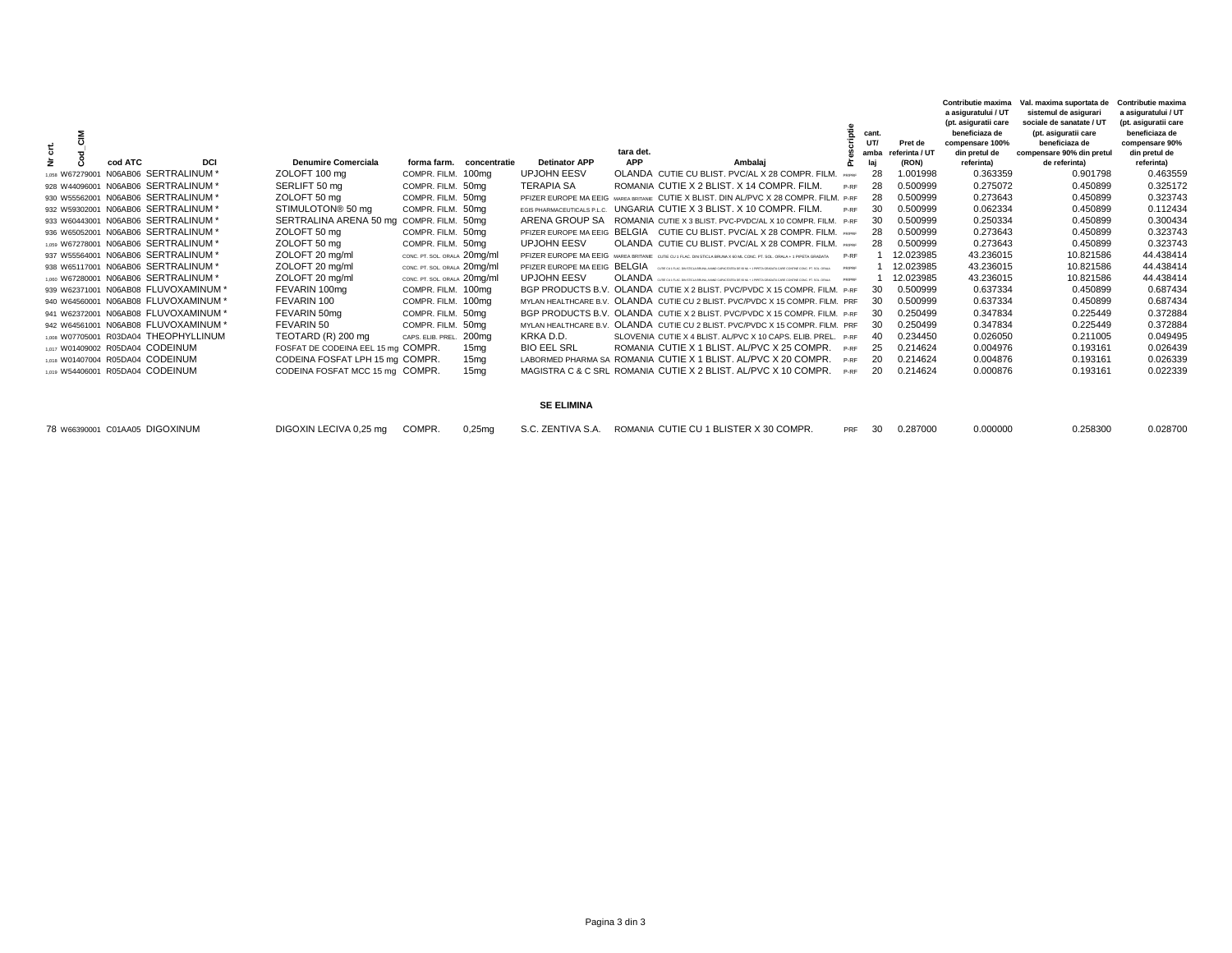| Nr crt. | Cod_CIM | cod ATC | DCI | Denumire Comerciala | forma farm. | concentratie | Detinator APP | tara det. APP | Ambalaj | Prescriptie | cant. UT/ ambalaj | Pret de referinta / UT (RON) | Contributie maxima a asiguratului / UT (pt. asiguratii care beneficiaza de compensare 100% din pretul de referinta) | Val. maxima suportata de sistemul de asigurari sociale de sanatate / UT (pt. asiguratii care beneficiaza de compensare 90% din pretul de referinta) | Contributie maxima a asiguratului / UT (pt. asiguratii care beneficiaza de compensare 90% din pretul de referinta) |
|---|---|---|---|---|---|---|---|---|---|---|---|---|---|---|---|
| 1,058 | W67279001 | N06AB06 | SERTRALINUM * | ZOLOFT 100 mg | COMPR. FILM. | 100mg | UPJOHN EESV | OLANDA | CUTIE CU BLIST. PVC/AL X 28 COMPR. FILM. | PRF/PRF | 28 | 1.001998 | 0.363359 | 0.901798 | 0.463559 |
| 928 | W44096001 | N06AB06 | SERTRALINUM * | SERLIFT 50 mg | COMPR. FILM. | 50mg | TERAPIA SA | ROMANIA | CUTIE X 2 BLIST. X 14 COMPR. FILM. | P-RF | 28 | 0.500999 | 0.275072 | 0.450899 | 0.325172 |
| 930 | W55562001 | N06AB06 | SERTRALINUM * | ZOLOFT 50 mg | COMPR. FILM. | 50mg | PFIZER EUROPE MA EEIG | MAREA BRITANIE | CUTIE X BLIST. DIN AL/PVC X 28 COMPR. FILM. | P-RF | 28 | 0.500999 | 0.273643 | 0.450899 | 0.323743 |
| 932 | W59302001 | N06AB06 | SERTRALINUM * | STIMULOTON® 50 mg | COMPR. FILM. | 50mg | EGIS PHARMACEUTICALS P.L.C. | UNGARIA | CUTIE X 3 BLIST. X 10 COMPR. FILM. | P-RF | 30 | 0.500999 | 0.062334 | 0.450899 | 0.112434 |
| 933 | W60443001 | N06AB06 | SERTRALINUM * | SERTRALINA ARENA 50 mg | COMPR. FILM. | 50mg | ARENA GROUP SA | ROMANIA | CUTIE X 3 BLIST. PVC-PVDC/AL X 10 COMPR. FILM. | P-RF | 30 | 0.500999 | 0.250334 | 0.450899 | 0.300434 |
| 936 | W65052001 | N06AB06 | SERTRALINUM * | ZOLOFT 50 mg | COMPR. FILM. | 50mg | PFIZER EUROPE MA EEIG | BELGIA | CUTIE CU BLIST. PVC/AL X 28 COMPR. FILM. | PRF/PRF | 28 | 0.500999 | 0.273643 | 0.450899 | 0.323743 |
| 1,059 | W67278001 | N06AB06 | SERTRALINUM * | ZOLOFT 50 mg | COMPR. FILM. | 50mg | UPJOHN EESV | OLANDA | CUTIE CU BLIST. PVC/AL X 28 COMPR. FILM. | PRF/PRF | 28 | 0.500999 | 0.273643 | 0.450899 | 0.323743 |
| 937 | W55564001 | N06AB06 | SERTRALINUM * | ZOLOFT 20 mg/ml | CONC. PT. SOL. ORALA | 20mg/ml | PFIZER EUROPE MA EEIG | MAREA BRITANIE | CUTIE CU 1 FLAC. DIN STICLA BRUNA X 60 ML CONC. PT. SOL. ORALA + 1 PIPETA GRADATA | P-RF | 1 | 12.023985 | 43.236015 | 10.821586 | 44.438414 |
| 938 | W65117001 | N06AB06 | SERTRALINUM * | ZOLOFT 20 mg/ml | CONC. PT. SOL. ORALA | 20mg/ml | PFIZER EUROPE MA EEIG | BELGIA | CUTIE CU 1 FLAC. DIN STICLA BRUNA, AVAND CAPACITATEA DE 60 ML + 1 PIPETA GRADATA CARE CONTINE CONC. PT. SOL. ORALA | PRF/PRF | 1 | 12.023985 | 43.236015 | 10.821586 | 44.438414 |
| 1,060 | W67280001 | N06AB06 | SERTRALINUM * | ZOLOFT 20 mg/ml | CONC. PT. SOL. ORALA | 20mg/ml | UPJOHN EESV | OLANDA | CUTIE CU 1 FLAC. DIN STICLA BRUNA, AVAND CAPACITATEA DE 60 ML + 1 PIPETA GRADATA CARE CONTINE CONC. PT. SOL. ORALA | PRF/PRF | 1 | 12.023985 | 43.236015 | 10.821586 | 44.438414 |
| 939 | W62371001 | N06AB08 | FLUVOXAMINUM * | FEVARIN 100mg | COMPR. FILM. | 100mg | BGP PRODUCTS B.V. | OLANDA | CUTIE X 2 BLIST. PVC/PVDC X 15 COMPR. FILM. | P-RF | 30 | 0.500999 | 0.637334 | 0.450899 | 0.687434 |
| 940 | W64560001 | N06AB08 | FLUVOXAMINUM * | FEVARIN 100 | COMPR. FILM. | 100mg | MYLAN HEALTHCARE B.V. | OLANDA | CUTIE CU 2 BLIST. PVC/PVDC X 15 COMPR. FILM. | PRF | 30 | 0.500999 | 0.637334 | 0.450899 | 0.687434 |
| 941 | W62372001 | N06AB08 | FLUVOXAMINUM * | FEVARIN 50mg | COMPR. FILM. | 50mg | BGP PRODUCTS B.V. | OLANDA | CUTIE X 2 BLIST. PVC/PVDC X 15 COMPR. FILM. | P-RF | 30 | 0.250499 | 0.347834 | 0.225449 | 0.372884 |
| 942 | W64561001 | N06AB08 | FLUVOXAMINUM * | FEVARIN 50 | COMPR. FILM. | 50mg | MYLAN HEALTHCARE B.V. | OLANDA | CUTIE CU 2 BLIST. PVC/PVDC X 15 COMPR. FILM. | PRF | 30 | 0.250499 | 0.347834 | 0.225449 | 0.372884 |
| 1,008 | W07705001 | R03DA04 | THEOPHYLLINUM | TEOTARD (R) 200 mg | CAPS. ELIB. PREL. | 200mg | KRKA D.D. | SLOVENIA | CUTIE X 4 BLIST. AL/PVC X 10 CAPS. ELIB. PREL. | P-RF | 40 | 0.234450 | 0.026050 | 0.211005 | 0.049495 |
| 1,017 | W01409002 | R05DA04 | CODEINUM | FOSFAT DE CODEINA EEL 15 mg | COMPR. | 15mg | BIO EEL SRL | ROMANIA | CUTIE X 1 BLIST. AL/PVC X 25 COMPR. | P-RF | 25 | 0.214624 | 0.004976 | 0.193161 | 0.026439 |
| 1,018 | W01407004 | R05DA04 | CODEINUM | CODEINA FOSFAT LPH 15 mg | COMPR. | 15mg | LABORMED PHARMA SA | ROMANIA | CUTIE X 1 BLIST. AL/PVC X 20 COMPR. | P-RF | 20 | 0.214624 | 0.004876 | 0.193161 | 0.026339 |
| 1,019 | W54406001 | R05DA04 | CODEINUM | CODEINA FOSFAT MCC 15 mg | COMPR. | 15mg | MAGISTRA C & C SRL | ROMANIA | CUTIE X 2 BLIST. AL/PVC X 10 COMPR. | P-RF | 20 | 0.214624 | 0.000876 | 0.193161 | 0.022339 |

**SE ELIMINA**

| Nr crt. | Cod_CIM | cod ATC | DCI | Denumire Comerciala | forma farm. | concentratie | Detinator APP | tara det. APP | Ambalaj | Prescriptie | cant. UT/ ambalaj | Pret de referinta / UT (RON) | Contributie maxima (100%) | Val. maxima suportata (90%) | Contributie maxima (90%) |
|---|---|---|---|---|---|---|---|---|---|---|---|---|---|---|---|
| 78 | W66390001 | C01AA05 | DIGOXINUM | DIGOXIN LECIVA 0,25 mg | COMPR. | 0,25mg | S.C. ZENTIVA S.A. | ROMANIA | CUTIE CU 1 BLISTER X 30 COMPR. | PRF | 30 | 0.287000 | 0.000000 | 0.258300 | 0.028700 |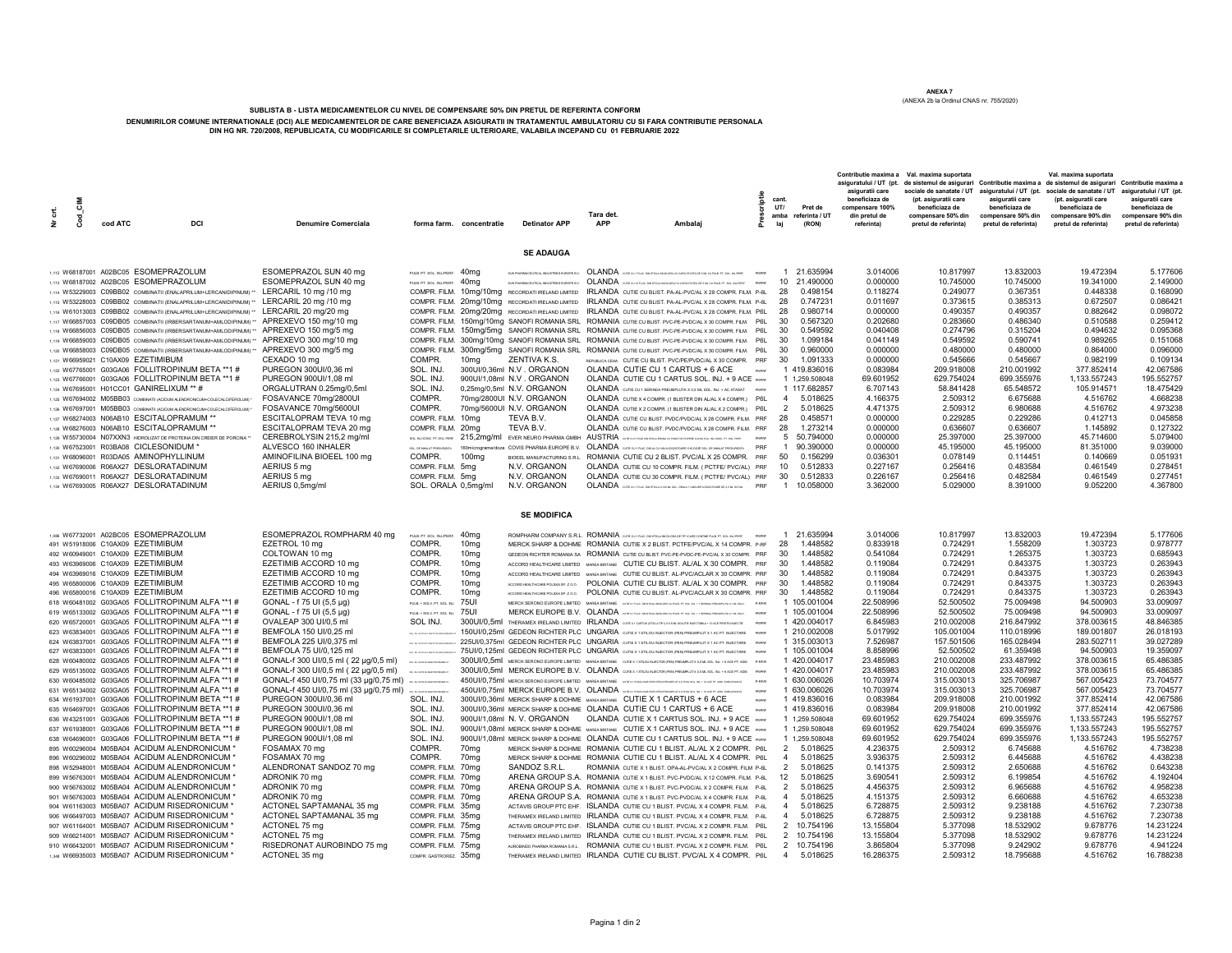**ANEXA 7**
(ANEXA 2b la Ordinul CNAS nr. 755/2020)

### SUBLISTA B - LISTA MEDICAMENTELOR CU NIVEL DE COMPENSARE 50% DIN PRETUL DE REFERINTA CONFORM

### DENUMIRILOR COMUNE INTERNATIONALE (DCI) ALE MEDICAMENTELOR DE CARE BENEFICIAZA ASIGURATII IN TRATAMENTUL AMBULATORIU CU SI FARA CONTRIBUTIE PERSONALA DIN HG NR. 720/2008, REPUBLICATA, CU MODIFICARILE SI COMPLETARILE ULTERIOARE, VALABILA INCEPAND CU 01 FEBRUARIE 2022

| Nr crt. | Cod_CIM | cod ATC | DCI | Denumire Comerciala | forma farm. | concentratie | Detinator APP | Tara det. APP | Ambalaj | Prescriptie | cant. UT/ ambalaj | Pret de referinta / UT (RON) | Contributie maxima a asiguratului / UT (pt. asiguratii care beneficiaza de compensare 100% din pretul de referinta) | Val. maxima suportata de sistemul de asigurari sociale de sanatate / UT (pt. asiguratii care beneficiaza de compensare 50% din pretul de referinta) | Contributie maxima a asiguratului / UT (pt. asiguratii care beneficiaza de compensare 50% din pretul de referinta) | Val. maxima suportata de sistemul de asigurari sociale de sanatate / UT (pt. asiguratii care beneficiaza de compensare 90% din pretul de referinta) | Contributie maxima a asiguratului / UT (pt. asiguratii care beneficiaza de compensare 90% din pretul de referinta) |
|---|---|---|---|---|---|---|---|---|---|---|---|---|---|---|---|---|---|
| | | | | | | | **SE ADAUGA** | | | | | | | | | | |
| 1,112 | W68187001 | A02BC05 | ESOMEPRAZOLUM | ESOMEPRAZOL SUN 40 mg | PULB. PT. SOL. INJ./PERF. | 40mg | SUN PHARMACEUTICAL INDUSTRIES EUROPE B.V. | OLANDA | CUTIE CU 1 FLAC. DIN STICLA INCOLORA CU CAPACITATEA DE 5 ML CU PULB. PT. SOL. INJ./PERF. | PRPR | 1 | 21.635994 | 3.014006 | 10.817997 | 13.832003 | 19.472394 | 5.177606 |
| 1,113 | W68187002 | A02BC05 | ESOMEPRAZOLUM | ESOMEPRAZOL SUN 40 mg | PULB. PT. SOL. INJ./PERF. | 40mg | SUN PHARMACEUTICAL INDUSTRIES EUROPE B.V. | OLANDA | CUTIE CU 10 FLAC. DIN STICLA INCOLORA CU CAPACITATEA DE 5 ML CU PULB. PT. SOL. INJ./PERF. | PRPR | 10 | 21.490000 | 0.000000 | 10.745000 | 10.745000 | 19.341000 | 2.149000 |
| 1,114 | W53229003 | C09BB02 | COMBINATII (ENALAPRILUM+LERCANIDIPINUM) ** | LERCARIL 10 mg /10 mg | COMPR. FILM. | 10mg/10mg | RECORDATI IRELAND LIMITED | IRLANDA | CUTIE CU BLIST. PA-AL-PVC/AL X 28 COMPR. FILM. | P-6L | 28 | 0.498154 | 0.118274 | 0.249077 | 0.367351 | 0.448338 | 0.168090 |
| 1,115 | W53228003 | C09BB02 | COMBINATII (ENALAPRILUM+LERCANIDIPINUM) ** | LERCARIL 20 mg /10 mg | COMPR. FILM. | 20mg/10mg | RECORDATI IRELAND LIMITED | IRLANDA | CUTIE CU BLIST. PA-AL-PVC/AL X 28 COMPR. FILM. | P-6L | 28 | 0.747231 | 0.011697 | 0.373615 | 0.385313 | 0.672507 | 0.086421 |
| 1,116 | W61013003 | C09BB02 | COMBINATII (ENALAPRILUM+LERCANIDIPINUM) ** | LERCARIL 20 mg/20 mg | COMPR. FILM. | 20mg/20mg | RECORDATI IRELAND LIMITED | IRLANDA | CUTIE CU BLIST. PA-AL-PVC/AL X 28 COMPR. FILM. | P6L | 28 | 0.980714 | 0.000000 | 0.490357 | 0.490357 | 0.882642 | 0.098072 |
| 1,117 | W66857003 | C09DB05 | COMBINATII (IRBERSARTANUM+AMLODIPINUM) ** | APREXEVO 150 mg/10 mg | COMPR. FILM. | 150mg/10mg | SANOFI ROMANIA SRL | ROMANIA | CUTIE CU BLIST. PVC-PE-PVDC/AL X 30 COMPR. FILM. | P6L | 30 | 0.567320 | 0.202680 | 0.283660 | 0.486340 | 0.510588 | 0.259412 |
| 1,118 | W66856003 | C09DB05 | COMBINATII (IRBERSARTANUM+AMLODIPINUM) ** | APREXEVO 150 mg/5 mg | COMPR. FILM. | 150mg/5mg | SANOFI ROMANIA SRL | ROMANIA | CUTIE CU BLIST. PVC-PE-PVDC/AL X 30 COMPR. FILM. | P6L | 30 | 0.549592 | 0.040408 | 0.274796 | 0.315204 | 0.494632 | 0.095368 |
| 1,119 | W66859003 | C09DB05 | COMBINATII (IRBERSARTANUM+AMLODIPINUM) ** | APREXEVO 300 mg/10 mg | COMPR. FILM. | 300mg/10mg | SANOFI ROMANIA SRL | ROMANIA | CUTIE CU BLIST. PVC-PE-PVDC/AL X 30 COMPR. FILM. | P6L | 30 | 1.099184 | 0.041149 | 0.549592 | 0.590741 | 0.989265 | 0.151068 |
| 1,120 | W66858003 | C09DB05 | COMBINATII (IRBERSARTANUM+AMLODIPINUM) ** | APREXEVO 300 mg/5 mg | COMPR. FILM. | 300mg/5mg | SANOFI ROMANIA SRL | ROMANIA | CUTIE CU BLIST. PVC-PE-PVDC/AL X 30 COMPR. FILM. | P6L | 30 | 0.960000 | 0.000000 | 0.480000 | 0.480000 | 0.864000 | 0.096000 |
| 1,121 | W66959021 | C10AX09 | EZETIMIBUM | CEXADO 10 mg | COMPR. | 10mg | ZENTIVA K.S. | REPUBLICA CEHA | CUTIE CU BLIST. PVC/PE/PVDC/AL X 30 COMPR. | PRF | 30 | 1.091333 | 0.000000 | 0.545666 | 0.545667 | 0.982199 | 0.109134 |
| 1,122 | W67765001 | G03GA06 | FOLLITROPINUM BETA **1 # | PUREGON 300UI/0,36 ml | SOL. INJ. | 300UI/0,36ml | N.V. ORGANON | OLANDA | CUTIE CU 1 CARTUS + 6 ACE | PRPR | 1 | 419.836016 | 0.083984 | 209.918008 | 210.001992 | 377.852414 | 42.067586 |
| 1,123 | W67766001 | G03GA06 | FOLLITROPINUM BETA **1 # | PUREGON 900UI/1,08 ml | SOL. INJ. | 900UI/1,08ml | N.V. ORGANON | OLANDA | CUTIE CU 1 CARTUS SOL. INJ. + 9 ACE | PRPR | 1 | 1,259.508048 | 69.601952 | 629.754024 | 699.355976 | 1,133.557243 | 195.552757 |
| 1,124 | W67695001 | H01CC01 | GANIRELIXUM ** # | ORGALUTRAN 0.25mg/0,5ml | SOL. INJ. | 0,25mg/0,5ml | N.V. ORGANON | OLANDA | CUTIE CU 1 SERINGA PREUMPLUTA X 0,5 ML SOL. INJ. + AC ATASAT | PRPR | 1 | 117.682857 | 6.707143 | 58.841428 | 65.548572 | 105.914571 | 18.475429 |
| 1,125 | W67694002 | M05BB03 | COMBINATII (ACIDUM ALENDRONICUM+COLECALCIFEROLUM) * | FOSAVANCE 70mg/2800UI | COMPR. | 70mg/2800UI | N.V. ORGANON | OLANDA | CUTIE X 4 COMPR. (1 BLISTER DIN AL/AL X 4 COMPR.) | P6L | 4 | 5.018625 | 4.166375 | 2.509312 | 6.675688 | 4.516762 | 4.668238 |
| 1,126 | W67697001 | M05BB03 | COMBINATII (ACIDUM ALENDRONICUM+COLECALCIFEROLUM) * | FOSAVANCE 70mg/5600UI | COMPR. | 70mg/5600UI | N.V. ORGANON | OLANDA | CUTIE X 2 COMPR. (1 BLISTER DIN AL/AL X 2 COMPR.) | P6L | 2 | 5.018625 | 4.471375 | 2.509312 | 6.980688 | 4.516762 | 4.973238 |
| 1,127 | W68274003 | N06AB10 | ESCITALOPRAMUM ** | ESCITALOPRAM TEVA 10 mg | COMPR. FILM. | 10mg | TEVA B.V. | OLANDA | CUTIE CU BLIST. PVDC/PVDC/AL X 28 COMPR. FILM. | PRF | 28 | 0.458571 | 0.000000 | 0.229285 | 0.229286 | 0.412713 | 0.045858 |
| 1,128 | W68276003 | N06AB10 | ESCITALOPRAMUM ** | ESCITALOPRAM TEVA 20 mg | COMPR. FILM. | 20mg | TEVA B.V. | OLANDA | CUTIE CU BLIST. PVDC/PVDC/AL X 28 COMPR. FILM. | PRF | 28 | 1.273214 | 0.000000 | 0.636607 | 0.636607 | 1.145892 | 0.127322 |
| 1,129 | W55730004 | N07XX N3 | HIDROLIZAT DE PROTEINE DIN CREIER DE PORCINA ** | CEREBROLYSIN 215,2 mg/ml | SOL. INJ./CONC. PT. SOL. PERF. | 215,2mg/ml | EVER NEURO PHARMA GMBH | AUSTRIA | CUTIE CU 5 FIOLE DIN STICLA BRUNA CU PUNCT DE RUPERE X10 ML SOL. INJ./CONC. PT. SOL. PERF. | PRPR | 5 | 50.794000 | 0.000000 | 25.397000 | 25.397000 | 45.714600 | 5.079400 |
| 1,130 | W67523001 | R03BA08 | CICLESONIDUM * | ALVESCO 160 INHALER | SOL. DE INHALAT PRESURIZATA | 160micrograme/doza | COVIS PHARMA EUROPE B.V. | OLANDA | CUTIE CU 1 FLAC. DIN AL CU VALVA DOZATOARE X 60 DOZE SOL. DE INHALAT PRESURIZATA | PRF | 1 | 90.390000 | 0.000000 | 45.195000 | 45.195000 | 81.351000 | 9.039000 |
| 1,131 | W68096001 | R03DA05 | AMINOPHYLLINUM | AMINOFILINA BIOEEL 100 mg | COMPR. | 100mg | BIOEEL MANUFACTURING S.R.L. | ROMANIA | CUTIE CU 2 BLIST. PVC/AL X 25 COMPR. | PRF | 50 | 0.156299 | 0.036301 | 0.078149 | 0.114451 | 0.140669 | 0.051931 |
| 1,132 | W67690001 | R06AX27 | DESLORATADINUM | AERIUS 5 mg | COMPR. FILM. | 5mg | N.V. ORGANON | OLANDA | CUTIE CU 10 COMPR. FILM. ( PCTFE/ PVC/AL) | PRF | 10 | 0.512833 | 0.227167 | 0.256416 | 0.483584 | 0.461549 | 0.278451 |
| 1,133 | W67690011 | R06AX27 | DESLORATADINUM | AERIUS 5 mg | COMPR. FILM. | 5mg | N.V. ORGANON | OLANDA | CUTIE CU 30 COMPR. FILM. ( PCTFE/ PVC/AL) | PRF | 30 | 0.512833 | 0.226167 | 0.256416 | 0.482584 | 0.461549 | 0.277451 |
| 1,134 | W67693005 | R06AX27 | DESLORATADINUM | AERIUS 0,5mg/ml | SOL. ORALA | 0,5mg/ml | N.V. ORGANON | OLANDA | CUTIE CU 1 FLAC. DIN STICLA X 120 ML SOL. ORALA + LINGURITA DOZATOARE DE 2,5 ML SI 5 ML | PRF | 1 | 10.058000 | 3.362000 | 5.029000 | 8.391000 | 9.052200 | 4.367800 |
| | | | | | | | **SE MODIFICA** | | | | | | | | | | |
| 1,088 | W67732001 | A02BC05 | ESOMEPRAZOLUM | ESOMEPRAZOL ROMPHARM 40 mg | PULB. PT. SOL. INJ./PERF. | 40mg | ROMPHARM COMPANY S.R.L. | ROMANIA | CUTIE CU 1 FLAC. INCOLOR DE TIP I CARE CONTINE PULB. PT. SOL. INJ./PERF. | PRPR | 1 | 21.635994 | 3.014006 | 10.817997 | 13.832003 | 19.472394 | 5.177606 |
| 491 | W51918006 | C10AX09 | EZETIMIBUM | EZETROL 10 mg | COMPR. | 10mg | MERCK SHARP & DOHME | ROMANIA | CUTIE X 2 BLIST. PCTFE/PVC/AL X 14 COMPR. | P-RF | 28 | 1.448582 | 0.833918 | 0.724291 | 1.558209 | 1.303723 | 0.978777 |
| 492 | W60949001 | C10AX09 | EZETIMIBUM | COLTOWAN 10 mg | COMPR. | 10mg | GEDEON RICHTER ROMANIA SA | ROMANIA | CUTIE CU BLIST. PVC-PE-PVDC-PE-PVC/AL X 30 COMPR. | PRF | 30 | 1.448582 | 0.541084 | 0.724291 | 1.265375 | 1.303723 | 0.685943 |
| 493 | W63969006 | C10AX09 | EZETIMIBUM | EZETIMIB ACCORD 10 mg | COMPR. | 10mg | ACCORD HEALTHCARE LIMITED | MAREA BRITANIE | CUTIE CU BLIST. AL/AL X 30 COMPR. | PRF | 30 | 1.448582 | 0.119084 | 0.724291 | 0.843375 | 1.303723 | 0.263943 |
| 494 | W63969016 | C10AX09 | EZETIMIBUM | EZETIMIB ACCORD 10 mg | COMPR. | 10mg | ACCORD HEALTHCARE LIMITED | MAREA BRITANIE | CUTIE CU BLIST. AL-PVC/ACLAR X 30 COMPR. | PRF | 30 | 1.448582 | 0.119084 | 0.724291 | 0.843375 | 1.303723 | 0.263943 |
| 495 | W65800006 | C10AX09 | EZETIMIBUM | EZETIMIB ACCORD 10 mg | COMPR. | 10mg | ACCORD HEALTHCARE POLSKA SP. Z O.O. | POLONIA | CUTIE CU BLIST. AL/AL X 30 COMPR. | PRF | 30 | 1.448582 | 0.119084 | 0.724291 | 0.843375 | 1.303723 | 0.263943 |
| 496 | W65800016 | C10AX09 | EZETIMIBUM | EZETIMIB ACCORD 10 mg | COMPR. | 10mg | ACCORD HEALTHCARE POLSKA SP. Z O.O. | POLONIA | CUTIE CU BLIST. AL-PVC/ACLAR X 30 COMPR. | PRF | 30 | 1.448582 | 0.119084 | 0.724291 | 0.843375 | 1.303723 | 0.263943 |
| 618 | W60481002 | G03GA05 | FOLLITROPINUM ALFA **1 # | GONAL - f 75 UI (5,5 µg) | PULB. + SOLV. PT. SOL. INJ. | 75UI | MERCK SERONO EUROPE LIMITED | MAREA BRITANIE | CUTIE X 1 FLAC. DIN STICLA CU PULB. PT. SOL. INJ. + 1 SERINGA PREUMPLUTA CU 1 ML SOLV. | P-RPR | 1 | 105.001004 | 22.508996 | 52.500502 | 75.009498 | 94.500903 | 33.009097 |
| 619 | W65133002 | G03GA05 | FOLLITROPINUM ALFA **1 # | GONAL - f 75 UI (5,5 µg) | PULB. + SOLV. PT. SOL. INJ. | 75UI | MERCK EUROPE B.V. | OLANDA | CUTIE X 1 FLAC. DIN STICLA CU PULB. PT. SOL. INJ. + 1 SERINGA PREUMPLUTA CU 1 ML SOLV. | PRPR | 1 | 105.001004 | 22.508996 | 52.500502 | 75.009498 | 94.500903 | 33.009097 |
| 620 | W65720001 | G03GA05 | FOLLITROPINUM ALFA **1 # | OVALEAP 300 UI/0,5 ml | SOL INJ. | 300UI/0,5ml | THERAMEX IRELAND LIMITED | IRLANDA | CUTIE X 1 CARTUS (STICLA TIP I) X 0,5 ML SOLUTIE INJECTABILA + 10 ACE PENTRU INJECTIE | PRPR | 1 | 420.004017 | 6.845983 | 210.002008 | 216.847992 | 378.003615 | 48.846385 |
| 623 | W63834001 | G03GA05 | FOLLITROPINUM ALFA **1 # | BEMFOLA 150 UI/0,25 ml | SOL. INJ. IN STILOU INJECTOR (PEN) PREUMPLUT | 150UI/0,25ml | GEDEON RICHTER PLC | UNGARIA | CUTIE X 1 STILOU INJECTOR (PEN) PREUMPLUT X 1 AC PT. INJECTARE | PRPR | 1 | 210.002008 | 5.017992 | 105.001004 | 110.018996 | 189.001807 | 26.018193 |
| 624 | W63837001 | G03GA05 | FOLLITROPINUM ALFA **1 # | BEMFOLA 225 UI/0,375 ml | SOL. INJ. IN STILOU INJECTOR (PEN) PREUMPLUT | 225UI/0,375ml | GEDEON RICHTER PLC | UNGARIA | CUTIE X 1 STILOU INJECTOR (PEN) PREUMPLUT X 1 AC PT. INJECTARE | PRPR | 1 | 315.003013 | 7.526987 | 157.501506 | 165.028494 | 283.502711 | 39.027289 |
| 627 | W63833001 | G03GA05 | FOLLITROPINUM ALFA **1 # | BEMFOLA 75 UI/0,125 ml | SOL. INJ. IN STILOU INJECTOR (PEN) PREUMPLUT | 75UI/0,125ml | GEDEON RICHTER PLC | UNGARIA | CUTIE X 1 STILOU INJECTOR (PEN) PREUMPLUT X 1 AC PT. INJECTARE | PRPR | 1 | 105.001004 | 8.858996 | 52.500502 | 61.359498 | 94.500903 | 19.359097 |
| 628 | W60480002 | G03GA05 | FOLLITROPINUM ALFA **1 # | GONAL-f 300 UI/0,5 ml ( 22 µg/0,5 ml) | SOL. INJ. IN STILOU INJECTOR PREUMPLUT | 300UI/0,5ml | MERCK SERONO EUROPE LIMITED | MAREA BRITANIE | CUTIE X 1 STILOU INJECTOR (PEN) PREUMPLUT X 0,5 ML SOL. INJ. + 8 ACE PT. ADM. | P-RPR | 1 | 420.004017 | 23.485983 | 210.002008 | 233.487992 | 378.003615 | 65.486385 |
| 629 | W65135002 | G03GA05 | FOLLITROPINUM ALFA **1 # | GONAL-f 300 UI/0,5 ml ( 22 µg/0,5 ml) | SOL. INJ. IN STILOU INJECTOR PREUMPLUT | 300UI/0,5ml | MERCK EUROPE B.V. | OLANDA | CUTIE X 1 STILOU INJECTOR (PEN) PREUMPLUT X 0,5 ML SOL. INJ. + 8 ACE PT. ADM. | PRPR | 1 | 420.004017 | 23.485983 | 210.002008 | 233.487992 | 378.003615 | 65.486385 |
| 630 | W60485002 | G03GA05 | FOLLITROPINUM ALFA **1 # | GONAL-f 450 UI/0,75 ml (33 µg/0,75 ml) | SOL. INJ. IN STILOU INJECTOR PREUMPLUT | 450UI/0,75ml | MERCK SERONO EUROPE LIMITED | MAREA BRITANIE | CUTIE X 1 STILOU INJECTOR (PEN) PREUMPLUT X 0,75 ML SOL. INJ. + 12 ACE PT. ADM. SUBCUTANATA | P-RPR | 1 | 630.006026 | 10.703974 | 315.003013 | 325.706987 | 567.005423 | 73.704577 |
| 631 | W65134002 | G03GA05 | FOLLITROPINUM ALFA **1 # | GONAL-f 450 UI/0,75 ml (33 µg/0,75 ml) | SOL. INJ. IN STILOU INJECTOR PREUMPLUT | 450UI/0,75ml | MERCK EUROPE B.V. | OLANDA | CUTIE X 1 STILOU INJECTOR (PEN) PREUMPLUT X 0,75 ML SOL. INJ. + 12 ACE PT. ADM. SUBCUTANATA | PRPR | 1 | 630.006026 | 10.703974 | 315.003013 | 325.706987 | 567.005423 | 73.704577 |
| 634 | W61937001 | G03GA06 | FOLLITROPINUM BETA **1 # | PUREGON 300UI/0,36 ml | SOL. INJ. | 300UI/0,36ml | MERCK SHARP & DOHME | MAREA BRITANIE | CUTIE X 1 CARTUS + 6 ACE | PRPR | 1 | 419.836016 | 0.083984 | 209.918008 | 210.001992 | 377.852414 | 42.067586 |
| 635 | W64697001 | G03GA06 | FOLLITROPINUM BETA **1 # | PUREGON 300UI/0,36 ml | SOL. INJ. | 300UI/0,36ml | MERCK SHARP & DOHME | OLANDA | CUTIE CU 1 CARTUS + 6 ACE | PRPR | 1 | 419.836016 | 0.083984 | 209.918008 | 210.001992 | 377.852414 | 42.067586 |
| 636 | W43251001 | G03GA06 | FOLLITROPINUM BETA **1 # | PUREGON 900UI/1,08 ml | SOL. INJ. | 900UI/1,08ml | N. V. ORGANON | OLANDA | CUTIE X 1 CARTUS SOL. INJ. + 9 ACE | PRPR | 1 | 1,259.508048 | 69.601952 | 629.754024 | 699.355976 | 1,133.557243 | 195.552757 |
| 637 | W61938001 | G03GA06 | FOLLITROPINUM BETA **1 # | PUREGON 900UI/1,08 ml | SOL. INJ. | 900UI/1,08ml | MERCK SHARP & DOHME | MAREA BRITANIE | CUTIE X 1 CARTUS SOL. INJ. + 9 ACE | PRPR | 1 | 1,259.508048 | 69.601952 | 629.754024 | 699.355976 | 1,133.557243 | 195.552757 |
| 638 | W64696001 | G03GA06 | FOLLITROPINUM BETA **1 # | PUREGON 900UI/1,08 ml | SOL. INJ. | 900UI/1,08ml | MERCK SHARP & DOHME | OLANDA | CUTIE CU 1 CARTUS SOL. INJ. + 9 ACE | PRPR | 1 | 1,259.508048 | 69.601952 | 629.754024 | 699.355976 | 1,133.557243 | 195.552757 |
| 895 | W60296004 | M05BA04 | ACIDUM ALENDRONICUM * | FOSAMAX 70 mg | COMPR. | 70mg | MERCK SHARP & DOHME | ROMANIA | CUTIE CU 1 BLIST. AL/AL X 2 COMPR. | P6L | 2 | 5.018625 | 4.236375 | 2.509312 | 6.745688 | 4.516762 | 4.738238 |
| 896 | W60296002 | M05BA04 | ACIDUM ALENDRONICUM * | FOSAMAX 70 mg | COMPR. | 70mg | MERCK SHARP & DOHME | ROMANIA | CUTIE CU 1 BLIST. AL/AL X 4 COMPR. | P6L | 4 | 5.018625 | 3.936375 | 2.509312 | 6.445688 | 4.516762 | 4.438238 |
| 898 | W52948001 | M05BA04 | ACIDUM ALENDRONICUM * | ALENDRONAT SANDOZ 70 mg | COMPR. FILM. | 70mg | SANDOZ S.R.L. | ROMANIA | CUTIE X 1 BLIST. OPA-AL-PVC/AL X 2 COMPR. FILM. | P-6L | 2 | 5.018625 | 0.141375 | 2.509312 | 2.650688 | 4.516762 | 0.643238 |
| 899 | W56763001 | M05BA04 | ACIDUM ALENDRONICUM * | ADRONIK 70 mg | COMPR. FILM. | 70mg | ARENA GROUP S.A. | ROMANIA | CUTIE X 1 BLIST. PVC-PVDC/AL X 12 COMPR. FILM. | P-6L | 12 | 5.018625 | 3.690541 | 2.509312 | 6.199854 | 4.516762 | 4.192404 |
| 900 | W56763002 | M05BA04 | ACIDUM ALENDRONICUM * | ADRONIK 70 mg | COMPR. FILM. | 70mg | ARENA GROUP S.A. | ROMANIA | CUTIE X 1 BLIST. PVC-PVDC/AL X 2 COMPR. FILM. | P-6L | 2 | 5.018625 | 4.456375 | 2.509312 | 6.965688 | 4.516762 | 4.958238 |
| 901 | W56763003 | M05BA04 | ACIDUM ALENDRONICUM * | ADRONIK 70 mg | COMPR. FILM. | 70mg | ARENA GROUP S.A. | ROMANIA | CUTIE X 1 BLIST. PVC-PVDC/AL X 4 COMPR. FILM. | P-6L | 4 | 5.018625 | 4.151375 | 2.509312 | 6.660688 | 4.516762 | 4.653238 |
| 904 | W61163001 | M05BA07 | ACIDUM RISEDRONICUM * | ACTONEL SAPTAMANAL 35 mg | COMPR. FILM. | 35mg | ACTAVIS GROUP PTC EHF. | ISLANDA | CUTIE CU 1 BLIST. PVC/AL X 4 COMPR. FILM. | P-6L | 4 | 5.018625 | 6.728875 | 2.509312 | 9.238188 | 4.516762 | 7.230738 |
| 906 | W66497003 | M05BA07 | ACIDUM RISEDRONICUM * | ACTONEL SAPTAMANAL 35 mg | COMPR. FILM. | 35mg | THERAMEX IRELAND LIMITED | IRLANDA | CUTIE CU 1 BLIST. PVC/AL X 4 COMPR. FILM. | P-6L | 4 | 5.018625 | 6.728875 | 2.509312 | 9.238188 | 4.516762 | 7.230738 |
| 907 | W61164001 | M05BA07 | ACIDUM RISEDRONICUM * | ACTONEL 75 mg | COMPR. FILM. | 75mg | ACTAVIS GROUP PTC EHF. | ISLANDA | CUTIE CU 1 BLIST. PVC/AL X 2 COMPR. FILM. | P6L | 2 | 10.754196 | 13.155804 | 5.377098 | 18.532902 | 9.678776 | 14.231224 |
| 909 | W66214001 | M05BA07 | ACIDUM RISEDRONICUM * | ACTONEL 75 mg | COMPR. FILM. | 75mg | THERAMEX IRELAND LIMITED | IRLANDA | CUTIE CU 1 BLIST. PVC/AL X 2 COMPR. FILM. | P6L | 2 | 10.754196 | 13.155804 | 5.377098 | 18.532902 | 9.678776 | 14.231224 |
| 910 | W66432001 | M05BA07 | ACIDUM RISEDRONICUM * | RISEDRONAT AUROBINDO 75 mg | COMPR. FILM. | 75mg | AUROBINDO PHARMA ROMANIA S.R.L. | ROMANIA | CUTIE CU 1 BLIST. PVC/AL X 2 COMPR. FILM. | P6L | 2 | 10.754196 | 3.865804 | 5.377098 | 9.242902 | 9.678776 | 4.941224 |
| 1,348 | W66935003 | M05BA07 | ACIDUM RISEDRONICUM * | ACTONEL 35 mg | COMPR. GASTROREZ. | 35mg | THERAMEX IRELAND LIMITED | IRLANDA | CUTIE CU 1 BLIST. PVC/AL X 4 COMPR. | P6L | 4 | 5.018625 | 16.286375 | 2.509312 | 18.795688 | 4.516762 | 16.788238 |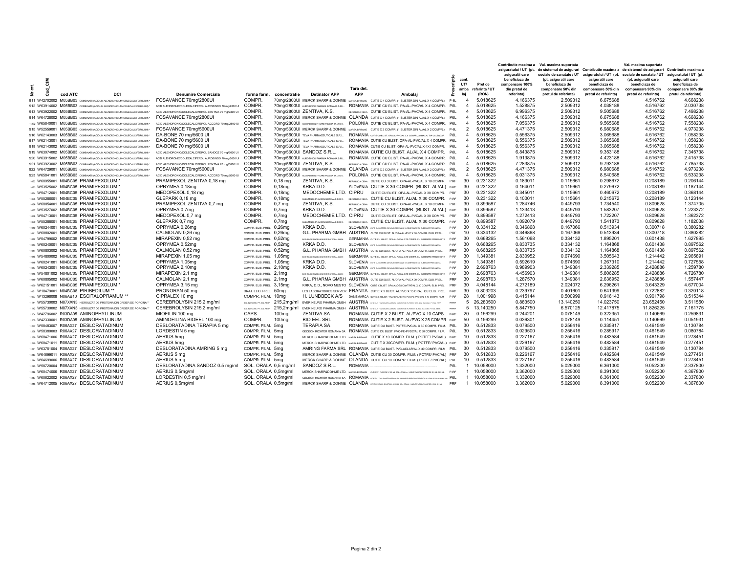| Nr crt. | Cod_CIM | cod ATC | DCI | Denumire Comerciala | forma farm. | concentratie | Detinator APP | Tara det. APP | Ambalaj | Prescriptie | cant. UT/ amba laj | Pret de referinta / UT (RON) | Contributie maxima a asiguratului / UT (pt. asiguratii care beneficiaza de compensare 100% din pretul de referinta) | Val. maxima suportata de sistemul de asigurari sociale de sanatate / UT (pt. asiguratii care beneficiaza de compensare 50% din pretul de referinta) | Contributie maxima a asiguratului / UT (pt. asiguratii care beneficiaza de compensare 50% din pretul de referinta) | Val. maxima suportata de sistemul de asigurari sociale de sanatate / UT (pt. asiguratii care beneficiaza de compensare 90% din pretul de referinta) | Contributie maxima a asiguratului / UT (pt. asiguratii care beneficiaza de compensare 90% din pretul de referinta) |
|---|---|---|---|---|---|---|---|---|---|---|---|---|---|---|---|---|---|
| 911 | W42702002 | M05BB03 | COMBINATII (ACIDUM ALENDRONICUM+COLECALCIFEROLUM) ** | FOSAVANCE 70mg/2800UI | COMPR. | 70mg/2800UI | MERCK SHARP & DOHME | MAREA BRITANIE | CUTIE X 4 COMPR. (1 BLISTER DIN AL/AL X 4 COMPR.) | P-6L | 4 | 5.018625 | 4.166375 | 2.509312 | 6.675688 | 4.516762 | 4.668238 |
| 912 | W63914002 | M05BB03 | COMBINATII (ACIDUM ALENDRONICUM+COLECALCIFEROLUM) ** | ACID ALENDRONIC/COLECALCIFEROL AUROBINDO 70 mg/2800 UI | COMPR. | 70mg/2800UI | AUROBINDO PHARMA ROMANIA S.R.L. | ROMANIA | CUTIE CU BLIST. PA-AL-PVC/AL X 4 COMPR. | P6L | 4 | 5.018625 | 1.528875 | 2.509312 | 4.038188 | 4.516762 | 2.030738 |
| 913 | W63922002 | M05BB03 | COMBINATII (ACIDUM ALENDRONICUM+COLECALCIFEROLUM) ** | ACID ALENDRONIC/COLECALCIFEROL ZENTIVA 70 mg/2800 UI | COMPR. | 70mg/2800UI | ZENTIVA, K.S. | REPUBLICA CEHA | CUTIE CU BLIST. PA-AL-PVC/AL X 4 COMPR. | P6L | 4 | 5.018625 | 6.996375 | 2.509312 | 9.505688 | 4.516762 | 7.498238 |
| 914 | W64728002 | M05BB03 | COMBINATII (ACIDUM ALENDRONICUM+COLECALCIFEROLUM) ** | FOSAVANCE 70mg/2800UI | COMPR. | 70mg/2800UI | MERCK SHARP & DOHME | OLANDA | CUTIE X 4 COMPR. (1 BLISTER DIN AL/AL X 4 COMPR.) | P6L | 4 | 5.018625 | 4.166375 | 2.509312 | 6.675688 | 4.516762 | 4.668238 |
| 1.260 | W65840001 | M05BB03 | COMBINATII (ACIDUM ALENDRONICUM+COLECALCIFEROLUM) ** | ACID ALENDRONIC/COLECALCIFEROL ACCORD 70 mg/2800 UI | COMPR. | 70mg/2800UI | ACCORD HEALTHCARE POLSKA SP. Z O.O. | POLONIA | CUTIE CU BLIST. PA-AL-PVC/AL X 4 COMPR. | P6L | 4 | 5.018625 | 7.056375 | 2.509312 | 9.565688 | 4.516762 | 7.558238 |
| 915 | W52559001 | M05BB03 | COMBINATII (ACIDUM ALENDRONICUM+COLECALCIFEROLUM) ** | FOSAVANCE 70mg/5600UI | COMPR. | 70mg/5600UI | MERCK SHARP & DOHME | MAREA BRITANIE | CUTIE X 2 COMPR. (1 BLISTER DIN AL/AL X 2 COMPR.) | P-6L | 2 | 5.018625 | 4.471375 | 2.509312 | 6.980688 | 4.516762 | 4.973238 |
| 916 | W62143003 | M05BB03 | COMBINATII (ACIDUM ALENDRONICUM+COLECALCIFEROLUM) ** | DA-BONE 70 mg/5600 UI | COMPR. | 70mg/5600UI | TEVA PHARMACEUTICALS S.R.L. | ROMANIA | CUTIE CU BLIST. OPA-AL-PVC/AL X 4 COMPR., AMBALAJ TIP CALENDAR | P6L | 4 | 5.018625 | 0.556375 | 2.509312 | 3.065688 | 4.516762 | 1.058238 |
| 917 | W62143001 | M05BB03 | COMBINATII (ACIDUM ALENDRONICUM+COLECALCIFEROLUM) ** | DA-BONE 70 mg/5600 UI | COMPR. | 70mg/5600UI | TEVA PHARMACEUTICALS S.R.L. | ROMANIA | CUTIE CU BLIST. OPA-AL-PVC/AL X 4 COMPR. | P6L | 4 | 5.018625 | 0.556375 | 2.509312 | 3.065688 | 4.516762 | 1.058238 |
| 918 | W62143002 | M05BB03 | COMBINATII (ACIDUM ALENDRONICUM+COLECALCIFEROLUM) ** | DA-BONE 70 mg/5600 UI | COMPR. | 70mg/5600UI | TEVA PHARMACEUTICALS S.R.L. | ROMANIA | CUTIE CU BLIST. OPA-AL-PVC/AL X 4X1 COMPR. | P6L | 4 | 5.018625 | 0.556375 | 2.509312 | 3.065688 | 4.516762 | 1.058238 |
| 919 | W63074002 | M05BB03 | COMBINATII (ACIDUM ALENDRONICUM+COLECALCIFEROLUM) ** | ACID ALENDRONIC/COLECALCIFEROL SANDOZ 70 mg/5600 UI | COMPR. | 70mg/5600UI | SANDOZ S.R.L. | ROMANIA | CUTIE CU BLIST. AL/AL X 4 COMPR. | P6L | 4 | 5.018625 | 6.843875 | 2.509312 | 9.353188 | 4.516762 | 7.345738 |
| 920 | W63915002 | M05BB03 | COMBINATII (ACIDUM ALENDRONICUM+COLECALCIFEROLUM) ** | ACID ALENDRONIC/COLECALCIFEROL AUROBINDO 70 mg/5600 UI | COMPR. | 70mg/5600UI | AUROBINDO PHARMA ROMANIA S.R.L. | ROMANIA | CUTIE CU BLIST. PA-AL-PVC/AL X 4 COMPR. | P6L | 4 | 5.018625 | 1.913875 | 2.509312 | 4.423188 | 4.516762 | 2.415738 |
| 921 | W63923002 | M05BB03 | COMBINATII (ACIDUM ALENDRONICUM+COLECALCIFEROLUM) ** | ACID ALENDRONIC/COLECALCIFEROL ZENTIVA 70 mg/5600 UI | COMPR. | 70mg/5600UI | ZENTIVA, K.S. | REPUBLICA CEHA | CUTIE CU BLIST. PA-AL-PVC/AL X 4 COMPR. | P6L | 4 | 5.018625 | 7.283875 | 2.509312 | 9.793188 | 4.516762 | 7.785738 |
| 922 | W64729001 | M05BB03 | COMBINATII (ACIDUM ALENDRONICUM+COLECALCIFEROLUM) ** | FOSAVANCE 70mg/5600UI | COMPR. | 70mg/5600UI | MERCK SHARP & DOHME | OLANDA | CUTIE X 2 COMPR. (1 BLISTER DIN AL/AL X 2 COMPR.) | P6L | 2 | 5.018625 | 4.471375 | 2.509312 | 6.980688 | 4.516762 | 4.973238 |
| 923 | W65841001 | M05BB03 | COMBINATII (ACIDUM ALENDRONICUM+COLECALCIFEROLUM) ** | ACID ALENDRONIC/COLECALCIFEROL ACCORD 70 mg/5600 UI | COMPR. | 70mg/5600UI | ACCORD HEALTHCARE POLSKA SP. Z O.O. | POLONIA | CUTIE CU BLIST. PA-AL-PVC/AL X 4 COMPR. | P6L | 4 | 5.018625 | 6.031375 | 2.509312 | 8.540688 | 4.516762 | 6.533238 |
| 1.032 | W60055001 | N04BC05 | PRAMIPEXOLUM * | PRAMIPEXOL ZENTIVA 0,18 mg | COMPR. | 0,18 mg | ZENTIVA, K.S. | REPUBLICA CEHA | CUTIE CU 3 BLIST. OPA-AL-PVC/AL X 10 COMPR. | PRF | 30 | 0.231322 | 0.183011 | 0.115661 | 0.298672 | 0.208189 | 0.206144 |
| 1.033 | W53525002 | N04BC05 | PRAMIPEXOLUM * | OPRYMEA 0,18mg | COMPR. | 0,18mg | KRKA D.D. | SLOVENIA | CUTIE X 30 COMPR. (BLIST. AL/AL) | P-RF | 30 | 0.231322 | 0.164011 | 0.115661 | 0.279672 | 0.208189 | 0.187144 |
| 1.034 | W54712001 | N04BC05 | PRAMIPEXOLUM * | MEDOPEXOL 0,18 mg | COMPR. | 0,18mg | MEDOCHEMIE LTD. | CIPRU | CUTIE CU BLIST. OPA-AL-PVC/AL X 30 COMPR. | PRF | 30 | 0.231322 | 0.345011 | 0.115661 | 0.460672 | 0.208189 | 0.368144 |
| 1.035 | W55286001 | N04BC05 | PRAMIPEXOLUM * | GLEPARK 0,18 mg | COMPR. | 0,18mg | GLENMARK PHARMACEUTICALS S.R.O. | REPUBLICA CEHA | CUTIE CU BLIST. AL/AL X 30 COMPR. | P-RF | 30 | 0.231322 | 0.100011 | 0.115661 | 0.215672 | 0.208189 | 0.123144 |
| 1.036 | W60054001 | N04BC05 | PRAMIPEXOLUM * | PRAMIPEXOL ZENTIVA 0,7 mg | COMPR. | 0,7 mg | ZENTIVA, K.S. | REPUBLICA CEHA | CUTIE CU 3 BLIST. OPA-AL-PVC/AL X 10 COMPR. | PRF | 30 | 0.899587 | 1.284746 | 0.449793 | 1.734540 | 0.809628 | 1.374705 |
| 1.037 | W53527002 | N04BC05 | PRAMIPEXOLUM * | OPRYMEA 0,7mg | COMPR. | 0,7mg | KRKA D.D. | SLOVENIA | CUTIE X 30 COMPR. (BLIST. AL/AL) | P-RF | 30 | 0.899587 | 1.133413 | 0.449793 | 1.583207 | 0.809628 | 1.223372 |
| 1.038 | W54713001 | N04BC05 | PRAMIPEXOLUM * | MEDOPEXOL 0,7 mg | COMPR. | 0,7mg | MEDOCHEMIE LTD. | CIPRU | CUTIE CU BLIST. OPA-AL-PVC/AL X 30 COMPR. | PRF | 30 | 0.899587 | 1.272413 | 0.449793 | 1.722207 | 0.809628 | 1.362372 |
| 1.039 | W55288001 | N04BC05 | PRAMIPEXOLUM * | GLEPARK 0,7 mg | COMPR. | 0,7mg | GLENMARK PHARMACEUTICALS S.R.O. | REPUBLICA CEHA | CUTIE CU BLIST. AL/AL X 30 COMPR. | P-RF | 30 | 0.899587 | 1.092079 | 0.449793 | 1.541873 | 0.809628 | 1.182038 |
| 1.040 | W60244001 | N04BC05 | PRAMIPEXOLUM * | OPRYMEA 0,26mg | COMPR. ELIB. PREL. | 0,26mg | KRKA D.D. | SLOVENIA | CUTIE CU BLISTERE OPA/AL/DESIPICAL X 30 COMPRIMATE CU ELIBERARE PRELUNGITA | P-RF | 30 | 0.334132 | 0.346868 | 0.167066 | 0.513934 | 0.300718 | 0.380282 |
| 1.041 | W60802001 | N04BC05 | PRAMIPEXOLUM * | CALMOLAN 0,26 mg | COMPR. ELIB. PREL. | 0,26mg | G.L. PHARMA GMBH | AUSTRIA | CUTIE CU BLIST. AL/OPA-AL-PVC X 10 COMPR. ELIB. PREL. | PRF | 10 | 0.334132 | 0.346868 | 0.167066 | 0.513934 | 0.300718 | 0.380282 |
| 1.042 | W54799002 | N04BC05 | PRAMIPEXOLUM * | MIRAPEXIN 0,52 mg | COMPR. ELIB. PREL. | 0,52mg | BOEHRINGER INGELHEIM INTERNATIONAL GMBH | GERMANIA | CUTIE CU 3 BLIST. OPA-AL-PVC/AL X 10 COMPR. CU ELIBERARE PRELUNGITA | P-RF | 30 | 0.668265 | 1.561068 | 0.334132 | 1.895201 | 0.601438 | 1.627895 |
| 1.043 | W60240001 | N04BC05 | PRAMIPEXOLUM * | OPRYMEA 0,52mg | COMPR. ELIB. PREL. | 0,52mg | KRKA D.D. | SLOVENIA | CUTIE CU BLISTERE OPA/AL/DESIPICAL X 30 COMPRIMATE CU ELIBERARE PRELUNGITA | P-RF | 30 | 0.668265 | 0.830735 | 0.334132 | 1.164868 | 0.601438 | 0.897562 |
| 1.044 | W60803002 | N04BC05 | PRAMIPEXOLUM * | CALMOLAN 0,52 mg | COMPR. ELIB. PREL. | 0,52mg | G.L. PHARMA GMBH | AUSTRIA | CUTIE CU BLIST. AL/OPA-AL-PVC X 30 COMPR. ELIB. PREL. | PRF | 30 | 0.668265 | 0.830735 | 0.334132 | 1.164868 | 0.601438 | 0.897562 |
| 1.045 | W54800002 | N04BC05 | PRAMIPEXOLUM * | MIRAPEXIN 1,05 mg | COMPR. ELIB. PREL. | 1,05mg | BOEHRINGER INGELHEIM INTERNATIONAL GMBH | GERMANIA | CUTIE CU 3 BLIST. OPA-AL-PVC/AL X 10 COMPR. CU ELIBERARE PRELUNGITA | P-RF | 30 | 1.349381 | 2.830952 | 0.674690 | 3.505643 | 1.214442 | 2.965891 |
| 1.046 | W60241001 | N04BC05 | PRAMIPEXOLUM * | OPRYMEA 1,05mg | COMPR. ELIB. PREL. | 1,05mg | KRKA D.D. | SLOVENIA | CUTIE CU BLISTERE OPA/AL/DESIPICAL X 30 COMPRIMATE CU ELIBERARE PRELUNGITA | P-RF | 30 | 1.349381 | 0.592619 | 0.674690 | 1.267310 | 1.214442 | 0.727558 |
| 1.047 | W60243001 | N04BC05 | PRAMIPEXOLUM * | OPRYMEA 2,10mg | COMPR. ELIB. PREL. | 2,10mg | KRKA D.D. | SLOVENIA | CUTIE CU BLISTERE OPA/AL/DESIPICAL X 30 COMPRIMATE CU ELIBERARE PRELUNGITA | P-RF | 30 | 2.698763 | 0.989903 | 1.349381 | 2.339285 | 2.428886 | 1.259780 |
| 1.048 | W54801002 | N04BC05 | PRAMIPEXOLUM * | MIRAPEXIN 2,1 mg | COMPR. ELIB. PREL. | 2,1mg | BOEHRINGER INGELHEIM INTERNATIONAL GMBH | GERMANIA | CUTIE CU 3 BLIST. OPA-AL-PVC/AL X 10 COMPR. CU ELIBERARE PRELUNGITA | P-RF | 30 | 2.698763 | 4.456903 | 1.349381 | 5.806285 | 2.428886 | 4.726780 |
| 1.049 | W60805002 | N04BC05 | PRAMIPEXOLUM * | CALMOLAN 2,1 mg | COMPR. ELIB. PREL. | 2,1mg | G.L. PHARMA GMBH | AUSTRIA | CUTIE CU BLIST. AL/OPA-AL-PVC X 30 COMPR. ELIB. PREL. | PRF | 30 | 2.698763 | 1.287570 | 1.349381 | 2.636952 | 2.428886 | 1.557447 |
| 1.050 | W62151001 | N04BC05 | PRAMIPEXOLUM * | OPRYMEA 3,15 mg | COMPR. ELIB. PREL. | 3,15mg | KRKA, D.D., NOVO MESTO | SLOVENIA | CUTIE X BLIST. OPA-AL/DESICANT/PE/AL X 30 COMPR. ELIB. PREL. | PRF | 30 | 4.048144 | 4.272189 | 2.024072 | 6.296261 | 3.643329 | 4.677004 |
| 1.051 | W10479001 | N04BC08 | PIRIBEDILUM ** | PRONORAN 50 mg | DRAJ. ELIB. PREL. | 50mg | LES LABORATOIRES SERVIER | FRANTA | CUTIE X 2 BLIST. AL/PVC X 15 DRAJ. CU ELIB. PREL. | P-RF | 30 | 0.803203 | 0.239797 | 0.401601 | 0.641399 | 0.722882 | 0.320118 |
| 1.057 | W13298008 | N06AB10 | ESCITALOPRAMUM ** | CIPRALEX 10 mg | COMPR. FILM. | 10mg | H. LUNDBECK A/S | DANEMARCA | CUTIE X 2 BLIST. TRANSPARENTE PVC-PE-PVDC/AL X 14 COMPR. FILM. | P-RF | 28 | 1.001998 | 0.415144 | 0.500999 | 0.916143 | 0.901798 | 0.515344 |
| 1.141 | W55730003 | N07XXN3 | HIDROLIZAT DE PROTEINA DIN CREIER DE PORCINA ** | CEREBROLYSIN 215,2 mg/ml | SOL. INJ./CONC. PT. SOL. PERF. | 215,2mg/ml | EVER NEURO PHARMA GMBH | AUSTRIA | | PRPRF | 5 | 26.280500 | 0.883500 | 13.140250 | 14.023750 | 23.652450 | 3.511550 |
| 1.142 | W55730002 | N07XXN3 | HIDROLIZAT DE PROTEINA DIN CREIER DE PORCINA ** | CEREBROLYSIN 215,2 mg/ml | SOL. INJ./CONC. PT. SOL. PERF. | 215,2mg/ml | EVER NEURO PHARMA GMBH | AUSTRIA | | PRPRF | 5 | 13.140250 | 5.847750 | 6.570125 | 12.417875 | 11.826225 | 7.161775 |
| 1.204 | W42796002 | R03DA05 | AMINOPHYLLINUM | MIOFILIN 100 mg | CAPS. | 100mg | ZENTIVA SA | ROMANIA | CUTIE X 2 BLIST. AL/PVC X 10 CAPS. | P-RF | 20 | 0.156299 | 0.244201 | 0.078149 | 0.322351 | 0.140669 | 0.259831 |
| 1.205 | W42330001 | R03DA05 | AMINOPHYLLINUM | AMINOFILINA BIOEEL 100 mg | COMPR. | 100mg | BIO EEL SRL | ROMANIA | CUTIE X 2 BLIST. AL/PVC X 25 COMPR. | P-RF | 50 | 0.156299 | 0.036301 | 0.078149 | 0.114451 | 0.140669 | 0.051931 |
| 1.237 | W58483007 | R06AX27 | DESLORATADINUM | DESLORATADINA TERAPIA 5 mg | COMPR. FILM. | 5mg | TERAPIA SA | ROMANIA | CUTIE CU BLIST. PCTFE-PVC/AL X 30 COMPR. FILM. | P6L | 30 | 0.512833 | 0.079500 | 0.256416 | 0.335917 | 0.461549 | 0.130784 |
| 1.238 | W58380003 | R06AX27 | DESLORATADINUM | LORDESTIN 5 mg | COMPR. FILM. | 5mg | GEDEON RICHTER ROMANIA SA | ROMANIA | CUTIE CU BLIST. PVC-PE-PVDC/AL X 30 COMPR. FILM. | P6L | 30 | 0.512833 | 0.029500 | 0.256416 | 0.285917 | 0.461549 | 0.080784 |
| 1.239 | W60471006 | R06AX27 | DESLORATADINUM | AERIUS 5mg | COMPR. FILM. | 5mg | MERCK SHARP&DOHME LTD. | MAREA BRITANIE | CUTIE X 10 COMPR. FILM. ( PCTFE/ PVC/AL) | P-RF | 10 | 0.512833 | 0.227167 | 0.256416 | 0.483584 | 0.461549 | 0.278451 |
| 1.240 | W60471001 | R06AX27 | DESLORATADINUM | AERIUS 5mg | COMPR. FILM. | 5mg | MERCK SHARP&DOHME LTD. | MAREA BRITANIE | CUTIE X 30COMPR. FILM. ( PCTFE/ PVC/AL) | P-RF | 30 | 0.512833 | 0.226167 | 0.256416 | 0.482584 | 0.461549 | 0.277451 |
| 1.241 | W63751004 | R06AX27 | DESLORATADINUM | DESLORATADINA AMRING 5 mg | COMPR. FILM. | 5mg | AMRING FARMA SRL | ROMANIA | CUTIE CU BLIST. PVC-ACLAR/AL X 30 COMPR. FILM. | P6L | 30 | 0.512833 | 0.079500 | 0.256416 | 0.335917 | 0.461549 | 0.130784 |
| 1.243 | W64699011 | R06AX27 | DESLORATADINUM | AERIUS 5 mg | COMPR. FILM. | 5mg | MERCK SHARP & DOHME | OLANDA | CUTIE CU 30 COMPR. FILM. ( PCTFE/ PVC/AL) | PRF | 30 | 0.512833 | 0.226167 | 0.256416 | 0.482584 | 0.461549 | 0.277451 |
| 1.244 | W64699006 | R06AX27 | DESLORATADINUM | AERIUS 5 mg | COMPR. FILM. | 5mg | MERCK SHARP & DOHME | OLANDA | CUTIE CU 10 COMPR. FILM. ( PCTFE/ PVC/AL) | PRF | 10 | 0.512833 | 0.227167 | 0.256416 | 0.483584 | 0.461549 | 0.278451 |
| 1.245 | W58720004 | R06AX27 | DESLORATADINUM | DESLORATADINA SANDOZ 0.5 mg/ml | SOL. ORALA | 0,5 mg/ml | SANDOZ S.R.L. | ROMANIA | | P6L | 1 | 10.058000 | 1.332000 | 5.029000 | 6.361000 | 9.052200 | 2.337800 |
| 1.246 | W60474006 | R06AX27 | DESLORATADINUM | AERIUS 0,5mg/ml | SOL. ORALA | 0,5mg/ml | MERCK SHARP&DOHME LTD. | MAREA BRITANIE | CUTIE X 1 FLACON X 120 ML SOL. ORALA + LINGURITA DOZATOARE DE 2,5 ML SI 5 ML | P-RF | 1 | 10.058000 | 3.362000 | 5.029000 | 8.391000 | 9.052200 | 4.367800 |
| 1.247 | W60622002 | R06AX27 | DESLORATADINUM | LORDESTIN 0,5 mg/ml | SOL. ORALA | 0,5mg/ml | GEDEON RICHTER ROMANIA SA | ROMANIA | | P6L | 1 | 10.058000 | 1.332000 | 5.029000 | 6.361000 | 9.052200 | 2.337800 |
| 1.248 | W64712005 | R06AX27 | DESLORATADINUM | AERIUS 0,5mg/ml | SOL. ORALA | 0,5mg/ml | MERCK SHARP & DOHME | OLANDA | | PRF | 1 | 10.058000 | 3.362000 | 5.029000 | 8.391000 | 9.052200 | 4.367800 |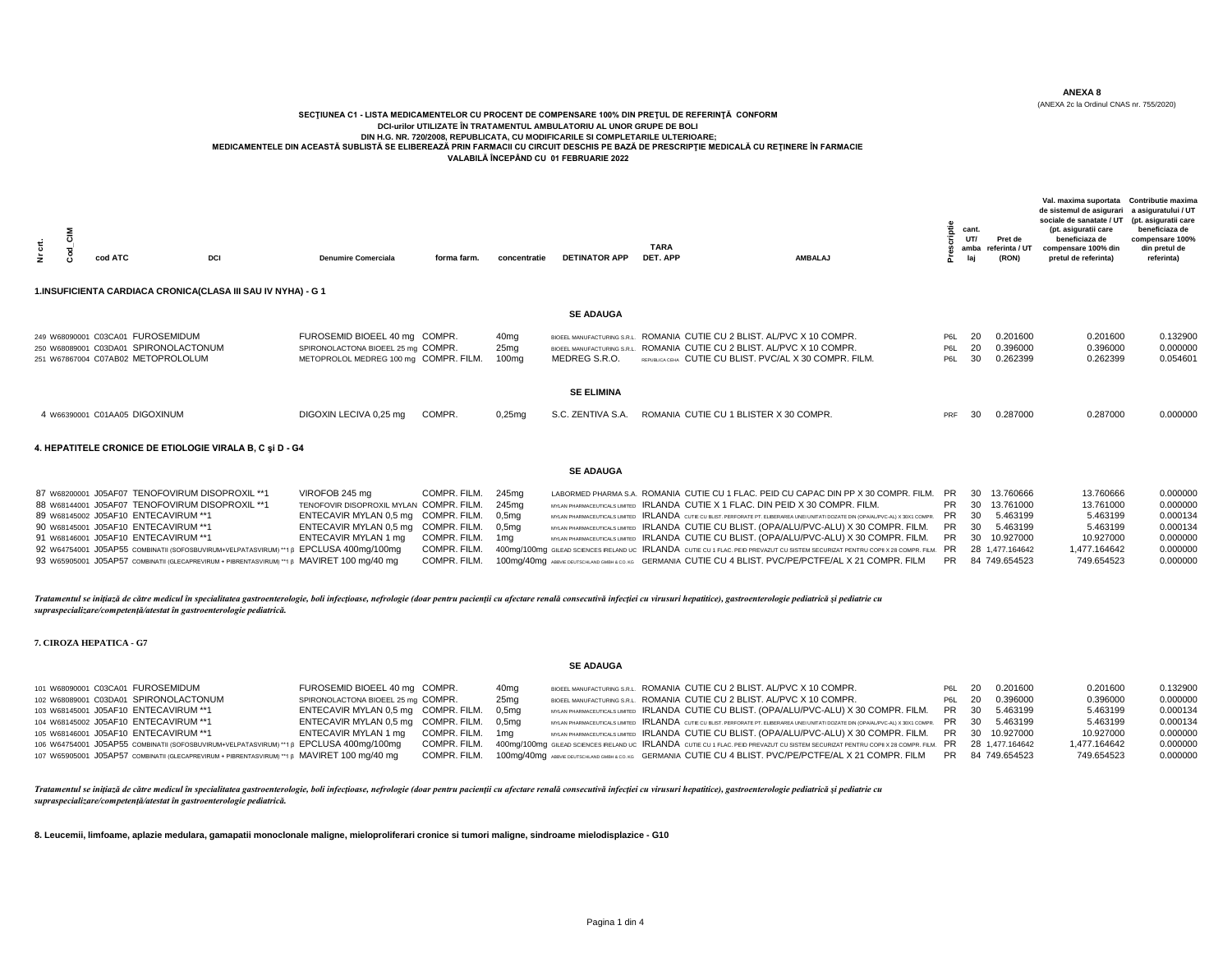**ANEXA 8**
(ANEXA 2c la Ordinul CNAS nr. 755/2020)

**SECŢIUNEA C1 - LISTA MEDICAMENTELOR CU PROCENT DE COMPENSARE 100% DIN PREŢUL DE REFERINŢĂ CONFORM DCI-urilor UTILIZATE ÎN TRATAMENTUL AMBULATORIU AL UNOR GRUPE DE BOLI DIN H.G. NR. 720/2008, REPUBLICATA, CU MODIFICARILE SI COMPLETARILE ULTERIOARE; MEDICAMENTELE DIN ACEASTĂ SUBLISTĂ SE ELIBEREAZĂ PRIN FARMACII CU CIRCUIT DESCHIS PE BAZĂ DE PRESCRIPŢIE MEDICALĂ CU REŢINERE ÎN FARMACIE VALABILĂ ÎNCEPÂND CU 01 FEBRUARIE 2022**

| Nr crt. | Cod_CIM | cod ATC | DCI | Denumire Comerciala | forma farm. | concentratie | DETINATOR APP | TARA DET. APP | AMBALAJ | Prescriptie | cant. UT/ ambalaj | Pret de referinta / UT (RON) | Val. maxima suportata de sistemul de asigurari sociale de sanatate / UT (pt. asiguratii care beneficiaza de compensare 100% din pretul de referinta) | Contributie maxima a asiguratului / UT (pt. asiguratii care beneficiaza de compensare 100% din pretul de referinta) |
|---|---|---|---|---|---|---|---|---|---|---|---|---|---|---|
| **1.INSUFICIENTA CARDIACA CRONICA(CLASA III SAU IV NYHA) - G 1** | | | | | | | | | | | | | | |
| **SE ADAUGA** | | | | | | | | | | | | | | |
| 249 | W68090001 | C03CA01 | FUROSEMIDUM | FUROSEMID BIOEEL 40 mg | COMPR. | 40mg | BIOEEL MANUFACTURING S.R.L. | ROMANIA | CUTIE CU 2 BLIST. AL/PVC X 10 COMPR. | P6L | 20 | 0.201600 | 0.201600 | 0.132900 |
| 250 | W68089001 | C03DA01 | SPIRONOLACTONUM | SPIRONOLACTONA BIOEEL 25 mg | COMPR. | 25mg | BIOEEL MANUFACTURING S.R.L. | ROMANIA | CUTIE CU 2 BLIST. AL/PVC X 10 COMPR. | P6L | 20 | 0.396000 | 0.396000 | 0.000000 |
| 251 | W67867004 | C07AB02 | METOPROLOLUM | METOPROLOL MEDREG 100 mg | COMPR. FILM. | 100mg | MEDREG S.R.O. | REPUBLICA CEHA | CUTIE CU BLIST. PVC/AL X 30 COMPR. FILM. | P6L | 30 | 0.262399 | 0.262399 | 0.054601 |
| **SE ELIMINA** | | | | | | | | | | | | | | |
| 4 | W66390001 | C01AA05 | DIGOXINUM | DIGOXIN LECIVA 0,25 mg | COMPR. | 0,25mg | S.C. ZENTIVA S.A. | ROMANIA | CUTIE CU 1 BLISTER X 30 COMPR. | PRF | 30 | 0.287000 | 0.287000 | 0.000000 |
| **4. HEPATITELE CRONICE DE ETIOLOGIE VIRALA B, C şi D - G4** | | | | | | | | | | | | | | |
| **SE ADAUGA** | | | | | | | | | | | | | | |
| 87 | W68200001 | J05AF07 | TENOFOVIRUM DISOPROXIL **1 | VIROFOB 245 mg | COMPR. FILM. | 245mg | LABORMED PHARMA S.A. | ROMANIA | CUTIE CU 1 FLAC. PEID CU CAPAC DIN PP X 30 COMPR. FILM. | PR | 30 | 13.760666 | 13.760666 | 0.000000 |
| 88 | W68144001 | J05AF07 | TENOFOVIRUM DISOPROXIL **1 | TENOFOVIR DISOPROXIL MYLAN | COMPR. FILM. | 245mg | MYLAN PHARMACEUTICALS LIMITED | IRLANDA | CUTIE X 1 FLAC. DIN PEID X 30 COMPR. FILM. | PR | 30 | 13.761000 | 13.761000 | 0.000000 |
| 89 | W68145002 | J05AF10 | ENTECAVIRUM **1 | ENTECAVIR MYLAN 0,5 mg | COMPR. FILM. | 0,5mg | MYLAN PHARMACEUTICALS LIMITED | IRLANDA | CUTIE CU BLIST. PERFORATE PT. ELIBERAREA UNEI UNITATI DOZATE DIN (OPA/AL/PVC-AL) X 30X1 COMPR. | PR | 30 | 5.463199 | 5.463199 | 0.000134 |
| 90 | W68145001 | J05AF10 | ENTECAVIRUM **1 | ENTECAVIR MYLAN 0,5 mg | COMPR. FILM. | 0,5mg | MYLAN PHARMACEUTICALS LIMITED | IRLANDA | CUTIE CU BLIST. (OPA/ALU/PVC-ALU) X 30 COMPR. FILM. | PR | 30 | 5.463199 | 5.463199 | 0.000134 |
| 91 | W68146001 | J05AF10 | ENTECAVIRUM **1 | ENTECAVIR MYLAN 1 mg | COMPR. FILM. | 1mg | MYLAN PHARMACEUTICALS LIMITED | IRLANDA | CUTIE CU BLIST. (OPA/ALU/PVC-ALU) X 30 COMPR. FILM. | PR | 30 | 10.927000 | 10.927000 | 0.000000 |
| 92 | W64754001 | J05AP55 | COMBINATII (SOFOSBUVIRUM+VELPATASVIRUM) **1 β | EPCLUSA 400mg/100mg | COMPR. FILM. | 400mg/100mg | GILEAD SCIENCES IRELAND UC | IRLANDA | CUTIE CU 1 FLAC. PEID PREVAZUT CU SISTEM SECURIZAT PENTRU COPII X 28 COMPR. FILM. | PR | 28 | 1,477.164642 | 1,477.164642 | 0.000000 |
| 93 | W65905001 | J05AP57 | COMBINATII (GLECAPREVIRUM + PIBRENTASVIRUM) **1 β | MAVIRET 100 mg/40 mg | COMPR. FILM. | 100mg/40mg | ABBVIE DEUTSCHLAND GMBH & CO. KG | GERMANIA | CUTIE CU 4 BLIST. PVC/PE/PCTFE/AL X 21 COMPR. FILM | PR | 84 | 749.654523 | 749.654523 | 0.000000 |

*Tratamentul se iniţiază de către medicul în specialitatea gastroenterologie, boli infecţioase, nefrologie (doar pentru pacienţii cu afectare renală consecutivă infecţiei cu virusuri hepatitice), gastroenterologie pediatrică şi pediatrie cu supraspecializare/competenţă/atestat în gastroenterologie pediatrică.*

| Nr crt. | Cod_CIM | cod ATC | DCI | Denumire Comerciala | forma farm. | concentratie | DETINATOR APP | TARA DET. APP | AMBALAJ | Prescriptie | cant. UT/ ambalaj | Pret de referinta / UT (RON) | Val. maxima suportata | Contributie maxima |
|---|---|---|---|---|---|---|---|---|---|---|---|---|---|---|
| **7. CIROZA HEPATICA - G7** | | | | | | | | | | | | | | |
| **SE ADAUGA** | | | | | | | | | | | | | | |
| 101 | W68090001 | C03CA01 | FUROSEMIDUM | FUROSEMID BIOEEL 40 mg | COMPR. | 40mg | BIOEEL MANUFACTURING S.R.L. | ROMANIA | CUTIE CU 2 BLIST. AL/PVC X 10 COMPR. | P6L | 20 | 0.201600 | 0.201600 | 0.132900 |
| 102 | W68089001 | C03DA01 | SPIRONOLACTONUM | SPIRONOLACTONA BIOEEL 25 mg | COMPR. | 25mg | BIOEEL MANUFACTURING S.R.L. | ROMANIA | CUTIE CU 2 BLIST. AL/PVC X 10 COMPR. | P6L | 20 | 0.396000 | 0.396000 | 0.000000 |
| 103 | W68145001 | J05AF10 | ENTECAVIRUM **1 | ENTECAVIR MYLAN 0,5 mg | COMPR. FILM. | 0,5mg | MYLAN PHARMACEUTICALS LIMITED | IRLANDA | CUTIE CU BLIST. (OPA/ALU/PVC-ALU) X 30 COMPR. FILM. | PR | 30 | 5.463199 | 5.463199 | 0.000134 |
| 104 | W68145002 | J05AF10 | ENTECAVIRUM **1 | ENTECAVIR MYLAN 0,5 mg | COMPR. FILM. | 0,5mg | MYLAN PHARMACEUTICALS LIMITED | IRLANDA | CUTIE CU BLIST. PERFORATE PT. ELIBERAREA UNEI UNITATI DOZATE DIN (OPA/AL/PVC-AL) X 30X1 COMPR. | PR | 30 | 5.463199 | 5.463199 | 0.000134 |
| 105 | W68146001 | J05AF10 | ENTECAVIRUM **1 | ENTECAVIR MYLAN 1 mg | COMPR. FILM. | 1mg | MYLAN PHARMACEUTICALS LIMITED | IRLANDA | CUTIE CU BLIST. (OPA/ALU/PVC-ALU) X 30 COMPR. FILM. | PR | 30 | 10.927000 | 10.927000 | 0.000000 |
| 106 | W64754001 | J05AP55 | COMBINATII (SOFOSBUVIRUM+VELPATASVIRUM) **1 β | EPCLUSA 400mg/100mg | COMPR. FILM. | 400mg/100mg | GILEAD SCIENCES IRELAND UC | IRLANDA | CUTIE CU 1 FLAC. PEID PREVAZUT CU SISTEM SECURIZAT PENTRU COPII X 28 COMPR. FILM. | PR | 28 | 1,477.164642 | 1,477.164642 | 0.000000 |
| 107 | W65905001 | J05AP57 | COMBINATII (GLECAPREVIRUM + PIBRENTASVIRUM) **1 β | MAVIRET 100 mg/40 mg | COMPR. FILM. | 100mg/40mg | ABBVIE DEUTSCHLAND GMBH & CO. KG | GERMANIA | CUTIE CU 4 BLIST. PVC/PE/PCTFE/AL X 21 COMPR. FILM | PR | 84 | 749.654523 | 749.654523 | 0.000000 |

*Tratamentul se iniţiază de către medicul în specialitatea gastroenterologie, boli infecţioase, nefrologie (doar pentru pacienţii cu afectare renală consecutivă infecţiei cu virusuri hepatitice), gastroenterologie pediatrică şi pediatrie cu supraspecializare/competenţă/atestat în gastroenterologie pediatrică.*

**8. Leucemii, limfoame, aplazie medulara, gamapatii monoclonale maligne, mieloproliferari cronice si tumori maligne, sindroame mielodisplazice - G10**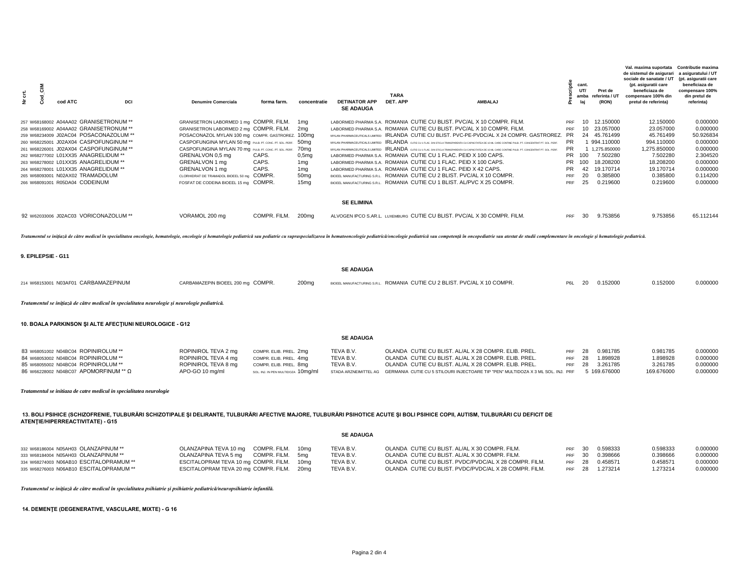| Nr crt. | Cod_CIM | cod ATC | DCI | Denumire Comerciala | forma farm. | concentratie | DETINATOR APP | TARA DET. APP | AMBALAJ | Prescriptie | cant. UT/ ambalaj | Pret de referinta / UT (RON) | Val. maxima suportata de sistemul de asigurari sociale de sanatate / UT (pt. asiguratii care beneficiaza de compensare 100% din pretul de referinta) | Contributie maxima a asiguratului / UT (pt. asiguratii care beneficiaza de compensare 100% din pretul de referinta) |
|---|---|---|---|---|---|---|---|---|---|---|---|---|---|---|
| | | | | | | | **SE ADAUGA** | | | | | | | |
| 257 | W68168002 | A04AA02 | GRANISETRONUM ** | GRANISETRON LABORMED 1 mg | COMPR. FILM. | 1mg | LABORMED PHARMA S.A. | ROMANIA | CUTIE CU BLIST. PVC/AL X 10 COMPR. FILM. | PRF | 10 | 12.150000 | 12.150000 | 0.000000 |
| 258 | W68169002 | A04AA02 | GRANISETRONUM ** | GRANISETRON LABORMED 2 mg | COMPR. FILM. | 2mg | LABORMED PHARMA S.A. | ROMANIA | CUTIE CU BLIST. PVC/AL X 10 COMPR. FILM. | PRF | 10 | 23.057000 | 23.057000 | 0.000000 |
| 259 | W68234009 | J02AC04 | POSACONAZOLUM ** | POSACONAZOL MYLAN 100 mg | COMPR. GASTROREZ. | 100mg | MYLAN PHARMACEUTICALS LIMITED | IRLANDA | CUTIE CU BLIST. PVC-PE-PVDC/AL X 24 COMPR. GASTROREZ. | PR | 24 | 45.761499 | 45.761499 | 50.926834 |
| 260 | W68225001 | J02AX04 | CASPOFUNGINUM ** | CASPOFUNGINA MYLAN 50 mg | PULB. PT. CONC. PT. SOL. PERF. | 50mg | MYLAN PHARMACEUTICALS LIMITED | IRLANDA | CUTIE CU 1 FLAC. DIN STICLA TRANSPARENTA CU CAPACITATEA DE 10 ML CARE CONTINE PULB. PT. CONCENTRAT PT. SOL. PERF. | PR | 1 | 994.110000 | 994.110000 | 0.000000 |
| 261 | W68226001 | J02AX04 | CASPOFUNGINUM ** | CASPOFUNGINA MYLAN 70 mg | PULB. PT. CONC. PT. SOL. PERF. | 70mg | MYLAN PHARMACEUTICALS LIMITED | IRLANDA | CUTIE CU 1 FLAC. DIN STICLA TRANSPARENTA CU CAPACITATEA DE 10 ML CARE CONTINE PULB. PT. CONCENTRAT PT. SOL. PERF. | PR | 1 | 1,275.850000 | 1,275.850000 | 0.000000 |
| 262 | W68277002 | L01XX35 | ANAGRELIDUM ** | GRENALVON 0,5 mg | CAPS. | 0,5mg | LABORMED PHARMA S.A. | ROMANIA | CUTIE CU 1 FLAC. PEID X 100 CAPS. | PR | 100 | 7.502280 | 7.502280 | 2.304520 |
| 263 | W68278002 | L01XX35 | ANAGRELIDUM ** | GRENALVON 1 mg | CAPS. | 1mg | LABORMED PHARMA S.A. | ROMANIA | CUTIE CU 1 FLAC. PEID X 100 CAPS. | PR | 100 | 18.208200 | 18.208200 | 0.000000 |
| 264 | W68278001 | L01XX35 | ANAGRELIDUM ** | GRENALVON 1 mg | CAPS. | 1mg | LABORMED PHARMA S.A. | ROMANIA | CUTIE CU 1 FLAC. PEID X 42 CAPS. | PR | 42 | 19.170714 | 19.170714 | 0.000000 |
| 265 | W68093001 | N02AX02 | TRAMADOLUM | CLORHIDRAT DE TRAMADOL BIOEEL 50 mg | COMPR. | 50mg | BIOEEL MANUFACTURING S.R.L. | ROMANIA | CUTIE CU 2 BLIST. PVC/AL X 10 COMPR. | PRF | 20 | 0.385800 | 0.385800 | 0.114200 |
| 266 | W68091001 | R05DA04 | CODEINUM | FOSFAT DE CODEINA BIOEEL 15 mg | COMPR. | 15mg | BIOEEL MANUFACTURING S.R.L. | ROMANIA | CUTIE CU 1 BLIST. AL/PVC X 25 COMPR. | PRF | 25 | 0.219600 | 0.219600 | 0.000000 |
| | | | | | | | **SE ELIMINA** | | | | | | | |
| 92 | W62033006 | J02AC03 | VORICONAZOLUM ** | VORAMOL 200 mg | COMPR. FILM. | 200mg | ALVOGEN IPCO S.AR.L. | LUXEMBURG | CUTIE CU BLIST. PVC/AL X 30 COMPR. FILM. | PRF | 30 | 9.753856 | 9.753856 | 65.112144 |

*Tratamentul se iniţiază de către medicul în specialitatea oncologie, hematologie, oncologie şi hematologie pediatrică sau pediatrie cu supraspecializarea în hematooncologie pediatrică/oncologie pediatrică sau competenţă în oncopediatrie sau atestat de studii complementare în oncologie şi hematologie pediatrică.*

## 9. EPILEPSIE - G11

| Nr crt. | Cod_CIM | cod ATC | DCI | Denumire Comerciala | forma farm. | concentratie | DETINATOR APP | TARA DET. APP | AMBALAJ | Prescriptie | cant. UT/ ambalaj | Pret de referinta / UT (RON) | Val. maxima suportata | Contributie maxima |
|---|---|---|---|---|---|---|---|---|---|---|---|---|---|---|
| | | | | | | | **SE ADAUGA** | | | | | | | |
| 214 | W68153001 | N03AF01 | CARBAMAZEPINUM | CARBAMAZEPIN BIOEEL 200 mg | COMPR. | 200mg | BIOEEL MANUFACTURING S.R.L. | ROMANIA | CUTIE CU 2 BLIST. PVC/AL X 10 COMPR. | P6L | 20 | 0.152000 | 0.152000 | 0.000000 |

*Tratamentul se iniţiază de către medicul în specialitatea neurologie şi neurologie pediatrică.*

## 10. BOALA PARKINSON ŞI ALTE AFECŢIUNI NEUROLOGICE - G12

| Nr crt. | Cod_CIM | cod ATC | DCI | Denumire Comerciala | forma farm. | concentratie | DETINATOR APP | TARA DET. APP | AMBALAJ | Prescriptie | cant. UT/ ambalaj | Pret de referinta / UT (RON) | Val. maxima suportata | Contributie maxima |
|---|---|---|---|---|---|---|---|---|---|---|---|---|---|---|
| | | | | | | | **SE ADAUGA** | | | | | | | |
| 83 | W68051002 | N04BC04 | ROPINIROLUM ** | ROPINIROL TEVA 2 mg | COMPR. ELIB. PREL. | 2mg | TEVA B.V. | OLANDA | CUTIE CU BLIST. AL/AL X 28 COMPR. ELIB. PREL. | PRF | 28 | 0.981785 | 0.981785 | 0.000000 |
| 84 | W68053002 | N04BC04 | ROPINIROLUM ** | ROPINIROL TEVA 4 mg | COMPR. ELIB. PREL. | 4mg | TEVA B.V. | OLANDA | CUTIE CU BLIST. AL/AL X 28 COMPR. ELIB. PREL. | PRF | 28 | 1.898928 | 1.898928 | 0.000000 |
| 85 | W68055002 | N04BC04 | ROPINIROLUM ** | ROPINIROL TEVA 8 mg | COMPR. ELIB. PREL. | 8mg | TEVA B.V. | OLANDA | CUTIE CU BLIST. AL/AL X 28 COMPR. ELIB. PREL. | PRF | 28 | 3.261785 | 3.261785 | 0.000000 |
| 86 | W66228002 | N04BC07 | APOMORFINUM ** Ω | APO-GO 10 mg/ml | SOL. INJ. IN PEN MULTIDOZA | 10mg/ml | STADA ARZNEIMITTEL AG | GERMANIA | CUTIE CU 5 STILOURI INJECTOARE TIP "PEN" MULTIDOZA X 3 ML SOL. INJ. | PRF | 5 | 169.676000 | 169.676000 | 0.000000 |

*Tratamentul se initiaza de catre medicul in specialitatea neurologie*

## 13. BOLI PSIHICE (SCHIZOFRENIE, TULBURĂRI SCHIZOTIPALE ŞI DELIRANTE, TULBURĂRI AFECTIVE MAJORE, TULBURĂRI PSIHOTICE ACUTE ŞI BOLI PSIHICE COPII, AUTISM, TULBURĂRI CU DEFICIT DE ATENŢIE/HIPERREACTIVITATE) - G15

| Nr crt. | Cod_CIM | cod ATC | DCI | Denumire Comerciala | forma farm. | concentratie | DETINATOR APP | TARA DET. APP | AMBALAJ | Prescriptie | cant. UT/ ambalaj | Pret de referinta / UT (RON) | Val. maxima suportata | Contributie maxima |
|---|---|---|---|---|---|---|---|---|---|---|---|---|---|---|
| | | | | | | | **SE ADAUGA** | | | | | | | |
| 332 | W68186004 | N05AH03 | OLANZAPINUM ** | OLANZAPINA TEVA 10 mg | COMPR. FILM. | 10mg | TEVA B.V. | OLANDA | CUTIE CU BLIST. AL/AL X 30 COMPR. FILM. | PRF | 30 | 0.598333 | 0.598333 | 0.000000 |
| 333 | W68184004 | N05AH03 | OLANZAPINUM ** | OLANZAPINA TEVA 5 mg | COMPR. FILM. | 5mg | TEVA B.V. | OLANDA | CUTIE CU BLIST. AL/AL X 30 COMPR. FILM. | PRF | 30 | 0.398666 | 0.398666 | 0.000000 |
| 334 | W68274003 | N06AB10 | ESCITALOPRAMUM ** | ESCITALOPRAM TEVA 10 mg | COMPR. FILM. | 10mg | TEVA B.V. | OLANDA | CUTIE CU BLIST. PVDC/PVDC/AL X 28 COMPR. FILM. | PRF | 28 | 0.458571 | 0.458571 | 0.000000 |
| 335 | W68276003 | N06AB10 | ESCITALOPRAMUM ** | ESCITALOPRAM TEVA 20 mg | COMPR. FILM. | 20mg | TEVA B.V. | OLANDA | CUTIE CU BLIST. PVDC/PVDC/AL X 28 COMPR. FILM. | PRF | 28 | 1.273214 | 1.273214 | 0.000000 |

*Tratamentul se iniţiază de către medicul în specialitatea psihiatrie şi psihiatrie pediatrică/neuropsihiatrie infantilă.*

## 14. DEMENŢE (DEGENERATIVE, VASCULARE, MIXTE) - G 16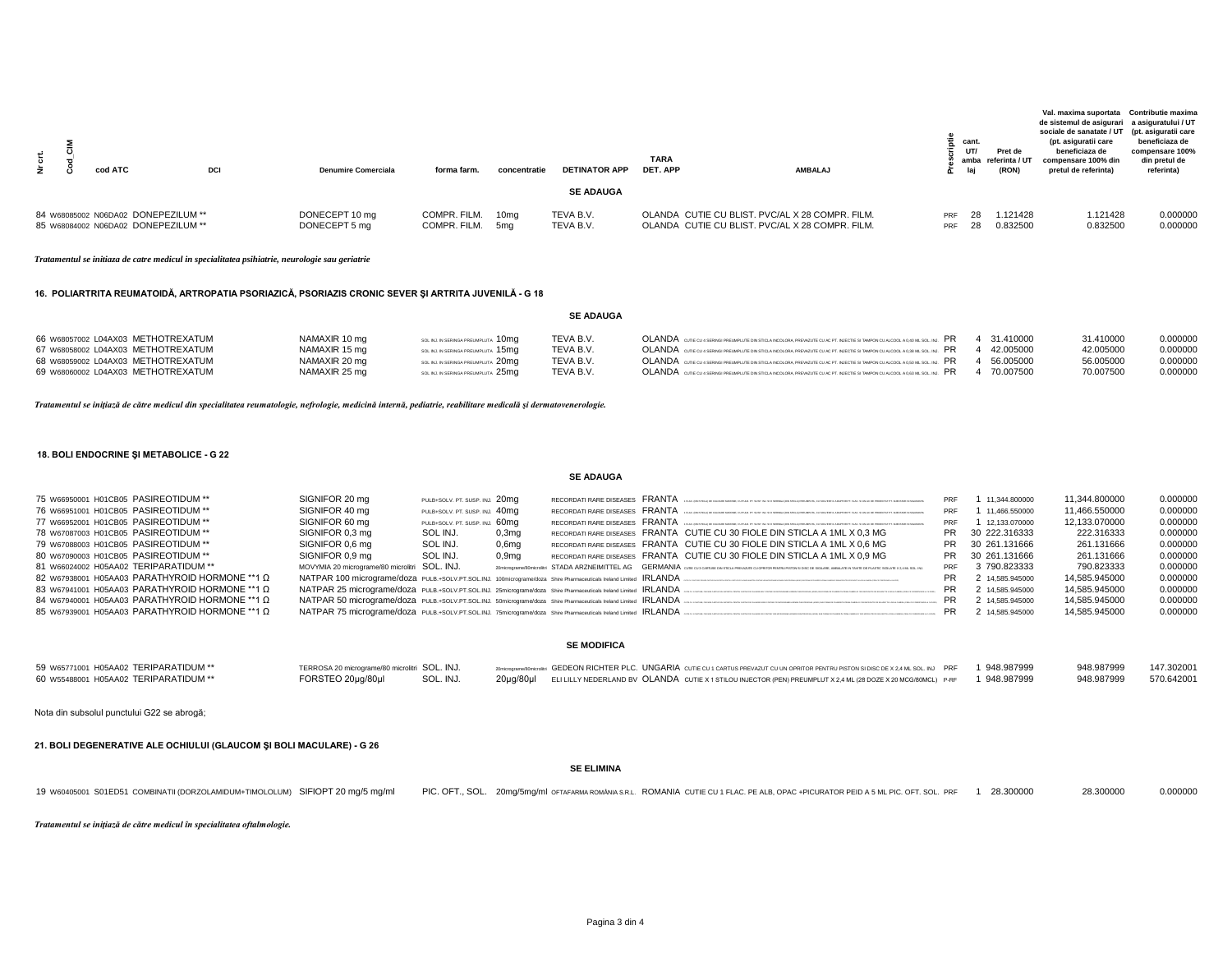| Nr crt. | Cod_CIM | cod ATC | DCI | Denumire Comerciala | forma farm. | concentratie | DETINATOR APP | TARA DET. APP | AMBALAJ | Prescriptie | cant. UT/ ambalaj | Pret de referinta / UT (RON) | Val. maxima suportata de sistemul de asigurari sociale de sanatate / UT (pt. asiguratii care beneficiaza de compensare 100% din pretul de referinta) | Contributie maxima a asiguratului / UT (pt. asiguratii care beneficiaza de compensare 100% din pretul de referinta) |
|---|---|---|---|---|---|---|---|---|---|---|---|---|---|---|
| | | | | | | | **SE ADAUGA** | | | | | | | |
| 84 | W68085002 | N06DA02 | DONEPEZILUM ** | DONECEPT 10 mg | COMPR. FILM. | 10mg | TEVA B.V. | OLANDA | CUTIE CU BLIST. PVC/AL X 28 COMPR. FILM. | PRF | 28 | 1.121428 | 1.121428 | 0.000000 |
| 85 | W68084002 | N06DA02 | DONEPEZILUM ** | DONECEPT 5 mg | COMPR. FILM. | 5mg | TEVA B.V. | OLANDA | CUTIE CU BLIST. PVC/AL X 28 COMPR. FILM. | PRF | 28 | 0.832500 | 0.832500 | 0.000000 |

*Tratamentul se initiaza de catre medicul in specialitatea psihiatrie, neurologie sau geriatrie*

### 16. POLIARTRITA REUMATOIDĂ, ARTROPATIA PSORIAZICĂ, PSORIAZIS CRONIC SEVER ŞI ARTRITA JUVENILĂ - G 18

| Nr crt. | Cod_CIM | cod ATC | DCI | Denumire Comerciala | forma farm. | concentratie | DETINATOR APP | TARA DET. APP | AMBALAJ | Prescriptie | cant. UT/ ambalaj | Pret de referinta / UT (RON) | Val. maxima suportata | Contributie maxima |
|---|---|---|---|---|---|---|---|---|---|---|---|---|---|---|
| | | | | | | | **SE ADAUGA** | | | | | | | |
| 66 | W68057002 | L04AX03 | METHOTREXATUM | NAMAXIR 10 mg | SOL. INJ. IN SERINGA PREUMPLUTA | 10mg | TEVA B.V. | OLANDA | CUTIE CU 4 SERINGI PREUMPLUTE DIN STICLA INCOLORA, PREVAZUTE CU AC PT. INJECTIE SI TAMPON CU ALCOOL A 0,40 ML SOL. INJ. | PR | 4 | 31.410000 | 31.410000 | 0.000000 |
| 67 | W68058002 | L04AX03 | METHOTREXATUM | NAMAXIR 15 mg | SOL. INJ. IN SERINGA PREUMPLUTA | 15mg | TEVA B.V. | OLANDA | CUTIE CU 4 SERINGI PREUMPLUTE DIN STICLA INCOLORA, PREVAZUTE CU AC PT. INJECTIE SI TAMPON CU ALCOOL A 0,30 ML SOL. INJ. | PR | 4 | 42.005000 | 42.005000 | 0.000000 |
| 68 | W68059002 | L04AX03 | METHOTREXATUM | NAMAXIR 20 mg | SOL. INJ. IN SERINGA PREUMPLUTA | 20mg | TEVA B.V. | OLANDA | CUTIE CU 4 SERINGI PREUMPLUTE DIN STICLA INCOLORA, PREVAZUTE CU AC PT. INJECTIE SI TAMPON CU ALCOOL A 0,50 ML SOL. INJ. | PR | 4 | 56.005000 | 56.005000 | 0.000000 |
| 69 | W68060002 | L04AX03 | METHOTREXATUM | NAMAXIR 25 mg | SOL. INJ. IN SERINGA PREUMPLUTA | 25mg | TEVA B.V. | OLANDA | CUTIE CU 4 SERINGI PREUMPLUTE DIN STICLA INCOLORA, PREVAZUTE CU AC PT. INJECTIE SI TAMPON CU ALCOOL A 0,63 ML SOL. INJ. | PR | 4 | 70.007500 | 70.007500 | 0.000000 |

*Tratamentul se iniţiază de către medicul din specialitatea reumatologie, nefrologie, medicină internă, pediatrie, reabilitare medicală şi dermatovenerologie.*

### 18. BOLI ENDOCRINE ŞI METABOLICE - G 22

| Nr crt. | Cod_CIM | cod ATC | DCI | Denumire Comerciala | forma farm. | concentratie | DETINATOR APP | TARA DET. APP | AMBALAJ | Prescriptie | cant. UT/ ambalaj | Pret de referinta / UT (RON) | Val. maxima suportata | Contributie maxima |
|---|---|---|---|---|---|---|---|---|---|---|---|---|---|---|
| | | | | | | | **SE ADAUGA** | | | | | | | |
| 75 | W66950001 | H01CB05 | PASIREOTIDUM ** | SIGNIFOR 20 mg | PULB+SOLV. PT. SUSP. INJ. | 20mg | RECORDATI RARE DISEASES | FRANTA | | PRF | 1 | 11,344.800000 | 11,344.800000 | 0.000000 |
| 76 | W66951001 | H01CB05 | PASIREOTIDUM ** | SIGNIFOR 40 mg | PULB+SOLV. PT. SUSP. INJ. | 40mg | RECORDATI RARE DISEASES | FRANTA | | PRF | 1 | 11,466.550000 | 11,466.550000 | 0.000000 |
| 77 | W66952001 | H01CB05 | PASIREOTIDUM ** | SIGNIFOR 60 mg | PULB+SOLV. PT. SUSP. INJ. | 60mg | RECORDATI RARE DISEASES | FRANTA | | PRF | 1 | 12,133.070000 | 12,133.070000 | 0.000000 |
| 78 | W67087003 | H01CB05 | PASIREOTIDUM ** | SIGNIFOR 0,3 mg | SOL INJ. | 0,3mg | RECORDATI RARE DISEASES | FRANTA | CUTIE CU 30 FIOLE DIN STICLA A 1ML X 0,3 MG | PR | 30 | 222.316333 | 222.316333 | 0.000000 |
| 79 | W67088003 | H01CB05 | PASIREOTIDUM ** | SIGNIFOR 0,6 mg | SOL INJ. | 0,6mg | RECORDATI RARE DISEASES | FRANTA | CUTIE CU 30 FIOLE DIN STICLA A 1ML X 0,6 MG | PR | 30 | 261.131666 | 261.131666 | 0.000000 |
| 80 | W67090003 | H01CB05 | PASIREOTIDUM ** | SIGNIFOR 0,9 mg | SOL INJ. | 0,9mg | RECORDATI RARE DISEASES | FRANTA | CUTIE CU 30 FIOLE DIN STICLA A 1ML X 0,9 MG | PR | 30 | 261.131666 | 261.131666 | 0.000000 |
| 81 | W66024002 | H05AA02 | TERIPARATIDUM ** | MOVYMIA 20 micrograme/80 microlitri | SOL. INJ. | 20micrograme/80microlitri | STADA ARZNEIMITTEL AG | GERMANIA | CUTIE CU 3 CARTUSE DIN STICLA PREVAZUTE CU OPRITOR PENTRU PISTON SI DISC DE SIGILARE, AMBALATE IN TAVITE DE PLASTIC SIGILATE X 2,4 ML SOL. INJ. | PRF | 3 | 790.823333 | 790.823333 | 0.000000 |
| 82 | W67938001 | H05AA03 | PARATHYROID HORMONE **1 Ω | NATPAR 100 micrograme/doza | PULB.+SOLV.PT.SOL.INJ. | 100micrograme/doza | Shire Pharmaceuticals Ireland Limited | IRLANDA | | PR | 2 | 14,585.945000 | 14,585.945000 | 0.000000 |
| 83 | W67941001 | H05AA03 | PARATHYROID HORMONE **1 Ω | NATPAR 25 micrograme/doza | PULB.+SOLV.PT.SOL.INJ. | 25micrograme/doza | Shire Pharmaceuticals Ireland Limited | IRLANDA | | PR | 2 | 14,585.945000 | 14,585.945000 | 0.000000 |
| 84 | W67940001 | H05AA03 | PARATHYROID HORMONE **1 Ω | NATPAR 50 micrograme/doza | PULB.+SOLV.PT.SOL.INJ. | 50micrograme/doza | Shire Pharmaceuticals Ireland Limited | IRLANDA | | PR | 2 | 14,585.945000 | 14,585.945000 | 0.000000 |
| 85 | W67939001 | H05AA03 | PARATHYROID HORMONE **1 Ω | NATPAR 75 micrograme/doza | PULB.+SOLV.PT.SOL.INJ. | 75micrograme/doza | Shire Pharmaceuticals Ireland Limited | IRLANDA | | PR | 2 | 14,585.945000 | 14,585.945000 | 0.000000 |
| | | | | | | | **SE MODIFICA** | | | | | | | |
| 59 | W65771001 | H05AA02 | TERIPARATIDUM ** | TERROSA 20 micrograme/80 microlitri | SOL. INJ. | 20micrograme/80microlitri | GEDEON RICHTER PLC. | UNGARIA | CUTIE CU 1 CARTUS PREVAZUT CU UN OPRITOR PENTRU PISTON SI DISC DE X 2,4 ML SOL. INJ | PRF | 1 | 948.987999 | 948.987999 | 147.302001 |
| 60 | W55488001 | H05AA02 | TERIPARATIDUM ** | FORSTEO 20µg/80µl | SOL. INJ. | 20µg/80µl | ELI LILLY NEDERLAND BV | OLANDA | CUTIE X 1 STILOU INJECTOR (PEN) PREUMPLUT X 2,4 ML (28 DOZE X 20 MCG/80MCL) | P-RF | 1 | 948.987999 | 948.987999 | 570.642001 |

Nota din subsolul punctului G22 se abrogă;

### 21. BOLI DEGENERATIVE ALE OCHIULUI (GLAUCOM ŞI BOLI MACULARE) - G 26

| Nr crt. | Cod_CIM | cod ATC | DCI | Denumire Comerciala | forma farm. | concentratie | DETINATOR APP | TARA DET. APP | AMBALAJ | Prescriptie | cant. UT/ ambalaj | Pret de referinta / UT (RON) | Val. maxima suportata | Contributie maxima |
|---|---|---|---|---|---|---|---|---|---|---|---|---|---|---|
| | | | | | | | **SE ELIMINA** | | | | | | | |
| 19 | W60405001 | S01ED51 | COMBINATII (DORZOLAMIDUM+TIMOLOLUM) | SIFIOPT 20 mg/5 mg/ml | PIC. OFT., SOL. | 20mg/5mg/ml | OFTAFARMA ROMÂNIA S.R.L. | ROMANIA | CUTIE CU 1 FLAC. PE ALB, OPAC +PICURATOR PEID A 5 ML PIC. OFT. SOL. | PRF | 1 | 28.300000 | 28.300000 | 0.000000 |

*Tratamentul se iniţiază de către medicul în specialitatea oftalmologie.*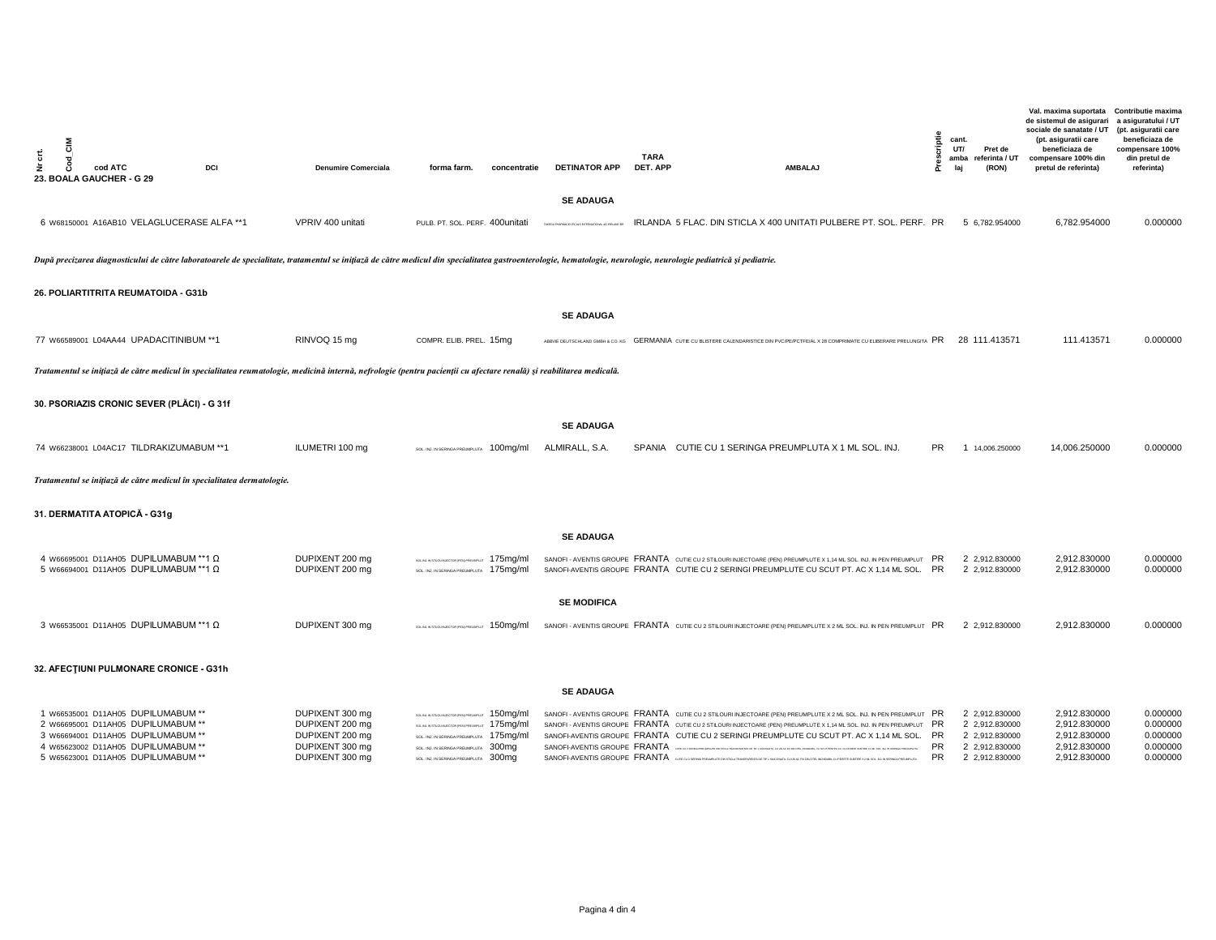| Nr crt. | Cod_CIM | cod ATC | DCI | Denumire Comerciala | forma farm. | concentratie | DETINATOR APP | TARA DET. APP | AMBALAJ | Prescriptie | cant. UT/ ambalaj | Pret de referinta / UT (RON) | Val. maxima suportata de sistemul de asigurari sociale de sanatate / UT (pt. asiguratii care beneficiaza de compensare 100% din pretul de referinta) | Contributie maxima a asiguratului / UT (pt. asiguratii care beneficiaza de compensare 100% din pretul de referinta) |
|---|---|---|---|---|---|---|---|---|---|---|---|---|---|---|

## 23. BOALA GAUCHER - G 29

**SE ADAUGA**

| Nr crt. | Cod_CIM | cod ATC | DCI | Denumire Comerciala | forma farm. | concentratie | DETINATOR APP | TARA DET. APP | AMBALAJ | Prescriptie | cant. UT/ ambalaj | Pret de referinta / UT (RON) | Val. maxima suportata | Contributie maxima |
|---|---|---|---|---|---|---|---|---|---|---|---|---|---|---|
| 6 | W68150001 | A16AB10 | VELAGLUCERASE ALFA **1 | VPRIV 400 unitati | PULB. PT. SOL. PERF. | 400unitati | TAKEDA PHARMACEUTICALS INTERNATIONAL AG IRELAND BR | IRLANDA | 5 FLAC. DIN STICLA X 400 UNITATI PULBERE PT. SOL. PERF. | PR | 5 | 6,782.954000 | 6,782.954000 | 0.000000 |

*După precizarea diagnosticului de către laboratoarele de specialitate, tratamentul se inițiază de către medicul din specialitatea gastroenterologie, hematologie, neurologie, neurologie pediatrică și pediatrie.*

## 26. POLIARTITRITA REUMATOIDA - G31b

**SE ADAUGA**

| Nr crt. | Cod_CIM | cod ATC | DCI | Denumire Comerciala | forma farm. | concentratie | DETINATOR APP | TARA DET. APP | AMBALAJ | Prescriptie | cant. UT/ ambalaj | Pret de referinta / UT (RON) | Val. maxima suportata | Contributie maxima |
|---|---|---|---|---|---|---|---|---|---|---|---|---|---|---|
| 77 | W66589001 | L04AA44 | UPADACITINIBUM **1 | RINVOQ 15 mg | COMPR. ELIB. PREL. | 15mg | ABBVIE DEUTSCHLAND GMBH & CO. KG | GERMANIA | CUTIE CU BLISTERE CALENDARISTICE DIN PVC/PE/PCTFE/AL X 28 COMPRIMATE CU ELIBERARE PRELUNGITA | PR | 28 | 111.413571 | 111.413571 | 0.000000 |

*Tratamentul se inițiază de către medicul în specialitatea reumatologie, medicină internă, nefrologie (pentru pacienții cu afectare renală) și reabilitarea medicală.*

## 30. PSORIAZIS CRONIC SEVER (PLĂCI) - G 31f

**SE ADAUGA**

| Nr crt. | Cod_CIM | cod ATC | DCI | Denumire Comerciala | forma farm. | concentratie | DETINATOR APP | TARA DET. APP | AMBALAJ | Prescriptie | cant. UT/ ambalaj | Pret de referinta / UT (RON) | Val. maxima suportata | Contributie maxima |
|---|---|---|---|---|---|---|---|---|---|---|---|---|---|---|
| 74 | W66238001 | L04AC17 | TILDRAKIZUMABUM **1 | ILUMETRI 100 mg | SOL. INJ. IN SERINGA PREUMPLUTA | 100mg/ml | ALMIRALL, S.A. | SPANIA | CUTIE CU 1 SERINGA PREUMPLUTA X 1 ML SOL. INJ. | PR | 1 | 14,006.250000 | 14,006.250000 | 0.000000 |

*Tratamentul se inițiază de către medicul în specialitatea dermatologie.*

## 31. DERMATITA ATOPICĂ - G31g

**SE ADAUGA**

| Nr crt. | Cod_CIM | cod ATC | DCI | Denumire Comerciala | forma farm. | concentratie | DETINATOR APP | TARA DET. APP | AMBALAJ | Prescriptie | cant. UT/ ambalaj | Pret de referinta / UT (RON) | Val. maxima suportata | Contributie maxima |
|---|---|---|---|---|---|---|---|---|---|---|---|---|---|---|
| 4 | W66695001 | D11AH05 | DUPILUMABUM **1 Ω | DUPIXENT 200 mg | SOL. INJ. IN STILOU INJECTOR (PEN) PREUMPLUT | 175mg/ml | SANOFI - AVENTIS GROUPE | FRANTA | CUTIE CU 2 STILOURI INJECTOARE (PEN) PREUMPLUTE X 1,14 ML SOL. INJ. IN PEN PREUMPLUT | PR | 2 | 2,912.830000 | 2,912.830000 | 0.000000 |
| 5 | W66694001 | D11AH05 | DUPILUMABUM **1 Ω | DUPIXENT 200 mg | SOL. INJ. IN SERINGA PREUMPLUTA | 175mg/ml | SANOFI-AVENTIS GROUPE | FRANTA | CUTIE CU 2 SERINGI PREUMPLUTE CU SCUT PT. AC X 1,14 ML SOL. | PR | 2 | 2,912.830000 | 2,912.830000 | 0.000000 |

**SE MODIFICA**

| Nr crt. | Cod_CIM | cod ATC | DCI | Denumire Comerciala | forma farm. | concentratie | DETINATOR APP | TARA DET. APP | AMBALAJ | Prescriptie | cant. UT/ ambalaj | Pret de referinta / UT (RON) | Val. maxima suportata | Contributie maxima |
|---|---|---|---|---|---|---|---|---|---|---|---|---|---|---|
| 3 | W66535001 | D11AH05 | DUPILUMABUM **1 Ω | DUPIXENT 300 mg | SOL. INJ. IN STILOU INJECTOR (PEN) PREUMPLUT | 150mg/ml | SANOFI - AVENTIS GROUPE | FRANTA | CUTIE CU 2 STILOURI INJECTOARE (PEN) PREUMPLUTE X 2 ML SOL. INJ. IN PEN PREUMPLUT | PR | 2 | 2,912.830000 | 2,912.830000 | 0.000000 |

## 32. AFECŢIUNI PULMONARE CRONICE - G31h

**SE ADAUGA**

| Nr crt. | Cod_CIM | cod ATC | DCI | Denumire Comerciala | forma farm. | concentratie | DETINATOR APP | TARA DET. APP | AMBALAJ | Prescriptie | cant. UT/ ambalaj | Pret de referinta / UT (RON) | Val. maxima suportata | Contributie maxima |
|---|---|---|---|---|---|---|---|---|---|---|---|---|---|---|
| 1 | W66535001 | D11AH05 | DUPILUMABUM ** | DUPIXENT 300 mg | SOL. INJ. IN STILOU INJECTOR (PEN) PREUMPLUT | 150mg/ml | SANOFI - AVENTIS GROUPE | FRANTA | CUTIE CU 2 STILOURI INJECTOARE (PEN) PREUMPLUTE X 2 ML SOL. INJ. IN PEN PREUMPLUT | PR | 2 | 2,912.830000 | 2,912.830000 | 0.000000 |
| 2 | W66695001 | D11AH05 | DUPILUMABUM ** | DUPIXENT 200 mg | SOL. INJ. IN STILOU INJECTOR (PEN) PREUMPLUT | 175mg/ml | SANOFI - AVENTIS GROUPE | FRANTA | CUTIE CU 2 STILOURI INJECTOARE (PEN) PREUMPLUTE X 1,14 ML SOL. INJ. IN PEN PREUMPLUT | PR | 2 | 2,912.830000 | 2,912.830000 | 0.000000 |
| 3 | W66694001 | D11AH05 | DUPILUMABUM ** | DUPIXENT 200 mg | SOL. INJ. IN SERINGA PREUMPLUTA | 175mg/ml | SANOFI-AVENTIS GROUPE | FRANTA | CUTIE CU 2 SERINGI PREUMPLUTE CU SCUT PT. AC X 1,14 ML SOL. | PR | 2 | 2,912.830000 | 2,912.830000 | 0.000000 |
| 4 | W65623002 | D11AH05 | DUPILUMABUM ** | DUPIXENT 300 mg | SOL. INJ. IN SERINGA PREUMPLUTA | 300mg | SANOFI-AVENTIS GROUPE | FRANTA | CUTIE CU 2 SERINGI PREUMPLUTE DIN STICLA TRANSPARENTA DE TIP I SILICONATA, CU AC DE OTEL INOXIDABIL, CU SCUT PENTRU AC, X 2 ML SOL. INJ. IN SERINGA PREUMPLUTA | PR | 2 | 2,912.830000 | 2,912.830000 | 0.000000 |
| 5 | W65623001 | D11AH05 | DUPILUMABUM ** | DUPIXENT 300 mg | SOL. INJ. IN SERINGA PREUMPLUTA | 300mg | SANOFI-AVENTIS GROUPE | FRANTA | CUTIE CU 2 SERINGI PREUMPLUTE DIN STICLA TRANSPARENTA DE TIP I, SILICONATA, CU AC DE OTEL INOXIDABIL, CU DISPOZITIV DE SIGURANTA X 2 ML SOL. INJ. IN SERINGA PREUMPLUTA | PR | 2 | 2,912.830000 | 2,912.830000 | 0.000000 |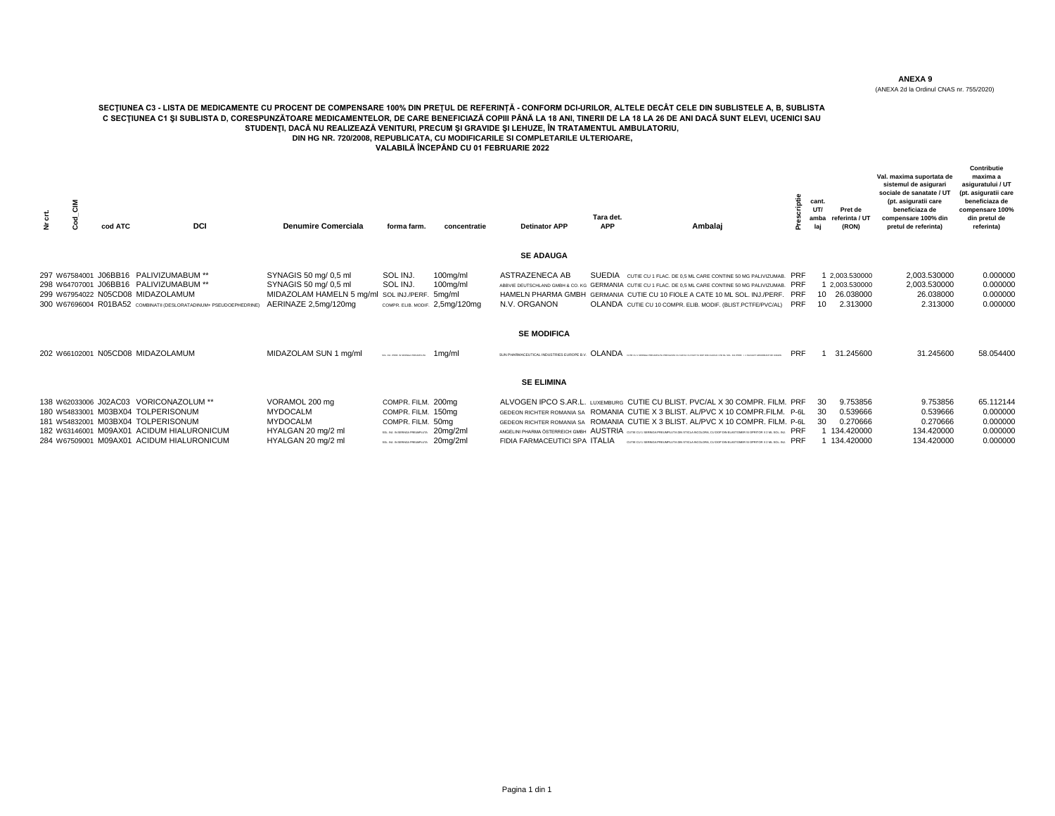**ANEXA 9**

(ANEXA 2d la Ordinul CNAS nr. 755/2020)

## SECŢIUNEA C3 - LISTA DE MEDICAMENTE CU PROCENT DE COMPENSARE 100% DIN PREŢUL DE REFERINŢĂ - CONFORM DCI-URILOR, ALTELE DECÂT CELE DIN SUBLISTELE A, B, SUBLISTA C SECŢIUNEA C1 ŞI SUBLISTA D, CORESPUNZĂTOARE MEDICAMENTELOR, DE CARE BENEFICIAZĂ COPIII PÂNĂ LA 18 ANI, TINERII DE LA 18 LA 26 DE ANI DACĂ SUNT ELEVI, UCENICI SAU STUDENŢI, DACĂ NU REALIZEAZĂ VENITURI, PRECUM ŞI GRAVIDE ŞI LEHUZE, ÎN TRATAMENTUL AMBULATORIU, DIN HG NR. 720/2008, REPUBLICATA, CU MODIFICARILE SI COMPLETARILE ULTERIOARE, VALABILĂ ÎNCEPÂND CU 01 FEBRUARIE 2022

| Nr crt. | Cod_CIM | cod ATC | DCI | Denumire Comerciala | forma farm. | concentratie | Detinator APP | Tara det. APP | Ambalaj | Prescriptie | cant. UT/ ambalaj | Pret de referinta / UT (RON) | Val. maxima suportata de sistemul de asigurari sociale de sanatate / UT (pt. asiguratii care beneficiaza de compensare 100% din pretul de referinta) | Contributie maxima a asiguratului / UT (pt. asiguratii care beneficiaza de compensare 100% din pretul de referinta) |
|---|---|---|---|---|---|---|---|---|---|---|---|---|---|---|
| | | | | | | | **SE ADAUGA** | | | | | | | |
| 297 | W67584001 | J06BB16 | PALIVIZUMABUM ** | SYNAGIS 50 mg/ 0,5 ml | SOL INJ. | 100mg/ml | ASTRAZENECA AB | SUEDIA | CUTIE CU 1 FLAC. DE 0,5 ML CARE CONTINE 50 MG PALIVIZUMAB. | PRF | 1 | 2,003.530000 | 2,003.530000 | 0.000000 |
| 298 | W64707001 | J06BB16 | PALIVIZUMABUM ** | SYNAGIS 50 mg/ 0,5 ml | SOL INJ. | 100mg/ml | ABBVIE DEUTSCHLAND GMBH & CO. KG | GERMANIA | CUTIE CU 1 FLAC. DE 0,5 ML CARE CONTINE 50 MG PALIVIZUMAB. | PRF | 1 | 2,003.530000 | 2,003.530000 | 0.000000 |
| 299 | W67954022 | N05CD08 | MIDAZOLAMUM | MIDAZOLAM HAMELN 5 mg/ml | SOL INJ./PERF. | 5mg/ml | HAMELN PHARMA GMBH | GERMANIA | CUTIE CU 10 FIOLE A CATE 10 ML SOL. INJ./PERF. | PRF | 10 | 26.038000 | 26.038000 | 0.000000 |
| 300 | W67696004 | R01BA52 | COMBINATII (DESLORATADINUM+ PSEUDOEPHEDRINE) | AERINAZE 2,5mg/120mg | COMPR. ELIB. MODIF. | 2,5mg/120mg | N.V. ORGANON | OLANDA | CUTIE CU 10 COMPR. ELIB. MODIF. (BLIST.PCTFE/PVC/AL) | PRF | 10 | 2.313000 | 2.313000 | 0.000000 |
| | | | | | | | **SE MODIFICA** | | | | | | | |
| 202 | W66102001 | N05CD08 | MIDAZOLAMUM | MIDAZOLAM SUN 1 mg/ml | SOL. INJ./PERF. IN SERINGA PREUMPLUTA | 1mg/ml | SUN PHARMACEUTICAL INDUSTRIES EUROPE B.V. | OLANDA | CUTIE CU 1 SERINGA PREUMPLUTA PREVAZUTA CU CAPAC SI CU DOP DIN CAUCIUC A 50 ML SOL. INJ./PERF. | PRF | 1 | 31.245600 | 31.245600 | 58.054400 |
| | | | | | | | **SE ELIMINA** | | | | | | | |
| 138 | W62033006 | J02AC03 | VORICONAZOLUM ** | VORAMOL 200 mg | COMPR. FILM. | 200mg | ALVOGEN IPCO S.AR.L. | LUXEMBURG | CUTIE CU BLIST. PVC/AL X 30 COMPR. FILM. | PRF | 30 | 9.753856 | 9.753856 | 65.112144 |
| 180 | W54833001 | M03BX04 | TOLPERISONUM | MYDOCALM | COMPR. FILM. | 150mg | GEDEON RICHTER ROMANIA SA | ROMANIA | CUTIE X 3 BLIST. AL/PVC X 10 COMPR.FILM. | P-6L | 30 | 0.539666 | 0.539666 | 0.000000 |
| 181 | W54832001 | M03BX04 | TOLPERISONUM | MYDOCALM | COMPR. FILM. | 50mg | GEDEON RICHTER ROMANIA SA | ROMANIA | CUTIE X 3 BLIST. AL/PVC X 10 COMPR. FILM. | P-6L | 30 | 0.270666 | 0.270666 | 0.000000 |
| 182 | W63146001 | M09AX01 | ACIDUM HIALURONICUM | HYALGAN 20 mg/2 ml | SOL. INJ. IN SERINGA PREUMPLUTA | 20mg/2ml | ANGELINI PHARMA ÖSTERREICH GMBH | AUSTRIA | CUTIE CU 1 SERINGA PREUMPLUTA DIN STICLA INCOLORA, CU DOP DIN ELASTOMER SI OPRITOR X 2 ML SOL. INJ. | PRF | 1 | 134.420000 | 134.420000 | 0.000000 |
| 284 | W67509001 | M09AX01 | ACIDUM HIALURONICUM | HYALGAN 20 mg/2 ml | SOL. INJ. IN SERINGA PREUMPLUTA | 20mg/2ml | FIDIA FARMACEUTICI SPA | ITALIA | CUTIE CU 1 SERINGA PREUMPLUTA DIN STICLA INCOLORA, CU DOP DIN ELASTOMER SI OPRITOR X 2 ML SOL. INJ. | PRF | 1 | 134.420000 | 134.420000 | 0.000000 |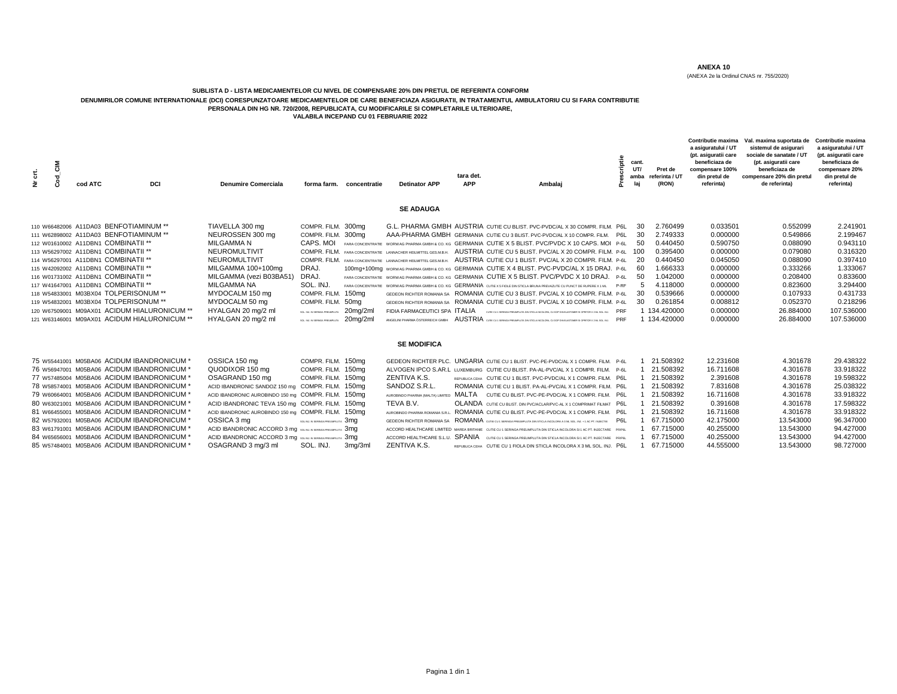**ANEXA 10**

(ANEXA 2e la Ordinul CNAS nr. 755/2020)

**SUBLISTA D - LISTA MEDICAMENTELOR CU NIVEL DE COMPENSARE 20% DIN PRETUL DE REFERINTA CONFORM DENUMIRILOR COMUNE INTERNATIONALE (DCI) CORESPUNZATOARE MEDICAMENTELOR DE CARE BENEFICIAZA ASIGURATII, IN TRATAMENTUL AMBULATORIU CU SI FARA CONTRIBUTIE PERSONALA DIN HG NR. 720/2008, REPUBLICATA, CU MODIFICARILE SI COMPLETARILE ULTERIOARE, VALABILA INCEPAND CU 01 FEBRUARIE 2022**

| Nr crt. | Cod_CIM | cod ATC | DCI | Denumire Comerciala | forma farm. | concentratie | Detinator APP | tara det. APP | Ambalaj | Prescriptie | cant. UT/ ambalaj | Pret de referinta / UT (RON) | Contributie maxima a asiguratului / UT (pt. asiguratii care beneficiaza de compensare 100% din pretul de referinta) | Val. maxima suportata de sistemul de asigurari sociale de sanatate / UT (pt. asiguratii care beneficiaza de compensare 20% din pretul de referinta) | Contributie maxima a asiguratului / UT (pt. asiguratii care beneficiaza de compensare 20% din pretul de referinta) |
|---|---|---|---|---|---|---|---|---|---|---|---|---|---|---|---|
| | | | | | | | **SE ADAUGA** | | | | | | | | |
| 110 | W66482006 | A11DA03 | BENFOTIAMINUM ** | TIAVELLA 300 mg | COMPR. FILM. | 300mg | G.L. PHARMA GMBH | AUSTRIA | CUTIE CU BLIST. PVC-PVDC/AL X 30 COMPR. FILM. | P6L | 30 | 2.760499 | 0.033501 | 0.552099 | 2.241901 |
| 111 | W62898002 | A11DA03 | BENFOTIAMINUM ** | NEUROSSEN 300 mg | COMPR. FILM. | 300mg | AAA-PHARMA GMBH | GERMANIA | CUTIE CU 3 BLIST. PVC-PVDC/AL X 10 COMPR. FILM. | P6L | 30 | 2.749333 | 0.000000 | 0.549866 | 2.199467 |
| 112 | W01610002 | A11DBN1 | COMBINATII ** | MILGAMMA N | CAPS. MOI | FARA CONCENTRATIE | WORWAG PHARMA GMBH & CO. KG | GERMANIA | CUTIE X 5 BLIST. PVC/PVDC X 10 CAPS. MOI | P-6L | 50 | 0.440450 | 0.590750 | 0.088090 | 0.943110 |
| 113 | W56297002 | A11DBN1 | COMBINATII ** | NEUROMULTIVIT | COMPR. FILM. | FARA CONCENTRATIE | LANNACHER HEILMITTEL GES.M.B.H. | AUSTRIA | CUTIE CU 5 BLIST. PVC/AL X 20 COMPR. FILM. | P-6L | 100 | 0.395400 | 0.000000 | 0.079080 | 0.316320 |
| 114 | W56297001 | A11DBN1 | COMBINATII ** | NEUROMULTIVIT | COMPR. FILM. | FARA CONCENTRATIE | LANNACHER HEILMITTEL GES.M.B.H. | AUSTRIA | CUTIE CU 1 BLIST. PVC/AL X 20 COMPR. FILM. | P-6L | 20 | 0.440450 | 0.045050 | 0.088090 | 0.397410 |
| 115 | W42092002 | A11DBN1 | COMBINATII ** | MILGAMMA 100+100mg | DRAJ. | 100mg+100mg | WORWAG PHARMA GMBH & CO. KG | GERMANIA | CUTIE X 4 BLIST. PVC-PVDC/AL X 15 DRAJ. | P-6L | 60 | 1.666333 | 0.000000 | 0.333266 | 1.333067 |
| 116 | W01731002 | A11DBN1 | COMBINATII ** | MILGAMMA (vezi B03BA51) | DRAJ. | FARA CONCENTRATIE | WORWAG PHARMA GMBH & CO. KG | GERMANIA | CUTIE X 5 BLIST. PVC/PVDC X 10 DRAJ. | P-6L | 50 | 1.042000 | 0.000000 | 0.208400 | 0.833600 |
| 117 | W41647001 | A11DBN1 | COMBINATII ** | MILGAMMA NA | SOL. INJ. | FARA CONCENTRATIE | WORWAG PHARMA GMBH & CO. KG | GERMANIA | CUTIE X 5 FIOLE DIN STICLA BRUNA PREVAZUTE CU PUNCT DE RUPERE X 1 ML | P-RF | 5 | 4.118000 | 0.000000 | 0.823600 | 3.294400 |
| 118 | W54833001 | M03BX04 | TOLPERISONUM ** | MYDOCALM 150 mg | COMPR. FILM. | 150mg | GEDEON RICHTER ROMANIA SA | ROMANIA | CUTIE CU 3 BLIST. PVC/AL X 10 COMPR. FILM. | P-6L | 30 | 0.539666 | 0.000000 | 0.107933 | 0.431733 |
| 119 | W54832001 | M03BX04 | TOLPERISONUM ** | MYDOCALM 50 mg | COMPR. FILM. | 50mg | GEDEON RICHTER ROMANIA SA | ROMANIA | CUTIE CU 3 BLIST. PVC/AL X 10 COMPR. FILM. | P-6L | 30 | 0.261854 | 0.008812 | 0.052370 | 0.218296 |
| 120 | W67509001 | M09AX01 | ACIDUM HIALURONICUM ** | HYALGAN 20 mg/2 ml | SOL. INJ. IN SERINGA PREUMPLUTA | 20mg/2ml | FIDIA FARMACEUTICI SPA | ITALIA | CUTIE CU 1 SERINGA PREUMPLUTA DIN STICLA INCOLORA, CU DOP DIN ELASTOMER SI OPRITOR X 2 ML SOL. INJ. | PRF | 1 | 134.420000 | 0.000000 | 26.884000 | 107.536000 |
| 121 | W63146001 | M09AX01 | ACIDUM HIALURONICUM ** | HYALGAN 20 mg/2 ml | SOL. INJ. IN SERINGA PREUMPLUTA | 20mg/2ml | ANGELINI PHARMA ÖSTERREICH GMBH | AUSTRIA | CUTIE CU 1 SERINGA PREUMPLUTA DIN STICLA INCOLORA, CU DOP DIN ELASTOMER SI OPRITOR X 2 ML SOL. INJ. | PRF | 1 | 134.420000 | 0.000000 | 26.884000 | 107.536000 |
| | | | | | | | **SE MODIFICA** | | | | | | | | |
| 75 | W55441001 | M05BA06 | ACIDUM IBANDRONICUM * | OSSICA 150 mg | COMPR. FILM. | 150mg | GEDEON RICHTER PLC. | UNGARIA | CUTIE CU 1 BLIST. PVC-PE-PVDC/AL X 1 COMPR. FILM. | P-6L | 1 | 21.508392 | 12.231608 | 4.301678 | 29.438322 |
| 76 | W56947001 | M05BA06 | ACIDUM IBANDRONICUM * | QUODIXOR 150 mg | COMPR. FILM. | 150mg | ALVOGEN IPCO S.AR.L | LUXEMBURG | CUTIE CU BLIST. PA-AL-PVC/AL X 1 COMPR. FILM. | P-6L | 1 | 21.508392 | 16.711608 | 4.301678 | 33.918322 |
| 77 | W57485004 | M05BA06 | ACIDUM IBANDRONICUM * | OSAGRAND 150 mg | COMPR. FILM. | 150mg | ZENTIVA K.S. | REPUBLICA CEHA | CUTIE CU 1 BLIST. PVC-PVDC/AL X 1 COMPR. FILM. | P6L | 1 | 21.508392 | 2.391608 | 4.301678 | 19.598322 |
| 78 | W58574001 | M05BA06 | ACIDUM IBANDRONICUM * | ACID IBANDRONIC SANDOZ 150 mg | COMPR. FILM. | 150mg | SANDOZ S.R.L. | ROMANIA | CUTIE CU 1 BLIST. PA-AL-PVC/AL X 1 COMPR. FILM. | P6L | 1 | 21.508392 | 7.831608 | 4.301678 | 25.038322 |
| 79 | W60664001 | M05BA06 | ACIDUM IBANDRONICUM * | ACID IBANDRONIC AUROBINDO 150 mg | COMPR. FILM. | 150mg | AUROBINDO PHARMA (MALTA) LIMITED | MALTA | CUTIE CU BLIST. PVC-PE-PVDC/AL X 1 COMPR. FILM. | P6L | 1 | 21.508392 | 16.711608 | 4.301678 | 33.918322 |
| 80 | W63021001 | M05BA06 | ACIDUM IBANDRONICUM * | ACID IBANDRONIC TEVA 150 mg | COMPR. FILM. | 150mg | TEVA B.V. | OLANDA | CUTIE CU BLIST. DIN PVC/ACLAR/PVC-AL X 1 COMPRIMAT FILMAT | P6L | 1 | 21.508392 | 0.391608 | 4.301678 | 17.598322 |
| 81 | W66455001 | M05BA06 | ACIDUM IBANDRONICUM * | ACID IBANDRONIC AUROBINDO 150 mg | COMPR. FILM. | 150mg | AUROBINDO PHARMA ROMANIA S.R.L. | ROMANIA | CUTIE CU BLIST. PVC-PE-PVDC/AL X 1 COMPR. FILM. | P6L | 1 | 21.508392 | 16.711608 | 4.301678 | 33.918322 |
| 82 | W57932001 | M05BA06 | ACIDUM IBANDRONICUM * | OSSICA 3 mg | SOL. INJ. IN SERINGA PREUMPLUTA | 3mg | GEDEON RICHTER ROMANIA SA | ROMANIA | CUTIE CU 1 SERINGA PREUMPLUTA DIN STICLA INCOLORA A 3 ML SOL. INJ. + 1 AC PT. INJECTIE | P6L | 1 | 67.715000 | 42.175000 | 13.543000 | 96.347000 |
| 83 | W61791001 | M05BA06 | ACIDUM IBANDRONICUM * | ACID IBANDRONIC ACCORD 3 mg | SOL. INJ. IN SERINGA PREUMPLUTA | 3mg | ACCORD HEALTHCARE LIMITED | MAREA BRITANIE | CUTIE CU 1 SERINGA PREUMPLUTA DIN STICLA INCOLORA SI 1 AC PT. INJECTARE | PRP6L | 1 | 67.715000 | 40.255000 | 13.543000 | 94.427000 |
| 84 | W65656001 | M05BA06 | ACIDUM IBANDRONICUM * | ACID IBANDRONIC ACCORD 3 mg | SOL. INJ. IN SERINGA PREUMPLUTA | 3mg | ACCORD HEALTHCARE S.L.U. | SPANIA | CUTIE CU 1 SERINGA PREUMPLUTA DIN STICLA INCOLORA SI 1 AC PT. INJECTARE | PRP6L | 1 | 67.715000 | 40.255000 | 13.543000 | 94.427000 |
| 85 | W57484001 | M05BA06 | ACIDUM IBANDRONICUM * | OSAGRAND 3 mg/3 ml | SOL. INJ. | 3mg/3ml | ZENTIVA K.S. | REPUBLICA CEHA | CUTIE CU 1 FIOLA DIN STICLA INCOLORA X 3 ML SOL. INJ. | P6L | 1 | 67.715000 | 44.555000 | 13.543000 | 98.727000 |